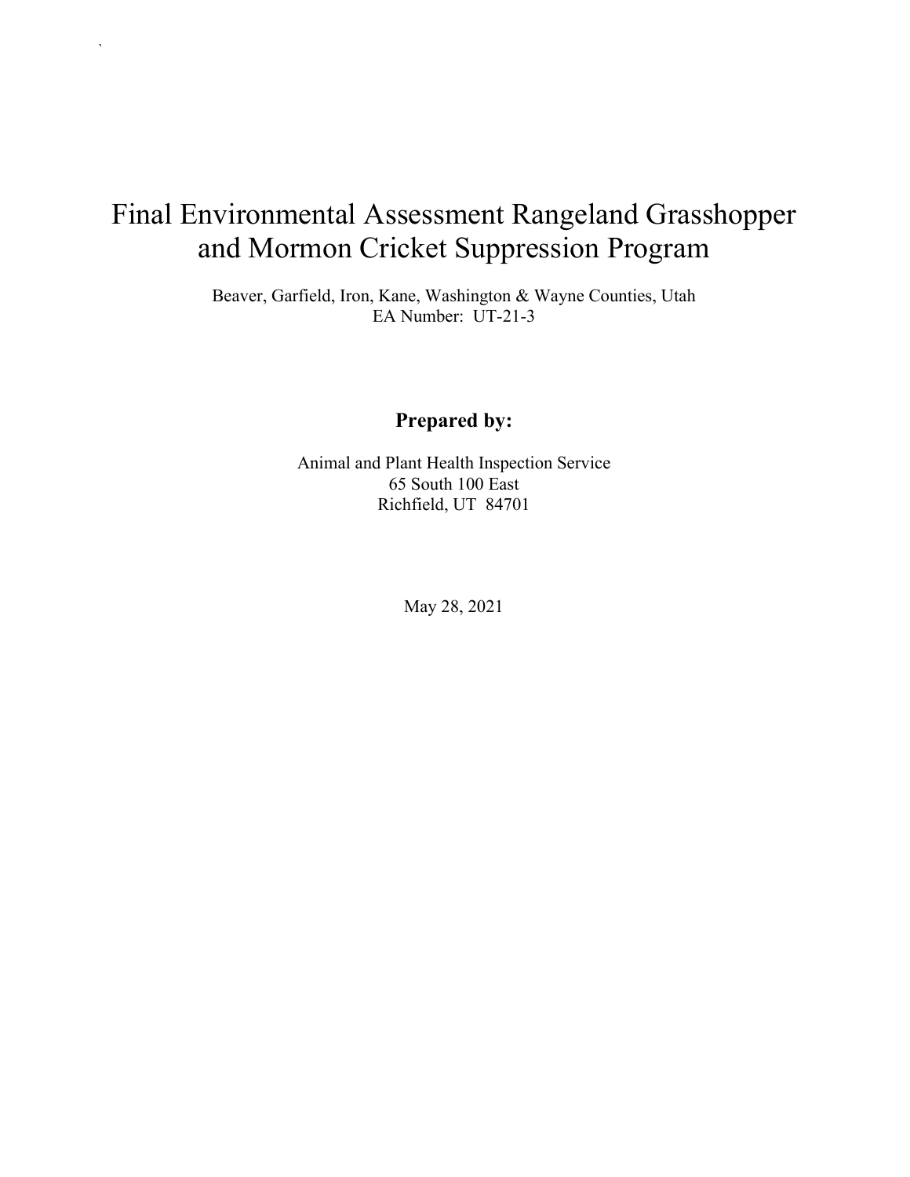# Final Environmental Assessment Rangeland Grasshopper and Mormon Cricket Suppression Program

Beaver, Garfield, Iron, Kane, Washington & Wayne Counties, Utah
EA Number: UT-21-3

**Prepared by:**

Animal and Plant Health Inspection Service
65 South 100 East
Richfield, UT 84701

May 28, 2021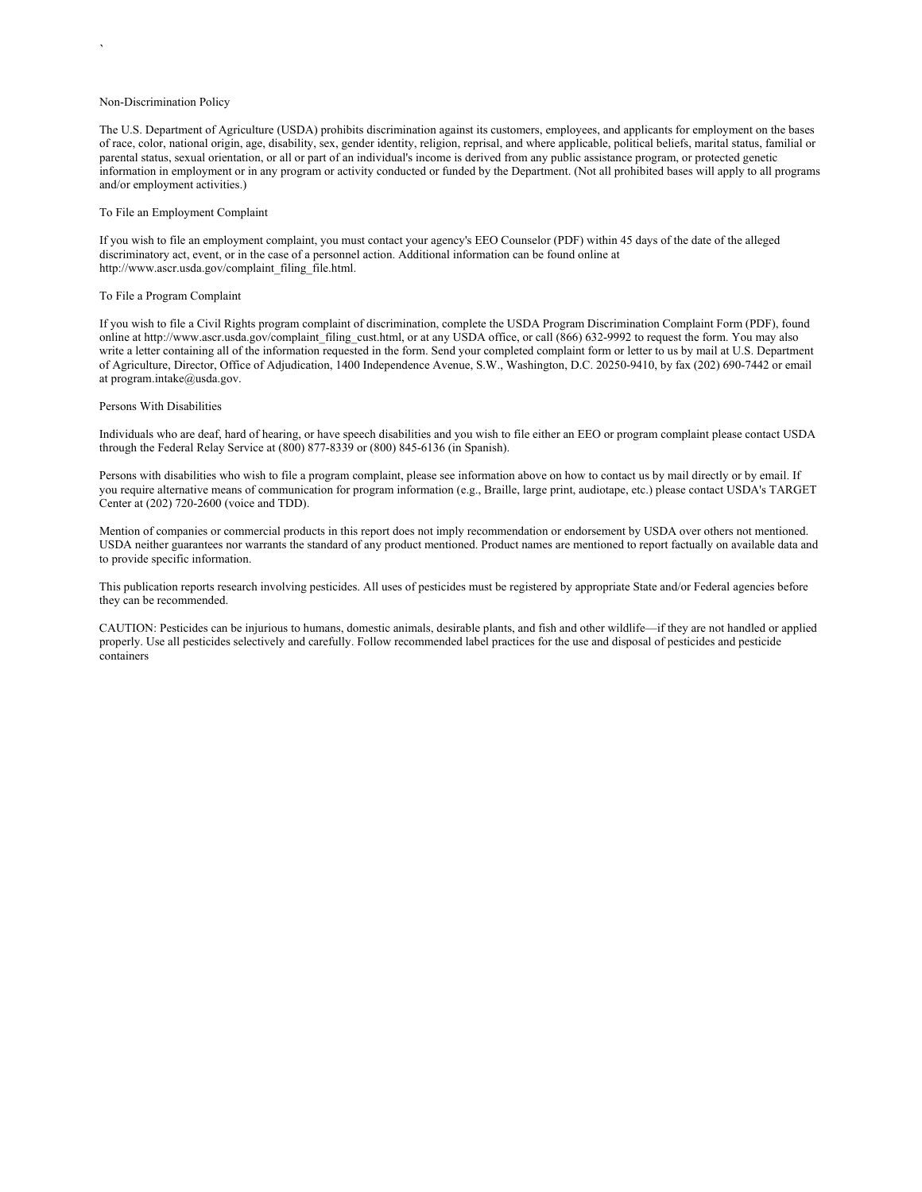## Non-Discrimination Policy

The U.S. Department of Agriculture (USDA) prohibits discrimination against its customers, employees, and applicants for employment on the bases of race, color, national origin, age, disability, sex, gender identity, religion, reprisal, and where applicable, political beliefs, marital status, familial or parental status, sexual orientation, or all or part of an individual's income is derived from any public assistance program, or protected genetic information in employment or in any program or activity conducted or funded by the Department. (Not all prohibited bases will apply to all programs and/or employment activities.)

## To File an Employment Complaint

If you wish to file an employment complaint, you must contact your agency's EEO Counselor (PDF) within 45 days of the date of the alleged discriminatory act, event, or in the case of a personnel action. Additional information can be found online at http://www.ascr.usda.gov/complaint_filing_file.html.

## To File a Program Complaint

If you wish to file a Civil Rights program complaint of discrimination, complete the USDA Program Discrimination Complaint Form (PDF), found online at http://www.ascr.usda.gov/complaint_filing_cust.html, or at any USDA office, or call (866) 632-9992 to request the form. You may also write a letter containing all of the information requested in the form. Send your completed complaint form or letter to us by mail at U.S. Department of Agriculture, Director, Office of Adjudication, 1400 Independence Avenue, S.W., Washington, D.C. 20250-9410, by fax (202) 690-7442 or email at program.intake@usda.gov.

## Persons With Disabilities

Individuals who are deaf, hard of hearing, or have speech disabilities and you wish to file either an EEO or program complaint please contact USDA through the Federal Relay Service at (800) 877-8339 or (800) 845-6136 (in Spanish).

Persons with disabilities who wish to file a program complaint, please see information above on how to contact us by mail directly or by email. If you require alternative means of communication for program information (e.g., Braille, large print, audiotape, etc.) please contact USDA's TARGET Center at (202) 720-2600 (voice and TDD).

Mention of companies or commercial products in this report does not imply recommendation or endorsement by USDA over others not mentioned. USDA neither guarantees nor warrants the standard of any product mentioned. Product names are mentioned to report factually on available data and to provide specific information.

This publication reports research involving pesticides. All uses of pesticides must be registered by appropriate State and/or Federal agencies before they can be recommended.

CAUTION: Pesticides can be injurious to humans, domestic animals, desirable plants, and fish and other wildlife—if they are not handled or applied properly. Use all pesticides selectively and carefully. Follow recommended label practices for the use and disposal of pesticides and pesticide containers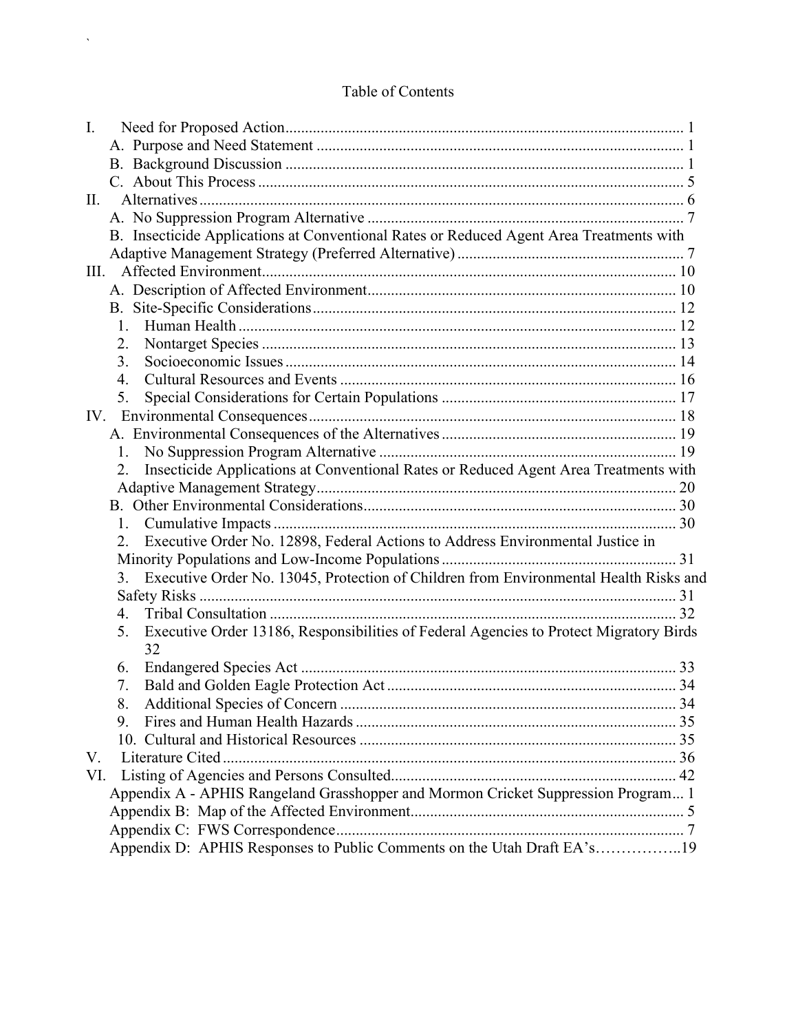# Table of Contents

I. Need for Proposed Action ..... 1
- A. Purpose and Need Statement ..... 1
- B. Background Discussion ..... 1
- C. About This Process ..... 5

II. Alternatives ..... 6
- A. No Suppression Program Alternative ..... 7
- B. Insecticide Applications at Conventional Rates or Reduced Agent Area Treatments with Adaptive Management Strategy (Preferred Alternative) ..... 7

III. Affected Environment ..... 10
- A. Description of Affected Environment ..... 10
- B. Site-Specific Considerations ..... 12
  1. Human Health ..... 12
  2. Nontarget Species ..... 13
  3. Socioeconomic Issues ..... 14
  4. Cultural Resources and Events ..... 16
  5. Special Considerations for Certain Populations ..... 17

IV. Environmental Consequences ..... 18
- A. Environmental Consequences of the Alternatives ..... 19
  1. No Suppression Program Alternative ..... 19
  2. Insecticide Applications at Conventional Rates or Reduced Agent Area Treatments with Adaptive Management Strategy ..... 20
- B. Other Environmental Considerations ..... 30
  1. Cumulative Impacts ..... 30
  2. Executive Order No. 12898, Federal Actions to Address Environmental Justice in Minority Populations and Low-Income Populations ..... 31
  3. Executive Order No. 13045, Protection of Children from Environmental Health Risks and Safety Risks ..... 31
  4. Tribal Consultation ..... 32
  5. Executive Order 13186, Responsibilities of Federal Agencies to Protect Migratory Birds 32
  6. Endangered Species Act ..... 33
  7. Bald and Golden Eagle Protection Act ..... 34
  8. Additional Species of Concern ..... 34
  9. Fires and Human Health Hazards ..... 35
  10. Cultural and Historical Resources ..... 35

V. Literature Cited ..... 36

VI. Listing of Agencies and Persons Consulted ..... 42
- Appendix A - APHIS Rangeland Grasshopper and Mormon Cricket Suppression Program ... 1
- Appendix B: Map of the Affected Environment ..... 5
- Appendix C: FWS Correspondence ..... 7
- Appendix D: APHIS Responses to Public Comments on the Utah Draft EA's ..... 19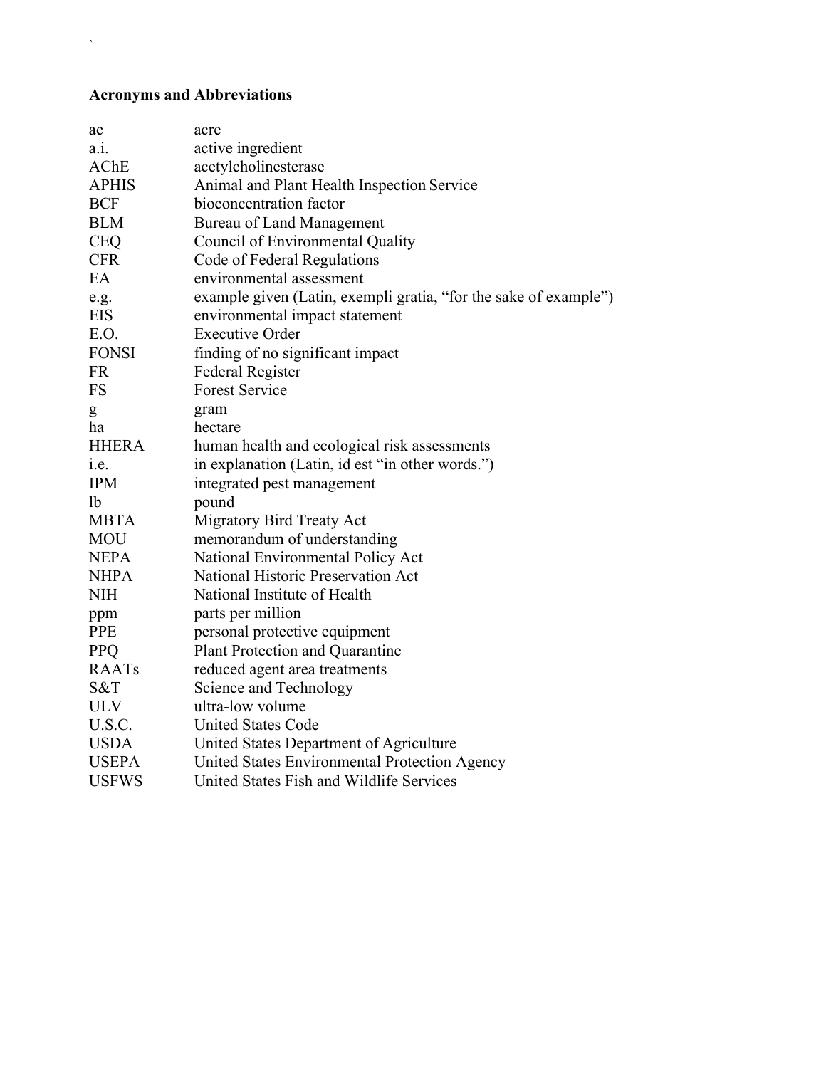## Acronyms and Abbreviations

| | |
|---|---|
| ac | acre |
| a.i. | active ingredient |
| AChE | acetylcholinesterase |
| APHIS | Animal and Plant Health Inspection Service |
| BCF | bioconcentration factor |
| BLM | Bureau of Land Management |
| CEQ | Council of Environmental Quality |
| CFR | Code of Federal Regulations |
| EA | environmental assessment |
| e.g. | example given (Latin, exempli gratia, "for the sake of example") |
| EIS | environmental impact statement |
| E.O. | Executive Order |
| FONSI | finding of no significant impact |
| FR | Federal Register |
| FS | Forest Service |
| g | gram |
| ha | hectare |
| HHERA | human health and ecological risk assessments |
| i.e. | in explanation (Latin, id est "in other words.") |
| IPM | integrated pest management |
| lb | pound |
| MBTA | Migratory Bird Treaty Act |
| MOU | memorandum of understanding |
| NEPA | National Environmental Policy Act |
| NHPA | National Historic Preservation Act |
| NIH | National Institute of Health |
| ppm | parts per million |
| PPE | personal protective equipment |
| PPQ | Plant Protection and Quarantine |
| RAATs | reduced agent area treatments |
| S&T | Science and Technology |
| ULV | ultra-low volume |
| U.S.C. | United States Code |
| USDA | United States Department of Agriculture |
| USEPA | United States Environmental Protection Agency |
| USFWS | United States Fish and Wildlife Services |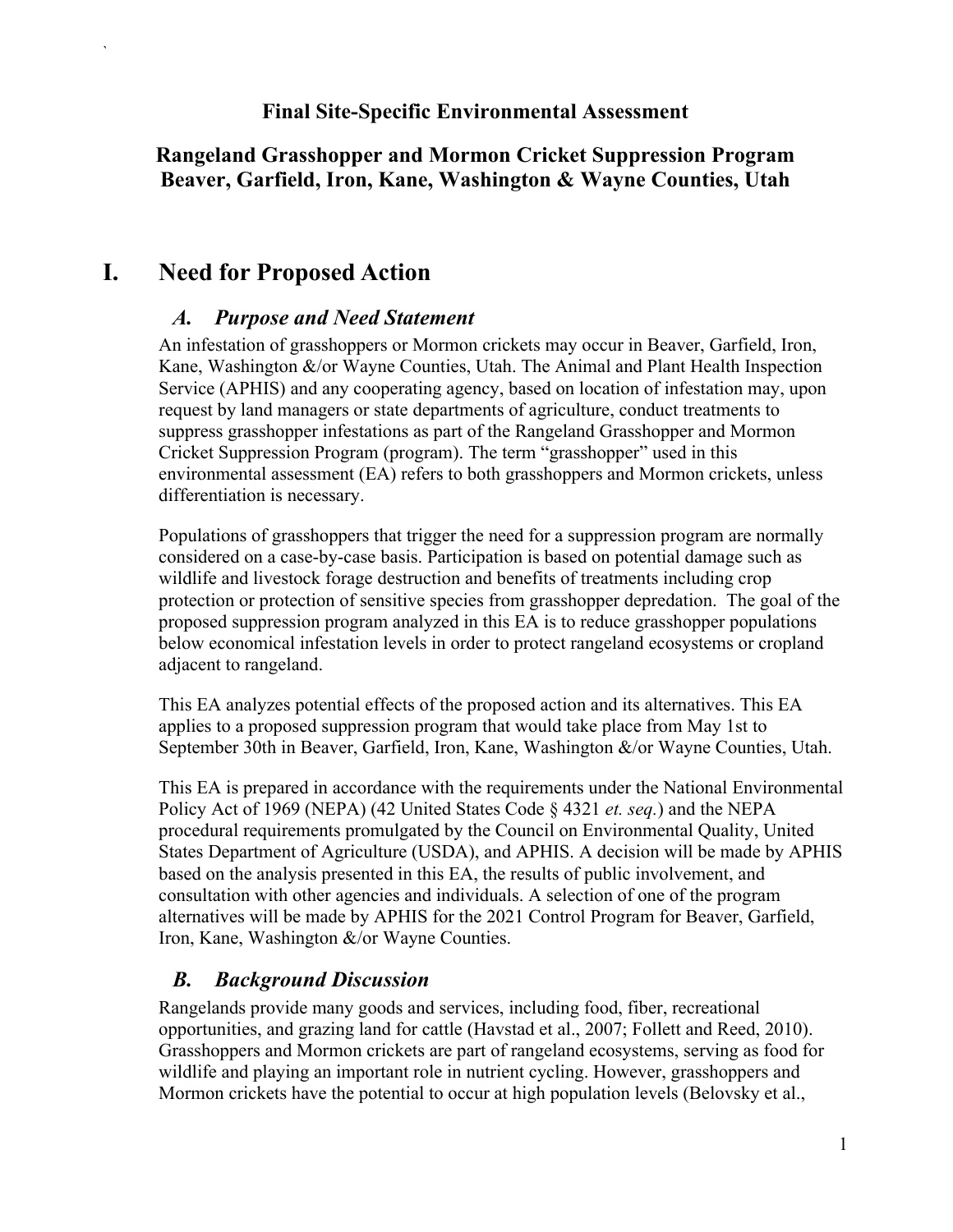**Final Site-Specific Environmental Assessment**

**Rangeland Grasshopper and Mormon Cricket Suppression Program Beaver, Garfield, Iron, Kane, Washington & Wayne Counties, Utah**

# I. Need for Proposed Action

## *A. Purpose and Need Statement*

An infestation of grasshoppers or Mormon crickets may occur in Beaver, Garfield, Iron, Kane, Washington &/or Wayne Counties, Utah. The Animal and Plant Health Inspection Service (APHIS) and any cooperating agency, based on location of infestation may, upon request by land managers or state departments of agriculture, conduct treatments to suppress grasshopper infestations as part of the Rangeland Grasshopper and Mormon Cricket Suppression Program (program). The term "grasshopper" used in this environmental assessment (EA) refers to both grasshoppers and Mormon crickets, unless differentiation is necessary.

Populations of grasshoppers that trigger the need for a suppression program are normally considered on a case-by-case basis. Participation is based on potential damage such as wildlife and livestock forage destruction and benefits of treatments including crop protection or protection of sensitive species from grasshopper depredation. The goal of the proposed suppression program analyzed in this EA is to reduce grasshopper populations below economical infestation levels in order to protect rangeland ecosystems or cropland adjacent to rangeland.

This EA analyzes potential effects of the proposed action and its alternatives. This EA applies to a proposed suppression program that would take place from May 1st to September 30th in Beaver, Garfield, Iron, Kane, Washington &/or Wayne Counties, Utah.

This EA is prepared in accordance with the requirements under the National Environmental Policy Act of 1969 (NEPA) (42 United States Code § 4321 *et. seq.*) and the NEPA procedural requirements promulgated by the Council on Environmental Quality, United States Department of Agriculture (USDA), and APHIS. A decision will be made by APHIS based on the analysis presented in this EA, the results of public involvement, and consultation with other agencies and individuals. A selection of one of the program alternatives will be made by APHIS for the 2021 Control Program for Beaver, Garfield, Iron, Kane, Washington &/or Wayne Counties.

## *B. Background Discussion*

Rangelands provide many goods and services, including food, fiber, recreational opportunities, and grazing land for cattle (Havstad et al., 2007; Follett and Reed, 2010). Grasshoppers and Mormon crickets are part of rangeland ecosystems, serving as food for wildlife and playing an important role in nutrient cycling. However, grasshoppers and Mormon crickets have the potential to occur at high population levels (Belovsky et al.,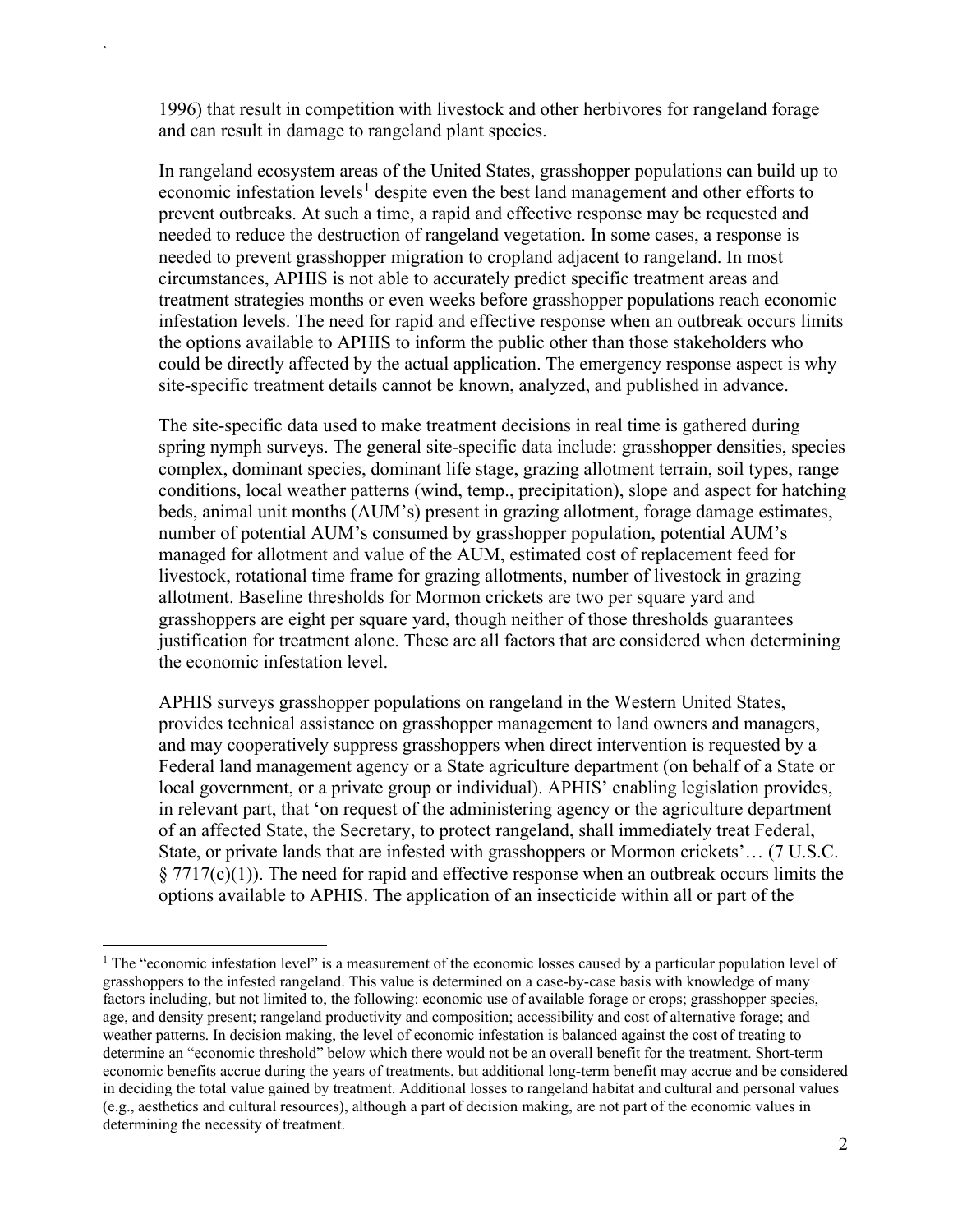1996) that result in competition with livestock and other herbivores for rangeland forage and can result in damage to rangeland plant species.

In rangeland ecosystem areas of the United States, grasshopper populations can build up to economic infestation levels[1] despite even the best land management and other efforts to prevent outbreaks. At such a time, a rapid and effective response may be requested and needed to reduce the destruction of rangeland vegetation. In some cases, a response is needed to prevent grasshopper migration to cropland adjacent to rangeland. In most circumstances, APHIS is not able to accurately predict specific treatment areas and treatment strategies months or even weeks before grasshopper populations reach economic infestation levels. The need for rapid and effective response when an outbreak occurs limits the options available to APHIS to inform the public other than those stakeholders who could be directly affected by the actual application. The emergency response aspect is why site-specific treatment details cannot be known, analyzed, and published in advance.

The site-specific data used to make treatment decisions in real time is gathered during spring nymph surveys. The general site-specific data include: grasshopper densities, species complex, dominant species, dominant life stage, grazing allotment terrain, soil types, range conditions, local weather patterns (wind, temp., precipitation), slope and aspect for hatching beds, animal unit months (AUM's) present in grazing allotment, forage damage estimates, number of potential AUM's consumed by grasshopper population, potential AUM's managed for allotment and value of the AUM, estimated cost of replacement feed for livestock, rotational time frame for grazing allotments, number of livestock in grazing allotment. Baseline thresholds for Mormon crickets are two per square yard and grasshoppers are eight per square yard, though neither of those thresholds guarantees justification for treatment alone. These are all factors that are considered when determining the economic infestation level.

APHIS surveys grasshopper populations on rangeland in the Western United States, provides technical assistance on grasshopper management to land owners and managers, and may cooperatively suppress grasshoppers when direct intervention is requested by a Federal land management agency or a State agriculture department (on behalf of a State or local government, or a private group or individual). APHIS' enabling legislation provides, in relevant part, that 'on request of the administering agency or the agriculture department of an affected State, the Secretary, to protect rangeland, shall immediately treat Federal, State, or private lands that are infested with grasshoppers or Mormon crickets'… (7 U.S.C. § 7717(c)(1)). The need for rapid and effective response when an outbreak occurs limits the options available to APHIS. The application of an insecticide within all or part of the

[1] The "economic infestation level" is a measurement of the economic losses caused by a particular population level of grasshoppers to the infested rangeland. This value is determined on a case-by-case basis with knowledge of many factors including, but not limited to, the following: economic use of available forage or crops; grasshopper species, age, and density present; rangeland productivity and composition; accessibility and cost of alternative forage; and weather patterns. In decision making, the level of economic infestation is balanced against the cost of treating to determine an "economic threshold" below which there would not be an overall benefit for the treatment. Short-term economic benefits accrue during the years of treatments, but additional long-term benefit may accrue and be considered in deciding the total value gained by treatment. Additional losses to rangeland habitat and cultural and personal values (e.g., aesthetics and cultural resources), although a part of decision making, are not part of the economic values in determining the necessity of treatment.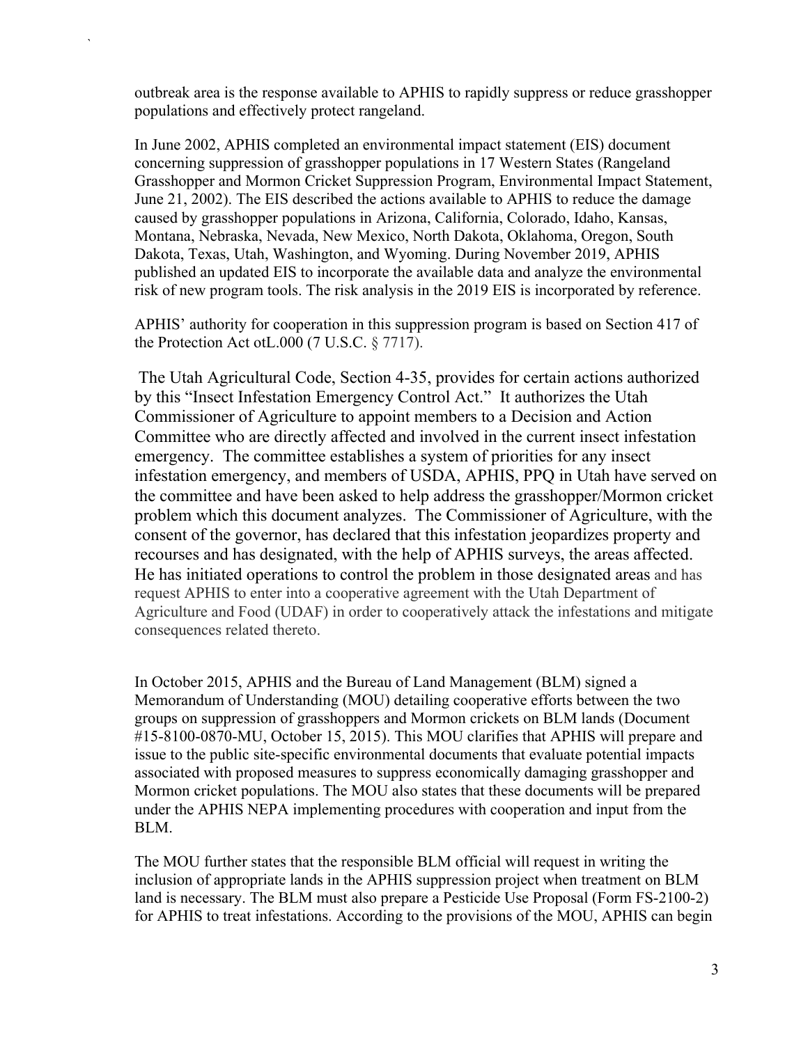outbreak area is the response available to APHIS to rapidly suppress or reduce grasshopper populations and effectively protect rangeland.

In June 2002, APHIS completed an environmental impact statement (EIS) document concerning suppression of grasshopper populations in 17 Western States (Rangeland Grasshopper and Mormon Cricket Suppression Program, Environmental Impact Statement, June 21, 2002). The EIS described the actions available to APHIS to reduce the damage caused by grasshopper populations in Arizona, California, Colorado, Idaho, Kansas, Montana, Nebraska, Nevada, New Mexico, North Dakota, Oklahoma, Oregon, South Dakota, Texas, Utah, Washington, and Wyoming. During November 2019, APHIS published an updated EIS to incorporate the available data and analyze the environmental risk of new program tools. The risk analysis in the 2019 EIS is incorporated by reference.

APHIS' authority for cooperation in this suppression program is based on Section 417 of the Protection Act otL.000 (7 U.S.C. § 7717).

The Utah Agricultural Code, Section 4-35, provides for certain actions authorized by this "Insect Infestation Emergency Control Act." It authorizes the Utah Commissioner of Agriculture to appoint members to a Decision and Action Committee who are directly affected and involved in the current insect infestation emergency. The committee establishes a system of priorities for any insect infestation emergency, and members of USDA, APHIS, PPQ in Utah have served on the committee and have been asked to help address the grasshopper/Mormon cricket problem which this document analyzes. The Commissioner of Agriculture, with the consent of the governor, has declared that this infestation jeopardizes property and recourses and has designated, with the help of APHIS surveys, the areas affected. He has initiated operations to control the problem in those designated areas and has request APHIS to enter into a cooperative agreement with the Utah Department of Agriculture and Food (UDAF) in order to cooperatively attack the infestations and mitigate consequences related thereto.

In October 2015, APHIS and the Bureau of Land Management (BLM) signed a Memorandum of Understanding (MOU) detailing cooperative efforts between the two groups on suppression of grasshoppers and Mormon crickets on BLM lands (Document #15-8100-0870-MU, October 15, 2015). This MOU clarifies that APHIS will prepare and issue to the public site-specific environmental documents that evaluate potential impacts associated with proposed measures to suppress economically damaging grasshopper and Mormon cricket populations. The MOU also states that these documents will be prepared under the APHIS NEPA implementing procedures with cooperation and input from the BLM.

The MOU further states that the responsible BLM official will request in writing the inclusion of appropriate lands in the APHIS suppression project when treatment on BLM land is necessary. The BLM must also prepare a Pesticide Use Proposal (Form FS-2100-2) for APHIS to treat infestations. According to the provisions of the MOU, APHIS can begin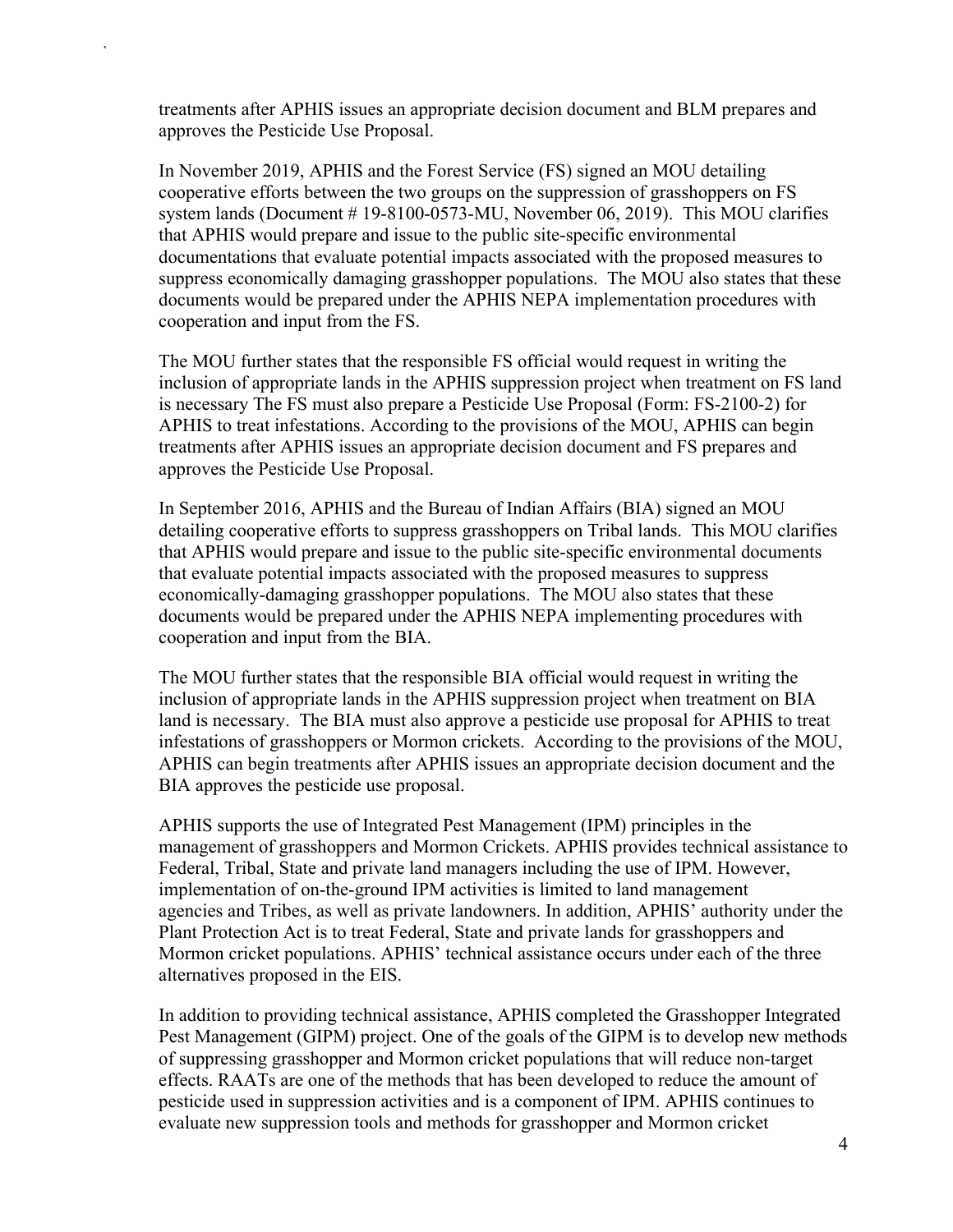treatments after APHIS issues an appropriate decision document and BLM prepares and approves the Pesticide Use Proposal.

In November 2019, APHIS and the Forest Service (FS) signed an MOU detailing cooperative efforts between the two groups on the suppression of grasshoppers on FS system lands (Document # 19-8100-0573-MU, November 06, 2019). This MOU clarifies that APHIS would prepare and issue to the public site-specific environmental documentations that evaluate potential impacts associated with the proposed measures to suppress economically damaging grasshopper populations. The MOU also states that these documents would be prepared under the APHIS NEPA implementation procedures with cooperation and input from the FS.

The MOU further states that the responsible FS official would request in writing the inclusion of appropriate lands in the APHIS suppression project when treatment on FS land is necessary The FS must also prepare a Pesticide Use Proposal (Form: FS-2100-2) for APHIS to treat infestations. According to the provisions of the MOU, APHIS can begin treatments after APHIS issues an appropriate decision document and FS prepares and approves the Pesticide Use Proposal.

In September 2016, APHIS and the Bureau of Indian Affairs (BIA) signed an MOU detailing cooperative efforts to suppress grasshoppers on Tribal lands. This MOU clarifies that APHIS would prepare and issue to the public site-specific environmental documents that evaluate potential impacts associated with the proposed measures to suppress economically-damaging grasshopper populations. The MOU also states that these documents would be prepared under the APHIS NEPA implementing procedures with cooperation and input from the BIA.

The MOU further states that the responsible BIA official would request in writing the inclusion of appropriate lands in the APHIS suppression project when treatment on BIA land is necessary. The BIA must also approve a pesticide use proposal for APHIS to treat infestations of grasshoppers or Mormon crickets. According to the provisions of the MOU, APHIS can begin treatments after APHIS issues an appropriate decision document and the BIA approves the pesticide use proposal.

APHIS supports the use of Integrated Pest Management (IPM) principles in the management of grasshoppers and Mormon Crickets. APHIS provides technical assistance to Federal, Tribal, State and private land managers including the use of IPM. However, implementation of on-the-ground IPM activities is limited to land management agencies and Tribes, as well as private landowners. In addition, APHIS' authority under the Plant Protection Act is to treat Federal, State and private lands for grasshoppers and Mormon cricket populations. APHIS' technical assistance occurs under each of the three alternatives proposed in the EIS.

In addition to providing technical assistance, APHIS completed the Grasshopper Integrated Pest Management (GIPM) project. One of the goals of the GIPM is to develop new methods of suppressing grasshopper and Mormon cricket populations that will reduce non-target effects. RAATs are one of the methods that has been developed to reduce the amount of pesticide used in suppression activities and is a component of IPM. APHIS continues to evaluate new suppression tools and methods for grasshopper and Mormon cricket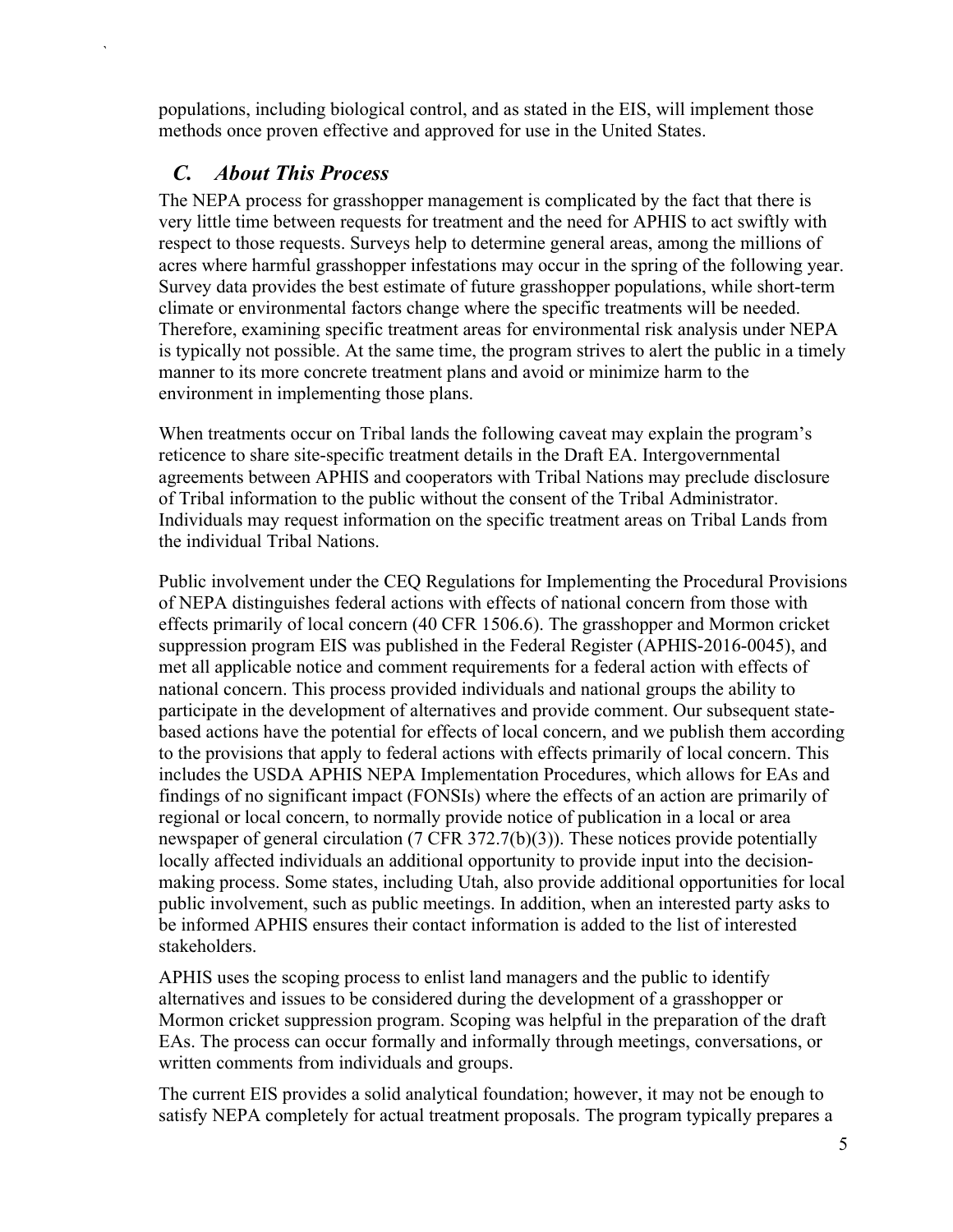populations, including biological control, and as stated in the EIS, will implement those methods once proven effective and approved for use in the United States.

## *C. About This Process*

The NEPA process for grasshopper management is complicated by the fact that there is very little time between requests for treatment and the need for APHIS to act swiftly with respect to those requests. Surveys help to determine general areas, among the millions of acres where harmful grasshopper infestations may occur in the spring of the following year. Survey data provides the best estimate of future grasshopper populations, while short-term climate or environmental factors change where the specific treatments will be needed. Therefore, examining specific treatment areas for environmental risk analysis under NEPA is typically not possible. At the same time, the program strives to alert the public in a timely manner to its more concrete treatment plans and avoid or minimize harm to the environment in implementing those plans.

When treatments occur on Tribal lands the following caveat may explain the program's reticence to share site-specific treatment details in the Draft EA. Intergovernmental agreements between APHIS and cooperators with Tribal Nations may preclude disclosure of Tribal information to the public without the consent of the Tribal Administrator. Individuals may request information on the specific treatment areas on Tribal Lands from the individual Tribal Nations.

Public involvement under the CEQ Regulations for Implementing the Procedural Provisions of NEPA distinguishes federal actions with effects of national concern from those with effects primarily of local concern (40 CFR 1506.6). The grasshopper and Mormon cricket suppression program EIS was published in the Federal Register (APHIS-2016-0045), and met all applicable notice and comment requirements for a federal action with effects of national concern. This process provided individuals and national groups the ability to participate in the development of alternatives and provide comment. Our subsequent state-based actions have the potential for effects of local concern, and we publish them according to the provisions that apply to federal actions with effects primarily of local concern. This includes the USDA APHIS NEPA Implementation Procedures, which allows for EAs and findings of no significant impact (FONSIs) where the effects of an action are primarily of regional or local concern, to normally provide notice of publication in a local or area newspaper of general circulation (7 CFR 372.7(b)(3)). These notices provide potentially locally affected individuals an additional opportunity to provide input into the decision-making process. Some states, including Utah, also provide additional opportunities for local public involvement, such as public meetings. In addition, when an interested party asks to be informed APHIS ensures their contact information is added to the list of interested stakeholders.

APHIS uses the scoping process to enlist land managers and the public to identify alternatives and issues to be considered during the development of a grasshopper or Mormon cricket suppression program. Scoping was helpful in the preparation of the draft EAs. The process can occur formally and informally through meetings, conversations, or written comments from individuals and groups.

The current EIS provides a solid analytical foundation; however, it may not be enough to satisfy NEPA completely for actual treatment proposals. The program typically prepares a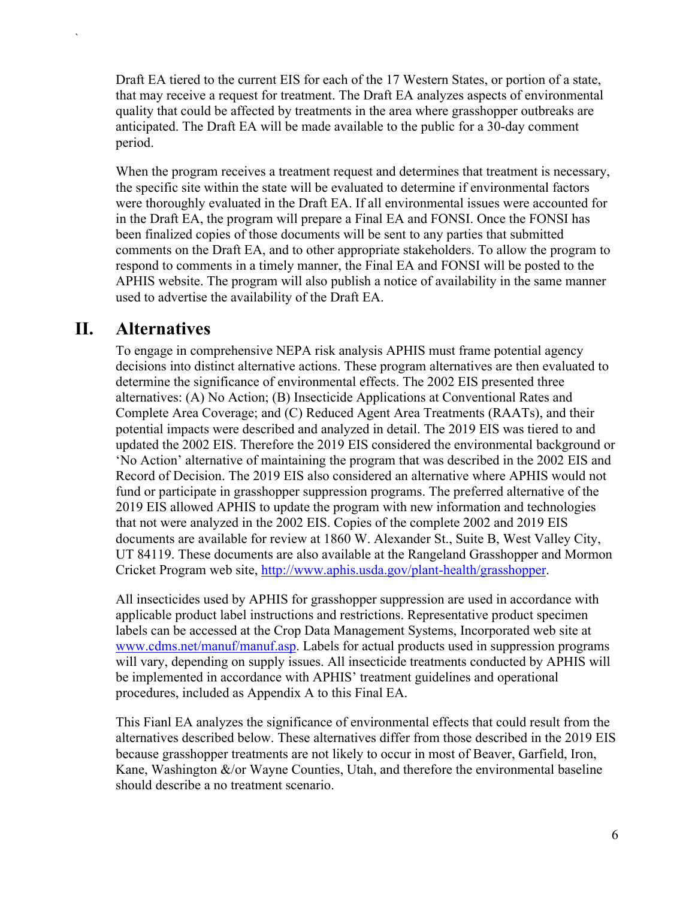Draft EA tiered to the current EIS for each of the 17 Western States, or portion of a state, that may receive a request for treatment. The Draft EA analyzes aspects of environmental quality that could be affected by treatments in the area where grasshopper outbreaks are anticipated. The Draft EA will be made available to the public for a 30-day comment period.

When the program receives a treatment request and determines that treatment is necessary, the specific site within the state will be evaluated to determine if environmental factors were thoroughly evaluated in the Draft EA. If all environmental issues were accounted for in the Draft EA, the program will prepare a Final EA and FONSI. Once the FONSI has been finalized copies of those documents will be sent to any parties that submitted comments on the Draft EA, and to other appropriate stakeholders. To allow the program to respond to comments in a timely manner, the Final EA and FONSI will be posted to the APHIS website. The program will also publish a notice of availability in the same manner used to advertise the availability of the Draft EA.

## II. Alternatives

To engage in comprehensive NEPA risk analysis APHIS must frame potential agency decisions into distinct alternative actions. These program alternatives are then evaluated to determine the significance of environmental effects. The 2002 EIS presented three alternatives: (A) No Action; (B) Insecticide Applications at Conventional Rates and Complete Area Coverage; and (C) Reduced Agent Area Treatments (RAATs), and their potential impacts were described and analyzed in detail. The 2019 EIS was tiered to and updated the 2002 EIS. Therefore the 2019 EIS considered the environmental background or 'No Action' alternative of maintaining the program that was described in the 2002 EIS and Record of Decision. The 2019 EIS also considered an alternative where APHIS would not fund or participate in grasshopper suppression programs. The preferred alternative of the 2019 EIS allowed APHIS to update the program with new information and technologies that not were analyzed in the 2002 EIS. Copies of the complete 2002 and 2019 EIS documents are available for review at 1860 W. Alexander St., Suite B, West Valley City, UT 84119. These documents are also available at the Rangeland Grasshopper and Mormon Cricket Program web site, http://www.aphis.usda.gov/plant-health/grasshopper.

All insecticides used by APHIS for grasshopper suppression are used in accordance with applicable product label instructions and restrictions. Representative product specimen labels can be accessed at the Crop Data Management Systems, Incorporated web site at www.cdms.net/manuf/manuf.asp. Labels for actual products used in suppression programs will vary, depending on supply issues. All insecticide treatments conducted by APHIS will be implemented in accordance with APHIS' treatment guidelines and operational procedures, included as Appendix A to this Final EA.

This Fianl EA analyzes the significance of environmental effects that could result from the alternatives described below. These alternatives differ from those described in the 2019 EIS because grasshopper treatments are not likely to occur in most of Beaver, Garfield, Iron, Kane, Washington &/or Wayne Counties, Utah, and therefore the environmental baseline should describe a no treatment scenario.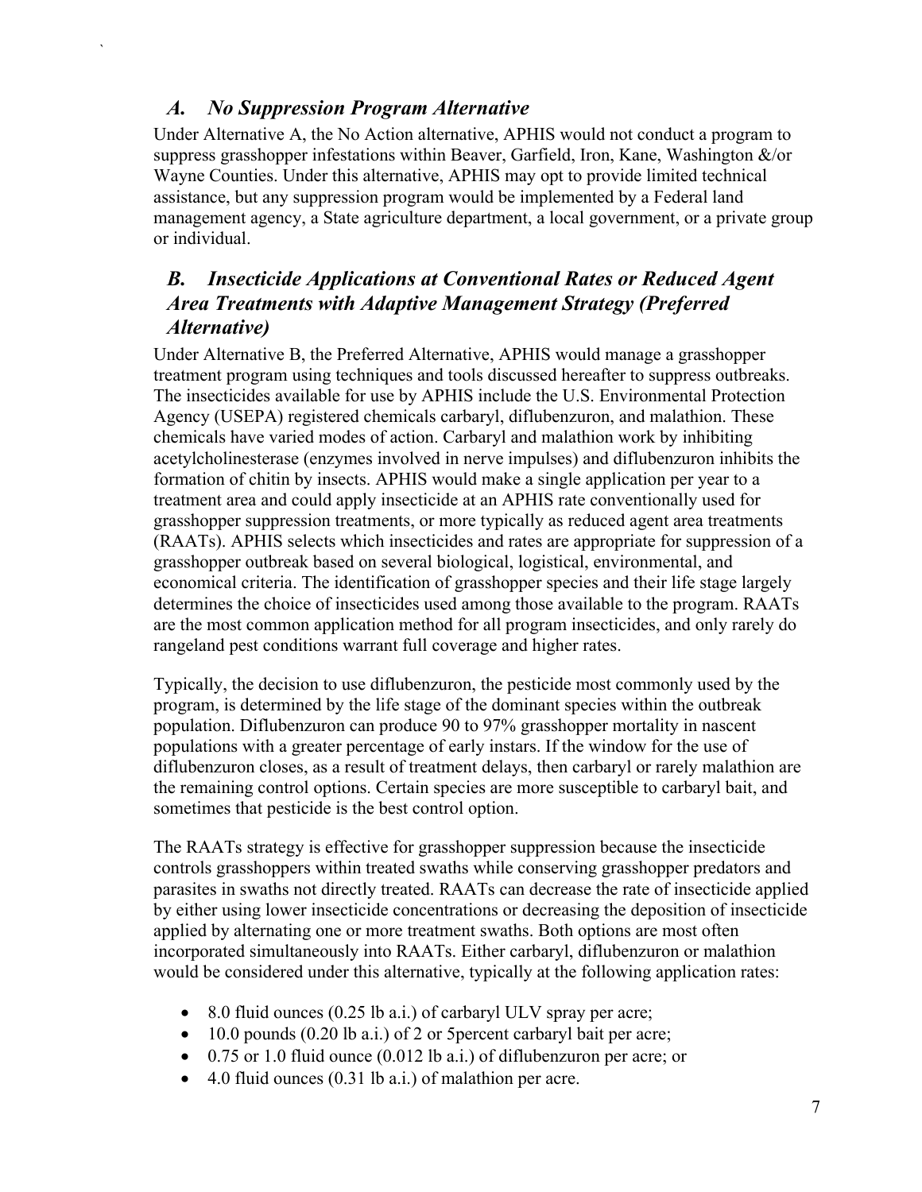### *A. No Suppression Program Alternative*

Under Alternative A, the No Action alternative, APHIS would not conduct a program to suppress grasshopper infestations within Beaver, Garfield, Iron, Kane, Washington &/or Wayne Counties. Under this alternative, APHIS may opt to provide limited technical assistance, but any suppression program would be implemented by a Federal land management agency, a State agriculture department, a local government, or a private group or individual.

### *B. Insecticide Applications at Conventional Rates or Reduced Agent Area Treatments with Adaptive Management Strategy (Preferred Alternative)*

Under Alternative B, the Preferred Alternative, APHIS would manage a grasshopper treatment program using techniques and tools discussed hereafter to suppress outbreaks. The insecticides available for use by APHIS include the U.S. Environmental Protection Agency (USEPA) registered chemicals carbaryl, diflubenzuron, and malathion. These chemicals have varied modes of action. Carbaryl and malathion work by inhibiting acetylcholinesterase (enzymes involved in nerve impulses) and diflubenzuron inhibits the formation of chitin by insects. APHIS would make a single application per year to a treatment area and could apply insecticide at an APHIS rate conventionally used for grasshopper suppression treatments, or more typically as reduced agent area treatments (RAATs). APHIS selects which insecticides and rates are appropriate for suppression of a grasshopper outbreak based on several biological, logistical, environmental, and economical criteria. The identification of grasshopper species and their life stage largely determines the choice of insecticides used among those available to the program. RAATs are the most common application method for all program insecticides, and only rarely do rangeland pest conditions warrant full coverage and higher rates.

Typically, the decision to use diflubenzuron, the pesticide most commonly used by the program, is determined by the life stage of the dominant species within the outbreak population. Diflubenzuron can produce 90 to 97% grasshopper mortality in nascent populations with a greater percentage of early instars. If the window for the use of diflubenzuron closes, as a result of treatment delays, then carbaryl or rarely malathion are the remaining control options. Certain species are more susceptible to carbaryl bait, and sometimes that pesticide is the best control option.

The RAATs strategy is effective for grasshopper suppression because the insecticide controls grasshoppers within treated swaths while conserving grasshopper predators and parasites in swaths not directly treated. RAATs can decrease the rate of insecticide applied by either using lower insecticide concentrations or decreasing the deposition of insecticide applied by alternating one or more treatment swaths. Both options are most often incorporated simultaneously into RAATs. Either carbaryl, diflubenzuron or malathion would be considered under this alternative, typically at the following application rates:

- 8.0 fluid ounces (0.25 lb a.i.) of carbaryl ULV spray per acre;
- 10.0 pounds (0.20 lb a.i.) of 2 or 5percent carbaryl bait per acre;
- 0.75 or 1.0 fluid ounce (0.012 lb a.i.) of diflubenzuron per acre; or
- 4.0 fluid ounces (0.31 lb a.i.) of malathion per acre.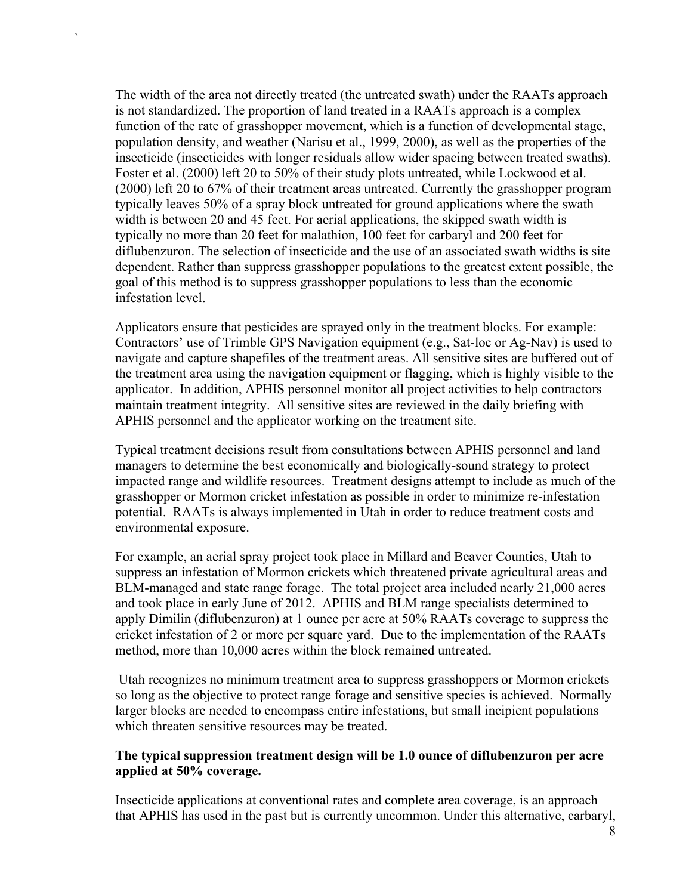The width of the area not directly treated (the untreated swath) under the RAATs approach is not standardized. The proportion of land treated in a RAATs approach is a complex function of the rate of grasshopper movement, which is a function of developmental stage, population density, and weather (Narisu et al., 1999, 2000), as well as the properties of the insecticide (insecticides with longer residuals allow wider spacing between treated swaths). Foster et al. (2000) left 20 to 50% of their study plots untreated, while Lockwood et al. (2000) left 20 to 67% of their treatment areas untreated. Currently the grasshopper program typically leaves 50% of a spray block untreated for ground applications where the swath width is between 20 and 45 feet. For aerial applications, the skipped swath width is typically no more than 20 feet for malathion, 100 feet for carbaryl and 200 feet for diflubenzuron. The selection of insecticide and the use of an associated swath widths is site dependent. Rather than suppress grasshopper populations to the greatest extent possible, the goal of this method is to suppress grasshopper populations to less than the economic infestation level.

Applicators ensure that pesticides are sprayed only in the treatment blocks. For example: Contractors' use of Trimble GPS Navigation equipment (e.g., Sat-loc or Ag-Nav) is used to navigate and capture shapefiles of the treatment areas. All sensitive sites are buffered out of the treatment area using the navigation equipment or flagging, which is highly visible to the applicator. In addition, APHIS personnel monitor all project activities to help contractors maintain treatment integrity. All sensitive sites are reviewed in the daily briefing with APHIS personnel and the applicator working on the treatment site.

Typical treatment decisions result from consultations between APHIS personnel and land managers to determine the best economically and biologically-sound strategy to protect impacted range and wildlife resources. Treatment designs attempt to include as much of the grasshopper or Mormon cricket infestation as possible in order to minimize re-infestation potential. RAATs is always implemented in Utah in order to reduce treatment costs and environmental exposure.

For example, an aerial spray project took place in Millard and Beaver Counties, Utah to suppress an infestation of Mormon crickets which threatened private agricultural areas and BLM-managed and state range forage. The total project area included nearly 21,000 acres and took place in early June of 2012. APHIS and BLM range specialists determined to apply Dimilin (diflubenzuron) at 1 ounce per acre at 50% RAATs coverage to suppress the cricket infestation of 2 or more per square yard. Due to the implementation of the RAATs method, more than 10,000 acres within the block remained untreated.

Utah recognizes no minimum treatment area to suppress grasshoppers or Mormon crickets so long as the objective to protect range forage and sensitive species is achieved. Normally larger blocks are needed to encompass entire infestations, but small incipient populations which threaten sensitive resources may be treated.

**The typical suppression treatment design will be 1.0 ounce of diflubenzuron per acre applied at 50% coverage.**

Insecticide applications at conventional rates and complete area coverage, is an approach that APHIS has used in the past but is currently uncommon. Under this alternative, carbaryl,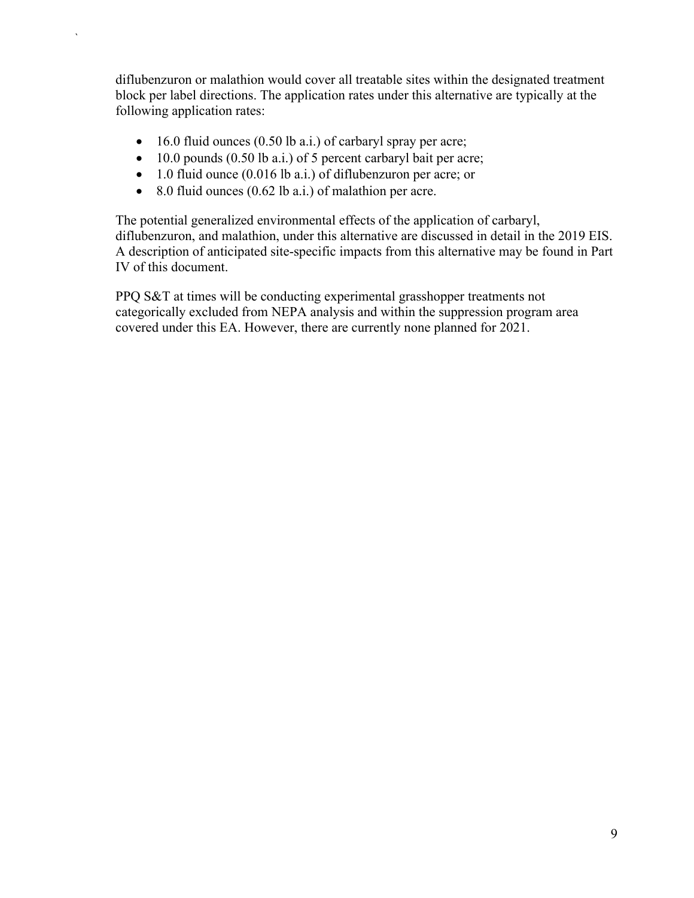diflubenzuron or malathion would cover all treatable sites within the designated treatment block per label directions. The application rates under this alternative are typically at the following application rates:

- 16.0 fluid ounces (0.50 lb a.i.) of carbaryl spray per acre;
- 10.0 pounds (0.50 lb a.i.) of 5 percent carbaryl bait per acre;
- 1.0 fluid ounce (0.016 lb a.i.) of diflubenzuron per acre; or
- 8.0 fluid ounces (0.62 lb a.i.) of malathion per acre.

The potential generalized environmental effects of the application of carbaryl, diflubenzuron, and malathion, under this alternative are discussed in detail in the 2019 EIS. A description of anticipated site-specific impacts from this alternative may be found in Part IV of this document.

PPQ S&T at times will be conducting experimental grasshopper treatments not categorically excluded from NEPA analysis and within the suppression program area covered under this EA. However, there are currently none planned for 2021.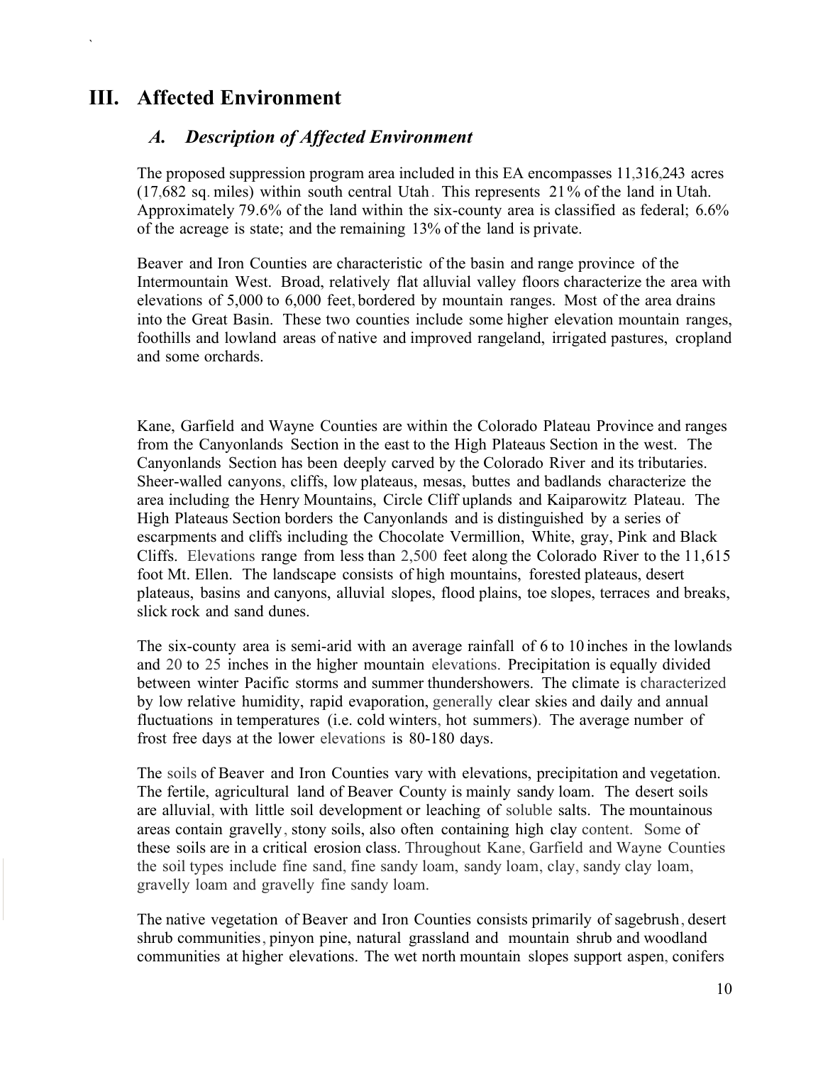# III. Affected Environment

## *A. Description of Affected Environment*

The proposed suppression program area included in this EA encompasses 11,316,243 acres (17,682 sq. miles) within south central Utah. This represents 21% of the land in Utah. Approximately 79.6% of the land within the six-county area is classified as federal; 6.6% of the acreage is state; and the remaining 13% of the land is private.

Beaver and Iron Counties are characteristic of the basin and range province of the Intermountain West. Broad, relatively flat alluvial valley floors characterize the area with elevations of 5,000 to 6,000 feet, bordered by mountain ranges. Most of the area drains into the Great Basin. These two counties include some higher elevation mountain ranges, foothills and lowland areas of native and improved rangeland, irrigated pastures, cropland and some orchards.

Kane, Garfield and Wayne Counties are within the Colorado Plateau Province and ranges from the Canyonlands Section in the east to the High Plateaus Section in the west. The Canyonlands Section has been deeply carved by the Colorado River and its tributaries. Sheer-walled canyons, cliffs, low plateaus, mesas, buttes and badlands characterize the area including the Henry Mountains, Circle Cliff uplands and Kaiparowitz Plateau. The High Plateaus Section borders the Canyonlands and is distinguished by a series of escarpments and cliffs including the Chocolate Vermillion, White, gray, Pink and Black Cliffs. Elevations range from less than 2,500 feet along the Colorado River to the 11,615 foot Mt. Ellen. The landscape consists of high mountains, forested plateaus, desert plateaus, basins and canyons, alluvial slopes, flood plains, toe slopes, terraces and breaks, slick rock and sand dunes.

The six-county area is semi-arid with an average rainfall of 6 to 10 inches in the lowlands and 20 to 25 inches in the higher mountain elevations. Precipitation is equally divided between winter Pacific storms and summer thundershowers. The climate is characterized by low relative humidity, rapid evaporation, generally clear skies and daily and annual fluctuations in temperatures (i.e. cold winters, hot summers). The average number of frost free days at the lower elevations is 80-180 days.

The soils of Beaver and Iron Counties vary with elevations, precipitation and vegetation. The fertile, agricultural land of Beaver County is mainly sandy loam. The desert soils are alluvial, with little soil development or leaching of soluble salts. The mountainous areas contain gravelly, stony soils, also often containing high clay content. Some of these soils are in a critical erosion class. Throughout Kane, Garfield and Wayne Counties the soil types include fine sand, fine sandy loam, sandy loam, clay, sandy clay loam, gravelly loam and gravelly fine sandy loam.

The native vegetation of Beaver and Iron Counties consists primarily of sagebrush, desert shrub communities, pinyon pine, natural grassland and mountain shrub and woodland communities at higher elevations. The wet north mountain slopes support aspen, conifers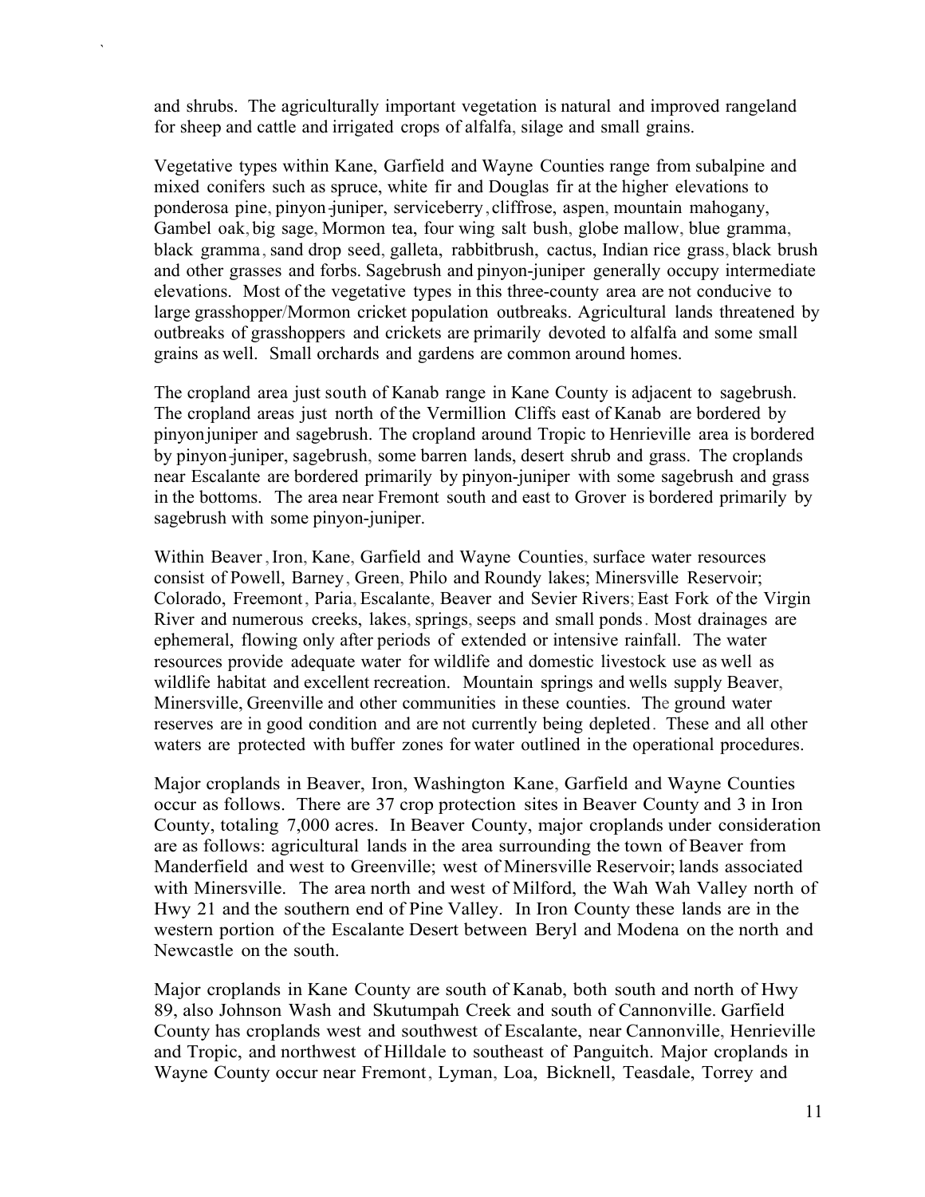and shrubs. The agriculturally important vegetation is natural and improved rangeland for sheep and cattle and irrigated crops of alfalfa, silage and small grains.

Vegetative types within Kane, Garfield and Wayne Counties range from subalpine and mixed conifers such as spruce, white fir and Douglas fir at the higher elevations to ponderosa pine, pinyon-juniper, serviceberry, cliffrose, aspen, mountain mahogany, Gambel oak, big sage, Mormon tea, four wing salt bush, globe mallow, blue gramma, black gramma, sand drop seed, galleta, rabbitbrush, cactus, Indian rice grass, black brush and other grasses and forbs. Sagebrush and pinyon-juniper generally occupy intermediate elevations. Most of the vegetative types in this three-county area are not conducive to large grasshopper/Mormon cricket population outbreaks. Agricultural lands threatened by outbreaks of grasshoppers and crickets are primarily devoted to alfalfa and some small grains as well. Small orchards and gardens are common around homes.

The cropland area just south of Kanab range in Kane County is adjacent to sagebrush. The cropland areas just north of the Vermillion Cliffs east of Kanab are bordered by pinyonjuniper and sagebrush. The cropland around Tropic to Henrieville area is bordered by pinyon-juniper, sagebrush, some barren lands, desert shrub and grass. The croplands near Escalante are bordered primarily by pinyon-juniper with some sagebrush and grass in the bottoms. The area near Fremont south and east to Grover is bordered primarily by sagebrush with some pinyon-juniper.

Within Beaver, Iron, Kane, Garfield and Wayne Counties, surface water resources consist of Powell, Barney, Green, Philo and Roundy lakes; Minersville Reservoir; Colorado, Freemont, Paria, Escalante, Beaver and Sevier Rivers; East Fork of the Virgin River and numerous creeks, lakes, springs, seeps and small ponds. Most drainages are ephemeral, flowing only after periods of extended or intensive rainfall. The water resources provide adequate water for wildlife and domestic livestock use as well as wildlife habitat and excellent recreation. Mountain springs and wells supply Beaver, Minersville, Greenville and other communities in these counties. The ground water reserves are in good condition and are not currently being depleted. These and all other waters are protected with buffer zones for water outlined in the operational procedures.

Major croplands in Beaver, Iron, Washington Kane, Garfield and Wayne Counties occur as follows. There are 37 crop protection sites in Beaver County and 3 in Iron County, totaling 7,000 acres. In Beaver County, major croplands under consideration are as follows: agricultural lands in the area surrounding the town of Beaver from Manderfield and west to Greenville; west of Minersville Reservoir; lands associated with Minersville. The area north and west of Milford, the Wah Wah Valley north of Hwy 21 and the southern end of Pine Valley. In Iron County these lands are in the western portion of the Escalante Desert between Beryl and Modena on the north and Newcastle on the south.

Major croplands in Kane County are south of Kanab, both south and north of Hwy 89, also Johnson Wash and Skutumpah Creek and south of Cannonville. Garfield County has croplands west and southwest of Escalante, near Cannonville, Henrieville and Tropic, and northwest of Hilldale to southeast of Panguitch. Major croplands in Wayne County occur near Fremont, Lyman, Loa, Bicknell, Teasdale, Torrey and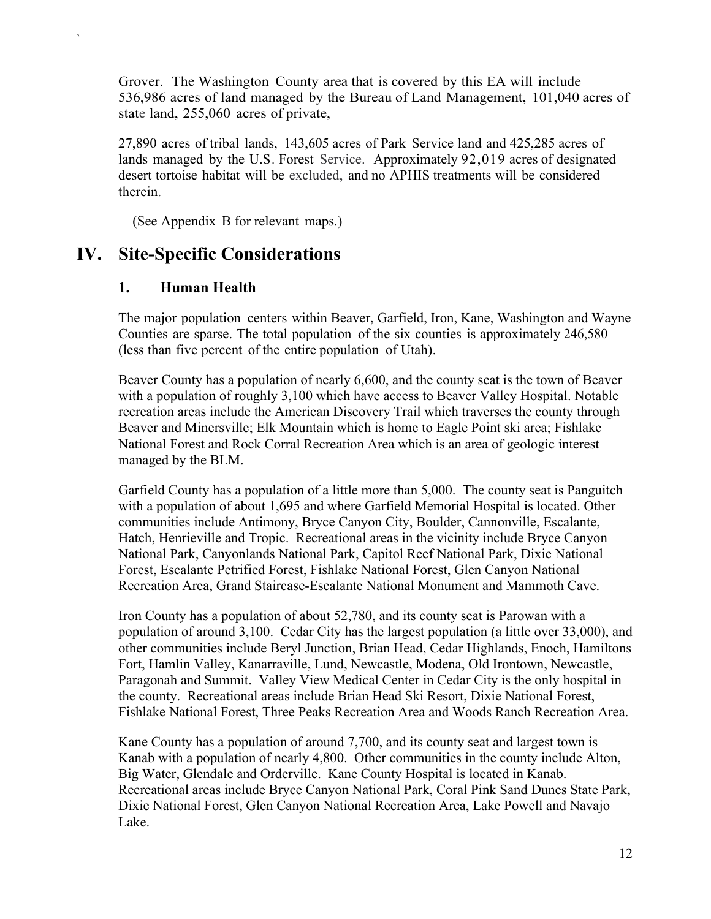Grover. The Washington County area that is covered by this EA will include 536,986 acres of land managed by the Bureau of Land Management, 101,040 acres of state land, 255,060 acres of private,

27,890 acres of tribal lands, 143,605 acres of Park Service land and 425,285 acres of lands managed by the U.S. Forest Service. Approximately 92,019 acres of designated desert tortoise habitat will be excluded, and no APHIS treatments will be considered therein.

(See Appendix B for relevant maps.)

# IV. Site-Specific Considerations

## 1. Human Health

The major population centers within Beaver, Garfield, Iron, Kane, Washington and Wayne Counties are sparse. The total population of the six counties is approximately 246,580 (less than five percent of the entire population of Utah).

Beaver County has a population of nearly 6,600, and the county seat is the town of Beaver with a population of roughly 3,100 which have access to Beaver Valley Hospital. Notable recreation areas include the American Discovery Trail which traverses the county through Beaver and Minersville; Elk Mountain which is home to Eagle Point ski area; Fishlake National Forest and Rock Corral Recreation Area which is an area of geologic interest managed by the BLM.

Garfield County has a population of a little more than 5,000. The county seat is Panguitch with a population of about 1,695 and where Garfield Memorial Hospital is located. Other communities include Antimony, Bryce Canyon City, Boulder, Cannonville, Escalante, Hatch, Henrieville and Tropic. Recreational areas in the vicinity include Bryce Canyon National Park, Canyonlands National Park, Capitol Reef National Park, Dixie National Forest, Escalante Petrified Forest, Fishlake National Forest, Glen Canyon National Recreation Area, Grand Staircase-Escalante National Monument and Mammoth Cave.

Iron County has a population of about 52,780, and its county seat is Parowan with a population of around 3,100. Cedar City has the largest population (a little over 33,000), and other communities include Beryl Junction, Brian Head, Cedar Highlands, Enoch, Hamiltons Fort, Hamlin Valley, Kanarraville, Lund, Newcastle, Modena, Old Irontown, Newcastle, Paragonah and Summit. Valley View Medical Center in Cedar City is the only hospital in the county. Recreational areas include Brian Head Ski Resort, Dixie National Forest, Fishlake National Forest, Three Peaks Recreation Area and Woods Ranch Recreation Area.

Kane County has a population of around 7,700, and its county seat and largest town is Kanab with a population of nearly 4,800. Other communities in the county include Alton, Big Water, Glendale and Orderville. Kane County Hospital is located in Kanab. Recreational areas include Bryce Canyon National Park, Coral Pink Sand Dunes State Park, Dixie National Forest, Glen Canyon National Recreation Area, Lake Powell and Navajo Lake.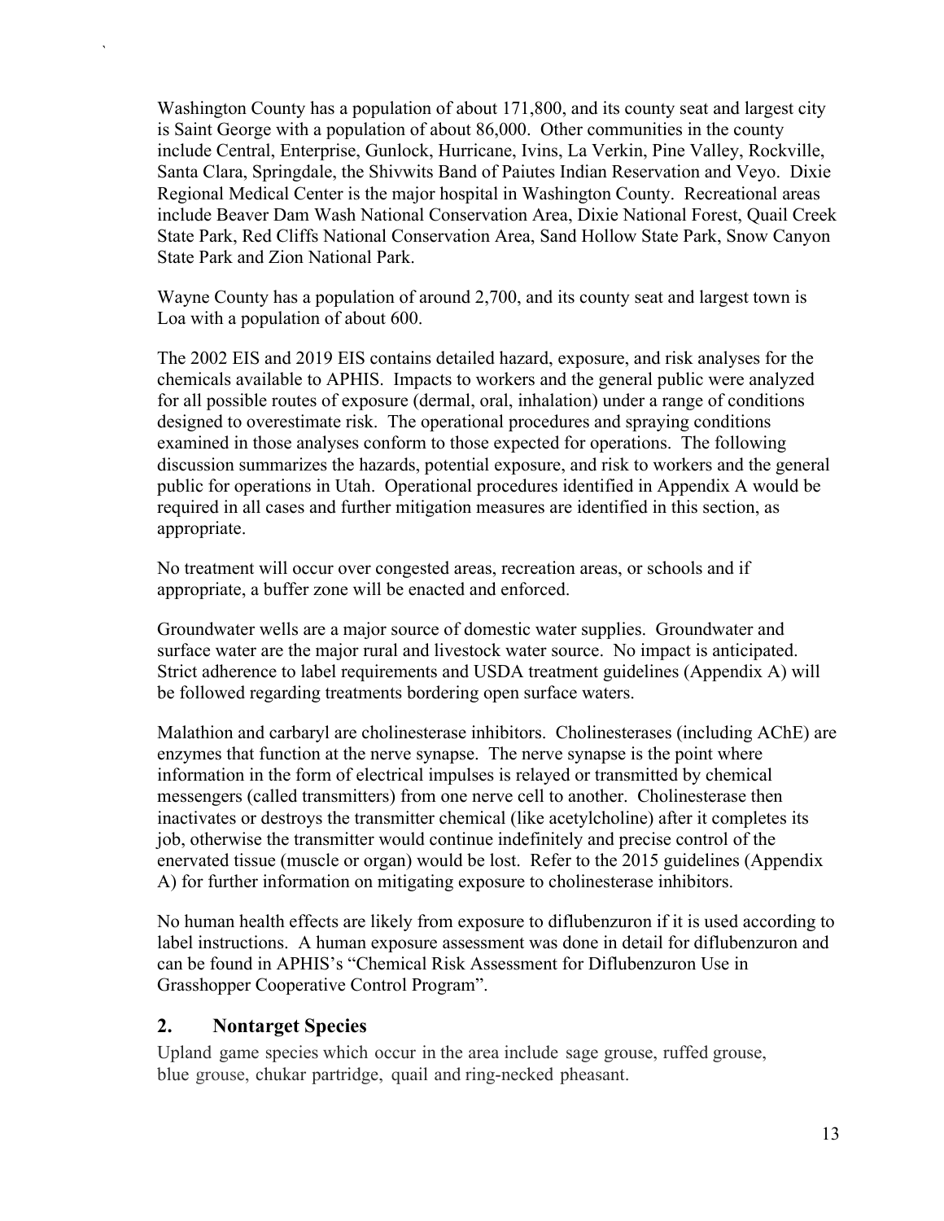Washington County has a population of about 171,800, and its county seat and largest city is Saint George with a population of about 86,000. Other communities in the county include Central, Enterprise, Gunlock, Hurricane, Ivins, La Verkin, Pine Valley, Rockville, Santa Clara, Springdale, the Shivwits Band of Paiutes Indian Reservation and Veyo. Dixie Regional Medical Center is the major hospital in Washington County. Recreational areas include Beaver Dam Wash National Conservation Area, Dixie National Forest, Quail Creek State Park, Red Cliffs National Conservation Area, Sand Hollow State Park, Snow Canyon State Park and Zion National Park.

Wayne County has a population of around 2,700, and its county seat and largest town is Loa with a population of about 600.

The 2002 EIS and 2019 EIS contains detailed hazard, exposure, and risk analyses for the chemicals available to APHIS. Impacts to workers and the general public were analyzed for all possible routes of exposure (dermal, oral, inhalation) under a range of conditions designed to overestimate risk. The operational procedures and spraying conditions examined in those analyses conform to those expected for operations. The following discussion summarizes the hazards, potential exposure, and risk to workers and the general public for operations in Utah. Operational procedures identified in Appendix A would be required in all cases and further mitigation measures are identified in this section, as appropriate.

No treatment will occur over congested areas, recreation areas, or schools and if appropriate, a buffer zone will be enacted and enforced.

Groundwater wells are a major source of domestic water supplies. Groundwater and surface water are the major rural and livestock water source. No impact is anticipated. Strict adherence to label requirements and USDA treatment guidelines (Appendix A) will be followed regarding treatments bordering open surface waters.

Malathion and carbaryl are cholinesterase inhibitors. Cholinesterases (including AChE) are enzymes that function at the nerve synapse. The nerve synapse is the point where information in the form of electrical impulses is relayed or transmitted by chemical messengers (called transmitters) from one nerve cell to another. Cholinesterase then inactivates or destroys the transmitter chemical (like acetylcholine) after it completes its job, otherwise the transmitter would continue indefinitely and precise control of the enervated tissue (muscle or organ) would be lost. Refer to the 2015 guidelines (Appendix A) for further information on mitigating exposure to cholinesterase inhibitors.

No human health effects are likely from exposure to diflubenzuron if it is used according to label instructions. A human exposure assessment was done in detail for diflubenzuron and can be found in APHIS's "Chemical Risk Assessment for Diflubenzuron Use in Grasshopper Cooperative Control Program".

## 2. Nontarget Species

Upland game species which occur in the area include sage grouse, ruffed grouse, blue grouse, chukar partridge, quail and ring-necked pheasant.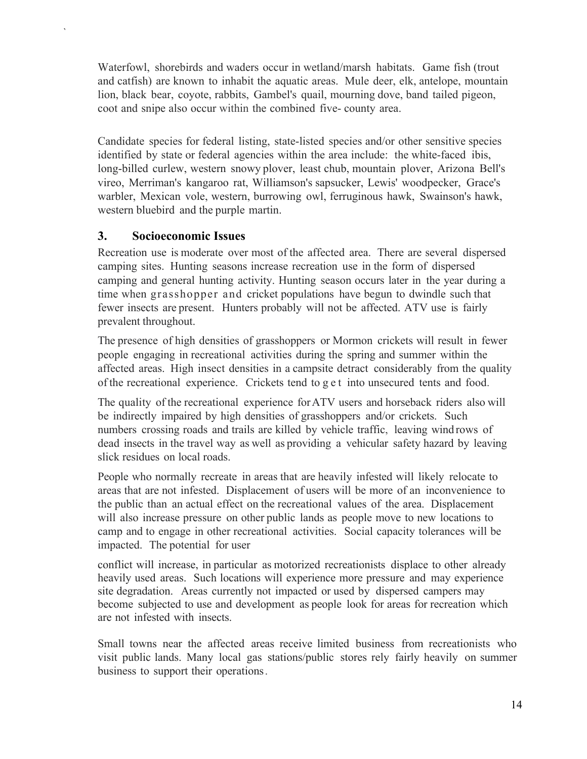Waterfowl, shorebirds and waders occur in wetland/marsh habitats. Game fish (trout and catfish) are known to inhabit the aquatic areas. Mule deer, elk, antelope, mountain lion, black bear, coyote, rabbits, Gambel's quail, mourning dove, band tailed pigeon, coot and snipe also occur within the combined five- county area.

Candidate species for federal listing, state-listed species and/or other sensitive species identified by state or federal agencies within the area include: the white-faced ibis, long-billed curlew, western snowy plover, least chub, mountain plover, Arizona Bell's vireo, Merriman's kangaroo rat, Williamson's sapsucker, Lewis' woodpecker, Grace's warbler, Mexican vole, western, burrowing owl, ferruginous hawk, Swainson's hawk, western bluebird and the purple martin.

### 3. Socioeconomic Issues

Recreation use is moderate over most of the affected area. There are several dispersed camping sites. Hunting seasons increase recreation use in the form of dispersed camping and general hunting activity. Hunting season occurs later in the year during a time when grasshopper and cricket populations have begun to dwindle such that fewer insects are present. Hunters probably will not be affected. ATV use is fairly prevalent throughout.

The presence of high densities of grasshoppers or Mormon crickets will result in fewer people engaging in recreational activities during the spring and summer within the affected areas. High insect densities in a campsite detract considerably from the quality of the recreational experience. Crickets tend to get into unsecured tents and food.

The quality of the recreational experience for ATV users and horseback riders also will be indirectly impaired by high densities of grasshoppers and/or crickets. Such numbers crossing roads and trails are killed by vehicle traffic, leaving wind rows of dead insects in the travel way as well as providing a vehicular safety hazard by leaving slick residues on local roads.

People who normally recreate in areas that are heavily infested will likely relocate to areas that are not infested. Displacement of users will be more of an inconvenience to the public than an actual effect on the recreational values of the area. Displacement will also increase pressure on other public lands as people move to new locations to camp and to engage in other recreational activities. Social capacity tolerances will be impacted. The potential for user conflict will increase, in particular as motorized recreationists displace to other already heavily used areas. Such locations will experience more pressure and may experience site degradation. Areas currently not impacted or used by dispersed campers may become subjected to use and development as people look for areas for recreation which are not infested with insects.

Small towns near the affected areas receive limited business from recreationists who visit public lands. Many local gas stations/public stores rely fairly heavily on summer business to support their operations.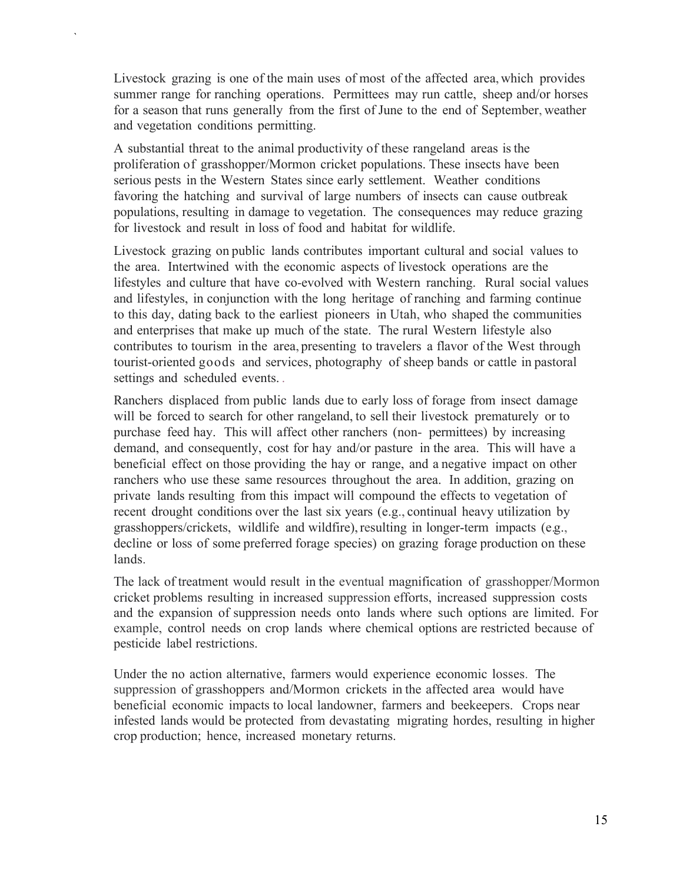Livestock grazing is one of the main uses of most of the affected area, which provides summer range for ranching operations. Permittees may run cattle, sheep and/or horses for a season that runs generally from the first of June to the end of September, weather and vegetation conditions permitting.

A substantial threat to the animal productivity of these rangeland areas is the proliferation of grasshopper/Mormon cricket populations. These insects have been serious pests in the Western States since early settlement. Weather conditions favoring the hatching and survival of large numbers of insects can cause outbreak populations, resulting in damage to vegetation. The consequences may reduce grazing for livestock and result in loss of food and habitat for wildlife.

Livestock grazing on public lands contributes important cultural and social values to the area. Intertwined with the economic aspects of livestock operations are the lifestyles and culture that have co-evolved with Western ranching. Rural social values and lifestyles, in conjunction with the long heritage of ranching and farming continue to this day, dating back to the earliest pioneers in Utah, who shaped the communities and enterprises that make up much of the state. The rural Western lifestyle also contributes to tourism in the area, presenting to travelers a flavor of the West through tourist-oriented goods and services, photography of sheep bands or cattle in pastoral settings and scheduled events. .

Ranchers displaced from public lands due to early loss of forage from insect damage will be forced to search for other rangeland, to sell their livestock prematurely or to purchase feed hay. This will affect other ranchers (non- permittees) by increasing demand, and consequently, cost for hay and/or pasture in the area. This will have a beneficial effect on those providing the hay or range, and a negative impact on other ranchers who use these same resources throughout the area. In addition, grazing on private lands resulting from this impact will compound the effects to vegetation of recent drought conditions over the last six years (e.g., continual heavy utilization by grasshoppers/crickets, wildlife and wildfire), resulting in longer-term impacts (e.g., decline or loss of some preferred forage species) on grazing forage production on these lands.

The lack of treatment would result in the eventual magnification of grasshopper/Mormon cricket problems resulting in increased suppression efforts, increased suppression costs and the expansion of suppression needs onto lands where such options are limited. For example, control needs on crop lands where chemical options are restricted because of pesticide label restrictions.

Under the no action alternative, farmers would experience economic losses. The suppression of grasshoppers and/Mormon crickets in the affected area would have beneficial economic impacts to local landowner, farmers and beekeepers. Crops near infested lands would be protected from devastating migrating hordes, resulting in higher crop production; hence, increased monetary returns.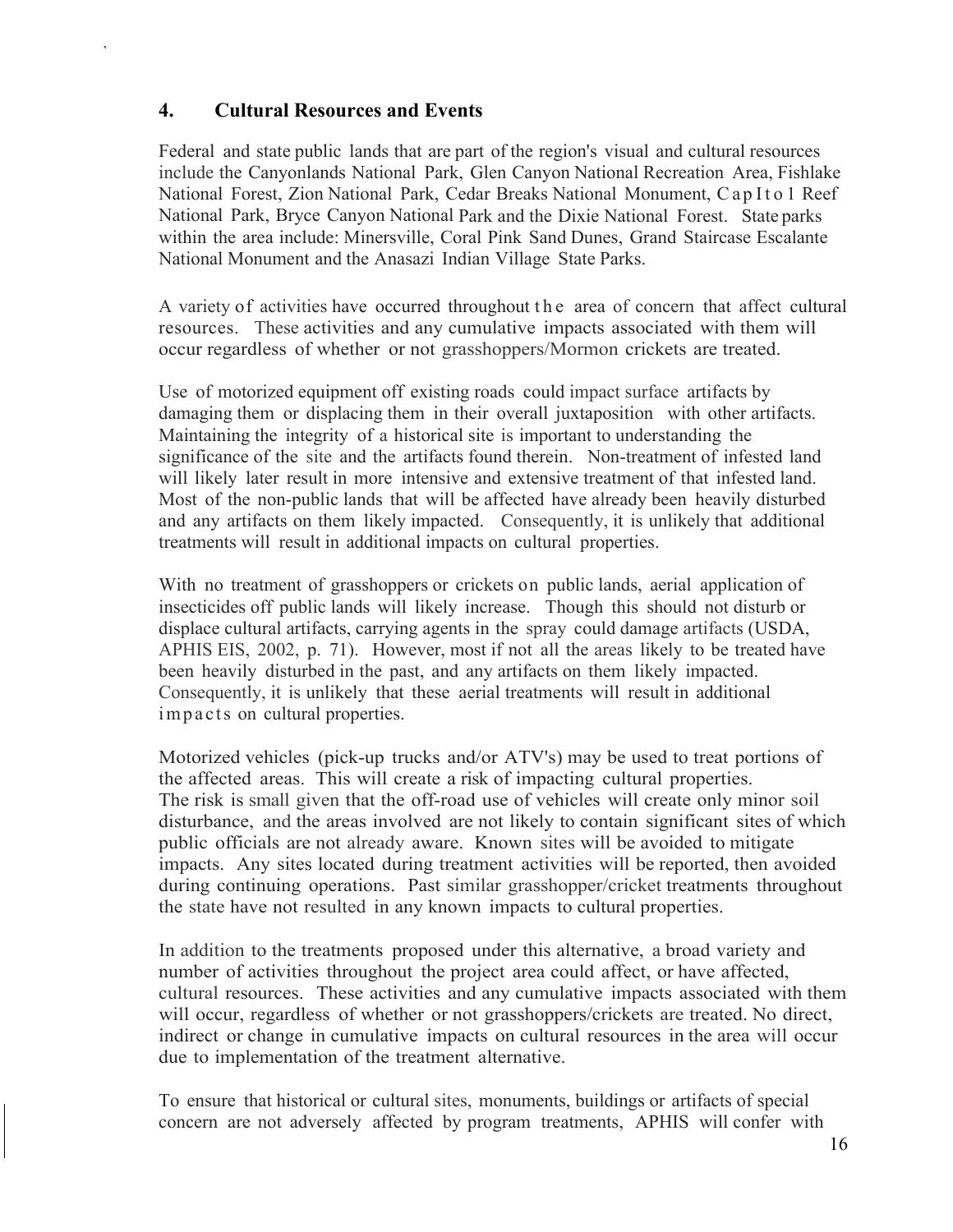## 4. Cultural Resources and Events

Federal and state public lands that are part of the region's visual and cultural resources include the Canyonlands National Park, Glen Canyon National Recreation Area, Fishlake National Forest, Zion National Park, Cedar Breaks National Monument, Capitol Reef National Park, Bryce Canyon National Park and the Dixie National Forest. State parks within the area include: Minersville, Coral Pink Sand Dunes, Grand Staircase Escalante National Monument and the Anasazi Indian Village State Parks.

A variety of activities have occurred throughout the area of concern that affect cultural resources. These activities and any cumulative impacts associated with them will occur regardless of whether or not grasshoppers/Mormon crickets are treated.

Use of motorized equipment off existing roads could impact surface artifacts by damaging them or displacing them in their overall juxtaposition with other artifacts. Maintaining the integrity of a historical site is important to understanding the significance of the site and the artifacts found therein. Non-treatment of infested land will likely later result in more intensive and extensive treatment of that infested land. Most of the non-public lands that will be affected have already been heavily disturbed and any artifacts on them likely impacted. Consequently, it is unlikely that additional treatments will result in additional impacts on cultural properties.

With no treatment of grasshoppers or crickets on public lands, aerial application of insecticides off public lands will likely increase. Though this should not disturb or displace cultural artifacts, carrying agents in the spray could damage artifacts (USDA, APHIS EIS, 2002, p. 71). However, most if not all the areas likely to be treated have been heavily disturbed in the past, and any artifacts on them likely impacted. Consequently, it is unlikely that these aerial treatments will result in additional impacts on cultural properties.

Motorized vehicles (pick-up trucks and/or ATV's) may be used to treat portions of the affected areas. This will create a risk of impacting cultural properties. The risk is small given that the off-road use of vehicles will create only minor soil disturbance, and the areas involved are not likely to contain significant sites of which public officials are not already aware. Known sites will be avoided to mitigate impacts. Any sites located during treatment activities will be reported, then avoided during continuing operations. Past similar grasshopper/cricket treatments throughout the state have not resulted in any known impacts to cultural properties.

In addition to the treatments proposed under this alternative, a broad variety and number of activities throughout the project area could affect, or have affected, cultural resources. These activities and any cumulative impacts associated with them will occur, regardless of whether or not grasshoppers/crickets are treated. No direct, indirect or change in cumulative impacts on cultural resources in the area will occur due to implementation of the treatment alternative.

To ensure that historical or cultural sites, monuments, buildings or artifacts of special concern are not adversely affected by program treatments, APHIS will confer with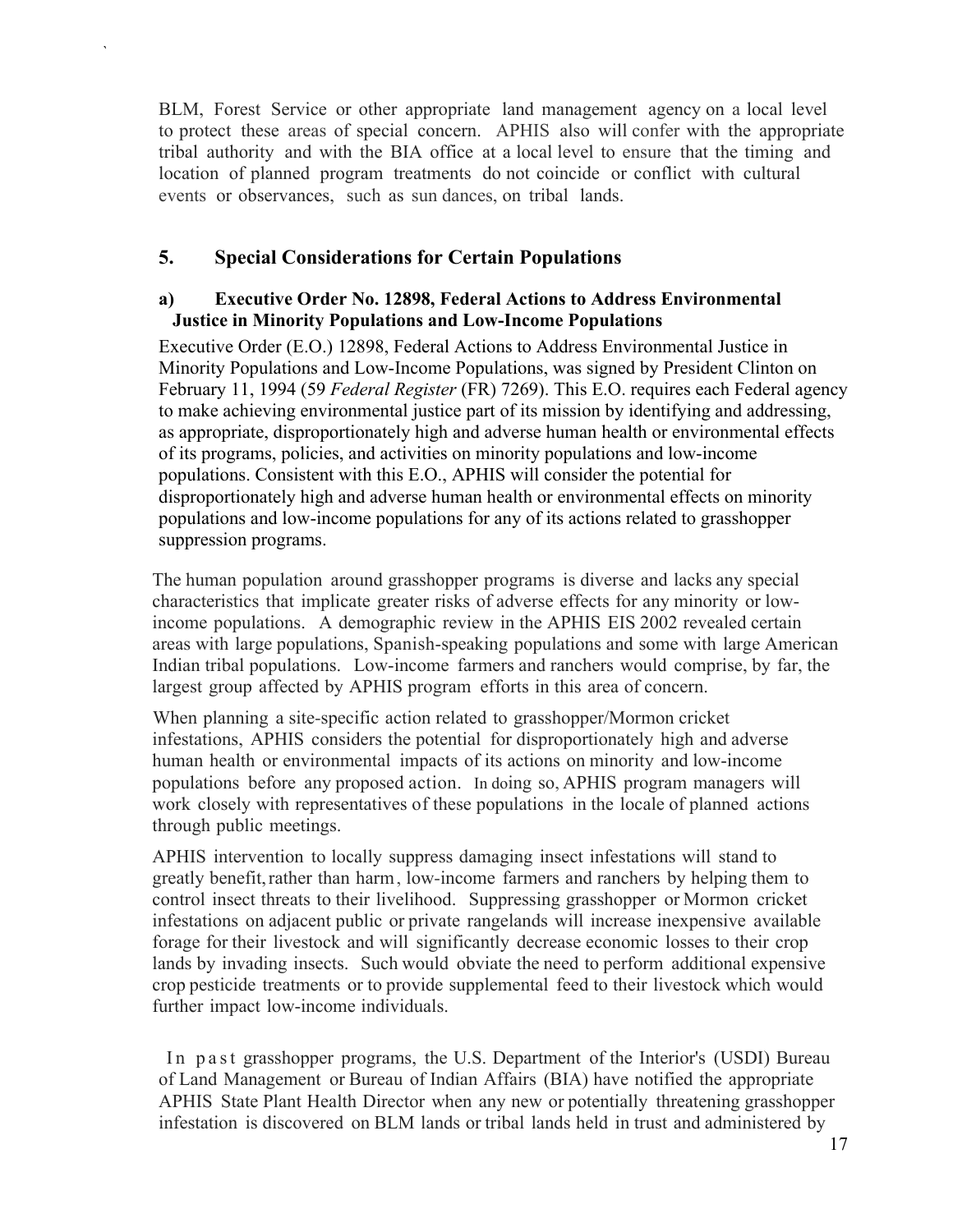BLM, Forest Service or other appropriate land management agency on a local level to protect these areas of special concern. APHIS also will confer with the appropriate tribal authority and with the BIA office at a local level to ensure that the timing and location of planned program treatments do not coincide or conflict with cultural events or observances, such as sun dances, on tribal lands.

## 5. Special Considerations for Certain Populations

### a) Executive Order No. 12898, Federal Actions to Address Environmental Justice in Minority Populations and Low-Income Populations

Executive Order (E.O.) 12898, Federal Actions to Address Environmental Justice in Minority Populations and Low-Income Populations, was signed by President Clinton on February 11, 1994 (59 *Federal Register* (FR) 7269). This E.O. requires each Federal agency to make achieving environmental justice part of its mission by identifying and addressing, as appropriate, disproportionately high and adverse human health or environmental effects of its programs, policies, and activities on minority populations and low-income populations. Consistent with this E.O., APHIS will consider the potential for disproportionately high and adverse human health or environmental effects on minority populations and low-income populations for any of its actions related to grasshopper suppression programs.

The human population around grasshopper programs is diverse and lacks any special characteristics that implicate greater risks of adverse effects for any minority or low-income populations. A demographic review in the APHIS EIS 2002 revealed certain areas with large populations, Spanish-speaking populations and some with large American Indian tribal populations. Low-income farmers and ranchers would comprise, by far, the largest group affected by APHIS program efforts in this area of concern.

When planning a site-specific action related to grasshopper/Mormon cricket infestations, APHIS considers the potential for disproportionately high and adverse human health or environmental impacts of its actions on minority and low-income populations before any proposed action. In doing so, APHIS program managers will work closely with representatives of these populations in the locale of planned actions through public meetings.

APHIS intervention to locally suppress damaging insect infestations will stand to greatly benefit, rather than harm, low-income farmers and ranchers by helping them to control insect threats to their livelihood. Suppressing grasshopper or Mormon cricket infestations on adjacent public or private rangelands will increase inexpensive available forage for their livestock and will significantly decrease economic losses to their crop lands by invading insects. Such would obviate the need to perform additional expensive crop pesticide treatments or to provide supplemental feed to their livestock which would further impact low-income individuals.

In past grasshopper programs, the U.S. Department of the Interior's (USDI) Bureau of Land Management or Bureau of Indian Affairs (BIA) have notified the appropriate APHIS State Plant Health Director when any new or potentially threatening grasshopper infestation is discovered on BLM lands or tribal lands held in trust and administered by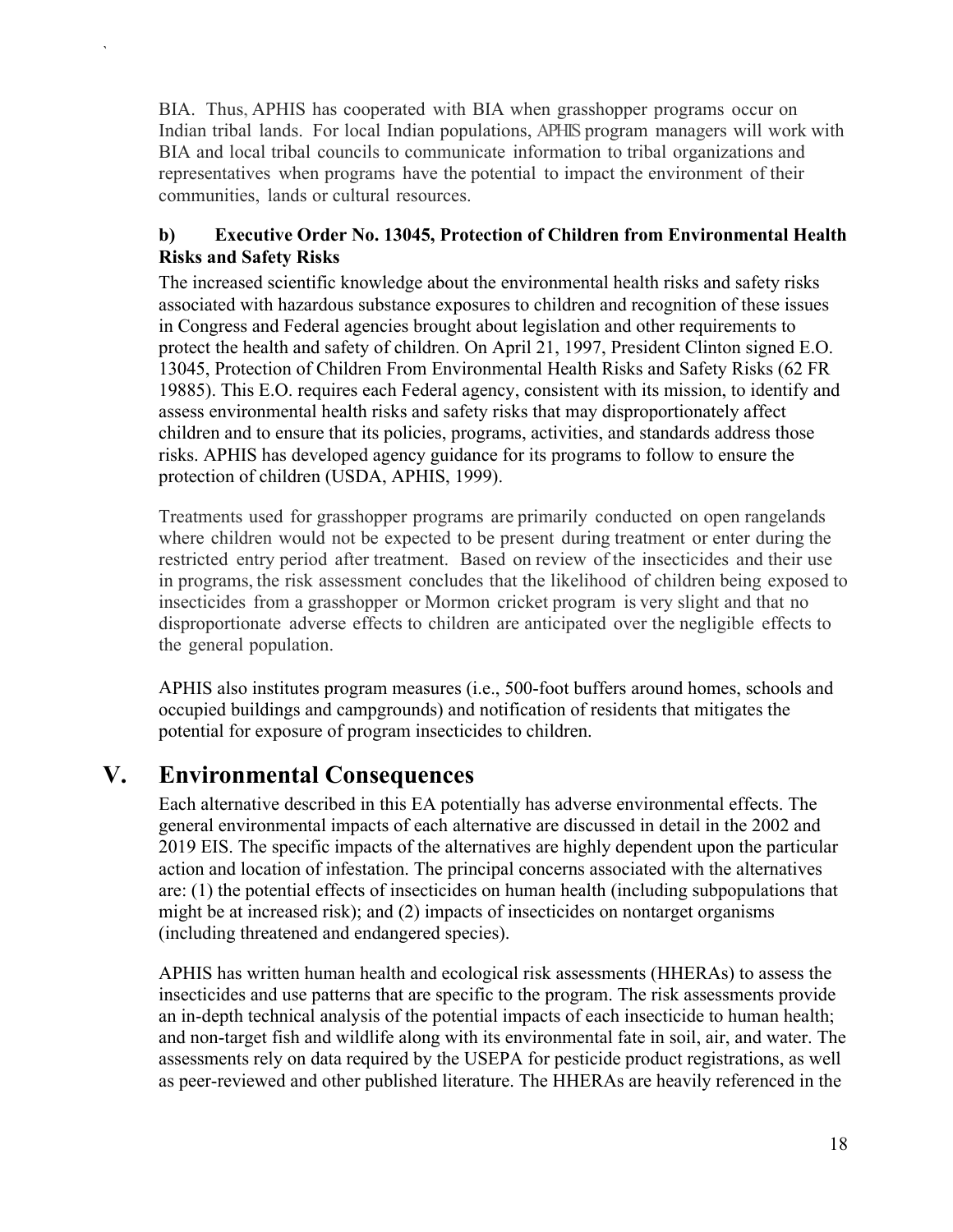BIA. Thus, APHIS has cooperated with BIA when grasshopper programs occur on Indian tribal lands. For local Indian populations, APHIS program managers will work with BIA and local tribal councils to communicate information to tribal organizations and representatives when programs have the potential to impact the environment of their communities, lands or cultural resources.

**b) Executive Order No. 13045, Protection of Children from Environmental Health Risks and Safety Risks**

The increased scientific knowledge about the environmental health risks and safety risks associated with hazardous substance exposures to children and recognition of these issues in Congress and Federal agencies brought about legislation and other requirements to protect the health and safety of children. On April 21, 1997, President Clinton signed E.O. 13045, Protection of Children From Environmental Health Risks and Safety Risks (62 FR 19885). This E.O. requires each Federal agency, consistent with its mission, to identify and assess environmental health risks and safety risks that may disproportionately affect children and to ensure that its policies, programs, activities, and standards address those risks. APHIS has developed agency guidance for its programs to follow to ensure the protection of children (USDA, APHIS, 1999).

Treatments used for grasshopper programs are primarily conducted on open rangelands where children would not be expected to be present during treatment or enter during the restricted entry period after treatment. Based on review of the insecticides and their use in programs, the risk assessment concludes that the likelihood of children being exposed to insecticides from a grasshopper or Mormon cricket program is very slight and that no disproportionate adverse effects to children are anticipated over the negligible effects to the general population.

APHIS also institutes program measures (i.e., 500-foot buffers around homes, schools and occupied buildings and campgrounds) and notification of residents that mitigates the potential for exposure of program insecticides to children.

# V. Environmental Consequences

Each alternative described in this EA potentially has adverse environmental effects. The general environmental impacts of each alternative are discussed in detail in the 2002 and 2019 EIS. The specific impacts of the alternatives are highly dependent upon the particular action and location of infestation. The principal concerns associated with the alternatives are: (1) the potential effects of insecticides on human health (including subpopulations that might be at increased risk); and (2) impacts of insecticides on nontarget organisms (including threatened and endangered species).

APHIS has written human health and ecological risk assessments (HHERAs) to assess the insecticides and use patterns that are specific to the program. The risk assessments provide an in-depth technical analysis of the potential impacts of each insecticide to human health; and non-target fish and wildlife along with its environmental fate in soil, air, and water. The assessments rely on data required by the USEPA for pesticide product registrations, as well as peer-reviewed and other published literature. The HHERAs are heavily referenced in the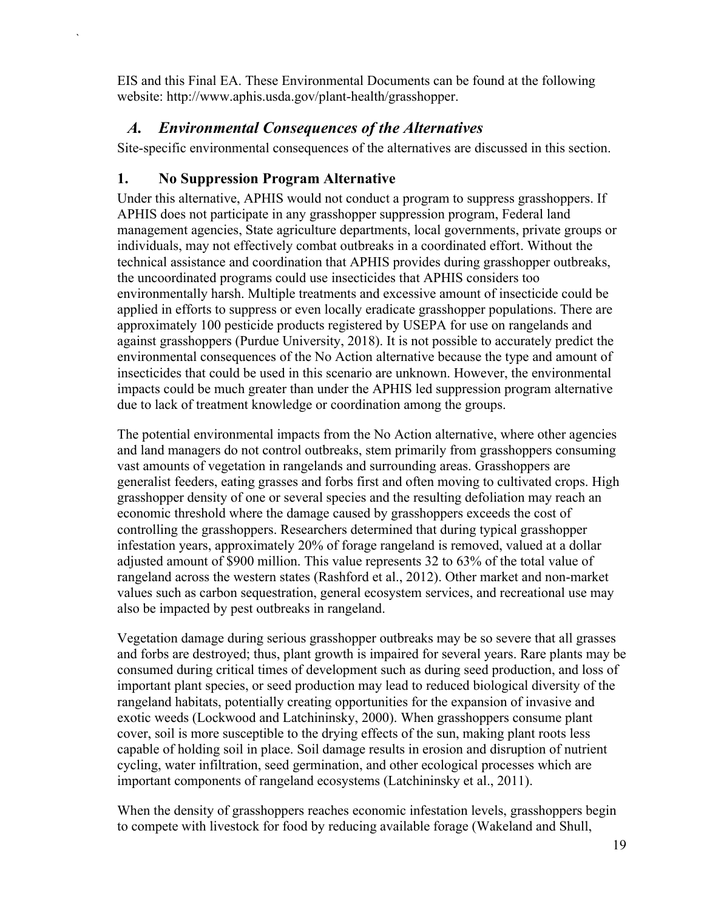EIS and this Final EA. These Environmental Documents can be found at the following website: http://www.aphis.usda.gov/plant-health/grasshopper.

## *A. Environmental Consequences of the Alternatives*

Site-specific environmental consequences of the alternatives are discussed in this section.

### 1. No Suppression Program Alternative

Under this alternative, APHIS would not conduct a program to suppress grasshoppers. If APHIS does not participate in any grasshopper suppression program, Federal land management agencies, State agriculture departments, local governments, private groups or individuals, may not effectively combat outbreaks in a coordinated effort. Without the technical assistance and coordination that APHIS provides during grasshopper outbreaks, the uncoordinated programs could use insecticides that APHIS considers too environmentally harsh. Multiple treatments and excessive amount of insecticide could be applied in efforts to suppress or even locally eradicate grasshopper populations. There are approximately 100 pesticide products registered by USEPA for use on rangelands and against grasshoppers (Purdue University, 2018). It is not possible to accurately predict the environmental consequences of the No Action alternative because the type and amount of insecticides that could be used in this scenario are unknown. However, the environmental impacts could be much greater than under the APHIS led suppression program alternative due to lack of treatment knowledge or coordination among the groups.

The potential environmental impacts from the No Action alternative, where other agencies and land managers do not control outbreaks, stem primarily from grasshoppers consuming vast amounts of vegetation in rangelands and surrounding areas. Grasshoppers are generalist feeders, eating grasses and forbs first and often moving to cultivated crops. High grasshopper density of one or several species and the resulting defoliation may reach an economic threshold where the damage caused by grasshoppers exceeds the cost of controlling the grasshoppers. Researchers determined that during typical grasshopper infestation years, approximately 20% of forage rangeland is removed, valued at a dollar adjusted amount of $900 million. This value represents 32 to 63% of the total value of rangeland across the western states (Rashford et al., 2012). Other market and non-market values such as carbon sequestration, general ecosystem services, and recreational use may also be impacted by pest outbreaks in rangeland.

Vegetation damage during serious grasshopper outbreaks may be so severe that all grasses and forbs are destroyed; thus, plant growth is impaired for several years. Rare plants may be consumed during critical times of development such as during seed production, and loss of important plant species, or seed production may lead to reduced biological diversity of the rangeland habitats, potentially creating opportunities for the expansion of invasive and exotic weeds (Lockwood and Latchininsky, 2000). When grasshoppers consume plant cover, soil is more susceptible to the drying effects of the sun, making plant roots less capable of holding soil in place. Soil damage results in erosion and disruption of nutrient cycling, water infiltration, seed germination, and other ecological processes which are important components of rangeland ecosystems (Latchininsky et al., 2011).

When the density of grasshoppers reaches economic infestation levels, grasshoppers begin to compete with livestock for food by reducing available forage (Wakeland and Shull,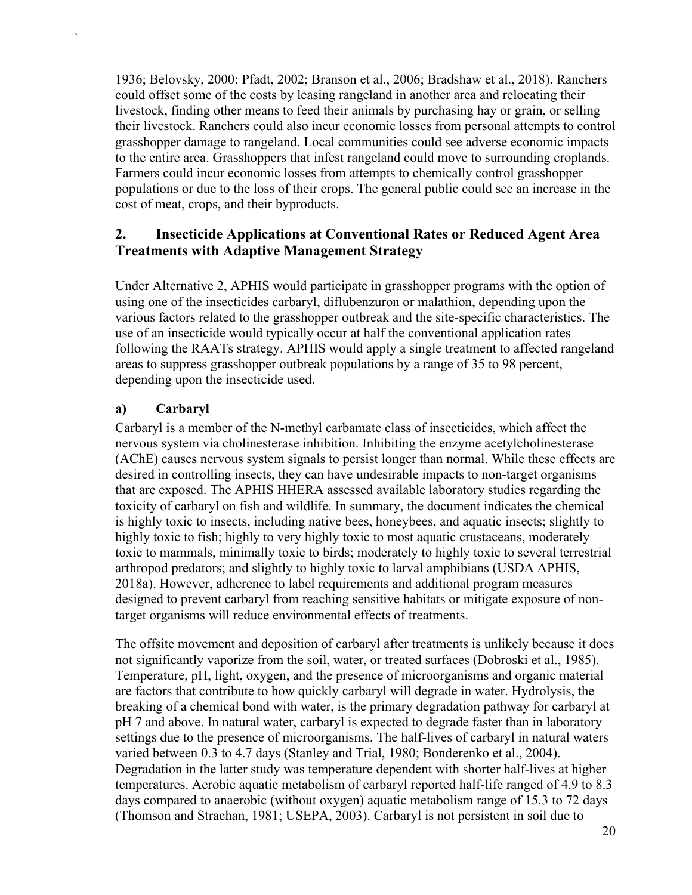1936; Belovsky, 2000; Pfadt, 2002; Branson et al., 2006; Bradshaw et al., 2018). Ranchers could offset some of the costs by leasing rangeland in another area and relocating their livestock, finding other means to feed their animals by purchasing hay or grain, or selling their livestock. Ranchers could also incur economic losses from personal attempts to control grasshopper damage to rangeland. Local communities could see adverse economic impacts to the entire area. Grasshoppers that infest rangeland could move to surrounding croplands. Farmers could incur economic losses from attempts to chemically control grasshopper populations or due to the loss of their crops. The general public could see an increase in the cost of meat, crops, and their byproducts.

## 2. Insecticide Applications at Conventional Rates or Reduced Agent Area Treatments with Adaptive Management Strategy

Under Alternative 2, APHIS would participate in grasshopper programs with the option of using one of the insecticides carbaryl, diflubenzuron or malathion, depending upon the various factors related to the grasshopper outbreak and the site-specific characteristics. The use of an insecticide would typically occur at half the conventional application rates following the RAATs strategy. APHIS would apply a single treatment to affected rangeland areas to suppress grasshopper outbreak populations by a range of 35 to 98 percent, depending upon the insecticide used.

### a) Carbaryl

Carbaryl is a member of the N-methyl carbamate class of insecticides, which affect the nervous system via cholinesterase inhibition. Inhibiting the enzyme acetylcholinesterase (AChE) causes nervous system signals to persist longer than normal. While these effects are desired in controlling insects, they can have undesirable impacts to non-target organisms that are exposed. The APHIS HHERA assessed available laboratory studies regarding the toxicity of carbaryl on fish and wildlife. In summary, the document indicates the chemical is highly toxic to insects, including native bees, honeybees, and aquatic insects; slightly to highly toxic to fish; highly to very highly toxic to most aquatic crustaceans, moderately toxic to mammals, minimally toxic to birds; moderately to highly toxic to several terrestrial arthropod predators; and slightly to highly toxic to larval amphibians (USDA APHIS, 2018a). However, adherence to label requirements and additional program measures designed to prevent carbaryl from reaching sensitive habitats or mitigate exposure of non-target organisms will reduce environmental effects of treatments.

The offsite movement and deposition of carbaryl after treatments is unlikely because it does not significantly vaporize from the soil, water, or treated surfaces (Dobroski et al., 1985). Temperature, pH, light, oxygen, and the presence of microorganisms and organic material are factors that contribute to how quickly carbaryl will degrade in water. Hydrolysis, the breaking of a chemical bond with water, is the primary degradation pathway for carbaryl at pH 7 and above. In natural water, carbaryl is expected to degrade faster than in laboratory settings due to the presence of microorganisms. The half-lives of carbaryl in natural waters varied between 0.3 to 4.7 days (Stanley and Trial, 1980; Bonderenko et al., 2004). Degradation in the latter study was temperature dependent with shorter half-lives at higher temperatures. Aerobic aquatic metabolism of carbaryl reported half-life ranged of 4.9 to 8.3 days compared to anaerobic (without oxygen) aquatic metabolism range of 15.3 to 72 days (Thomson and Strachan, 1981; USEPA, 2003). Carbaryl is not persistent in soil due to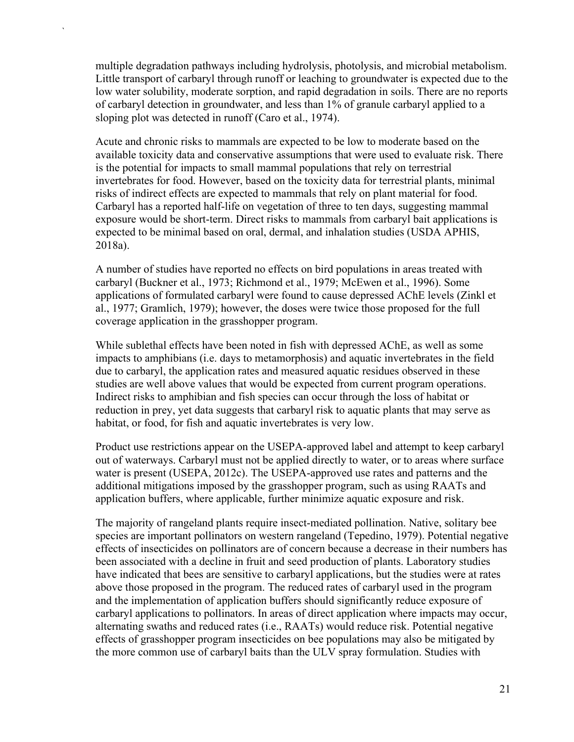multiple degradation pathways including hydrolysis, photolysis, and microbial metabolism. Little transport of carbaryl through runoff or leaching to groundwater is expected due to the low water solubility, moderate sorption, and rapid degradation in soils. There are no reports of carbaryl detection in groundwater, and less than 1% of granule carbaryl applied to a sloping plot was detected in runoff (Caro et al., 1974).

Acute and chronic risks to mammals are expected to be low to moderate based on the available toxicity data and conservative assumptions that were used to evaluate risk. There is the potential for impacts to small mammal populations that rely on terrestrial invertebrates for food. However, based on the toxicity data for terrestrial plants, minimal risks of indirect effects are expected to mammals that rely on plant material for food. Carbaryl has a reported half-life on vegetation of three to ten days, suggesting mammal exposure would be short-term. Direct risks to mammals from carbaryl bait applications is expected to be minimal based on oral, dermal, and inhalation studies (USDA APHIS, 2018a).

A number of studies have reported no effects on bird populations in areas treated with carbaryl (Buckner et al., 1973; Richmond et al., 1979; McEwen et al., 1996). Some applications of formulated carbaryl were found to cause depressed AChE levels (Zinkl et al., 1977; Gramlich, 1979); however, the doses were twice those proposed for the full coverage application in the grasshopper program.

While sublethal effects have been noted in fish with depressed AChE, as well as some impacts to amphibians (i.e. days to metamorphosis) and aquatic invertebrates in the field due to carbaryl, the application rates and measured aquatic residues observed in these studies are well above values that would be expected from current program operations. Indirect risks to amphibian and fish species can occur through the loss of habitat or reduction in prey, yet data suggests that carbaryl risk to aquatic plants that may serve as habitat, or food, for fish and aquatic invertebrates is very low.

Product use restrictions appear on the USEPA-approved label and attempt to keep carbaryl out of waterways. Carbaryl must not be applied directly to water, or to areas where surface water is present (USEPA, 2012c). The USEPA-approved use rates and patterns and the additional mitigations imposed by the grasshopper program, such as using RAATs and application buffers, where applicable, further minimize aquatic exposure and risk.

The majority of rangeland plants require insect-mediated pollination. Native, solitary bee species are important pollinators on western rangeland (Tepedino, 1979). Potential negative effects of insecticides on pollinators are of concern because a decrease in their numbers has been associated with a decline in fruit and seed production of plants. Laboratory studies have indicated that bees are sensitive to carbaryl applications, but the studies were at rates above those proposed in the program. The reduced rates of carbaryl used in the program and the implementation of application buffers should significantly reduce exposure of carbaryl applications to pollinators. In areas of direct application where impacts may occur, alternating swaths and reduced rates (i.e., RAATs) would reduce risk. Potential negative effects of grasshopper program insecticides on bee populations may also be mitigated by the more common use of carbaryl baits than the ULV spray formulation. Studies with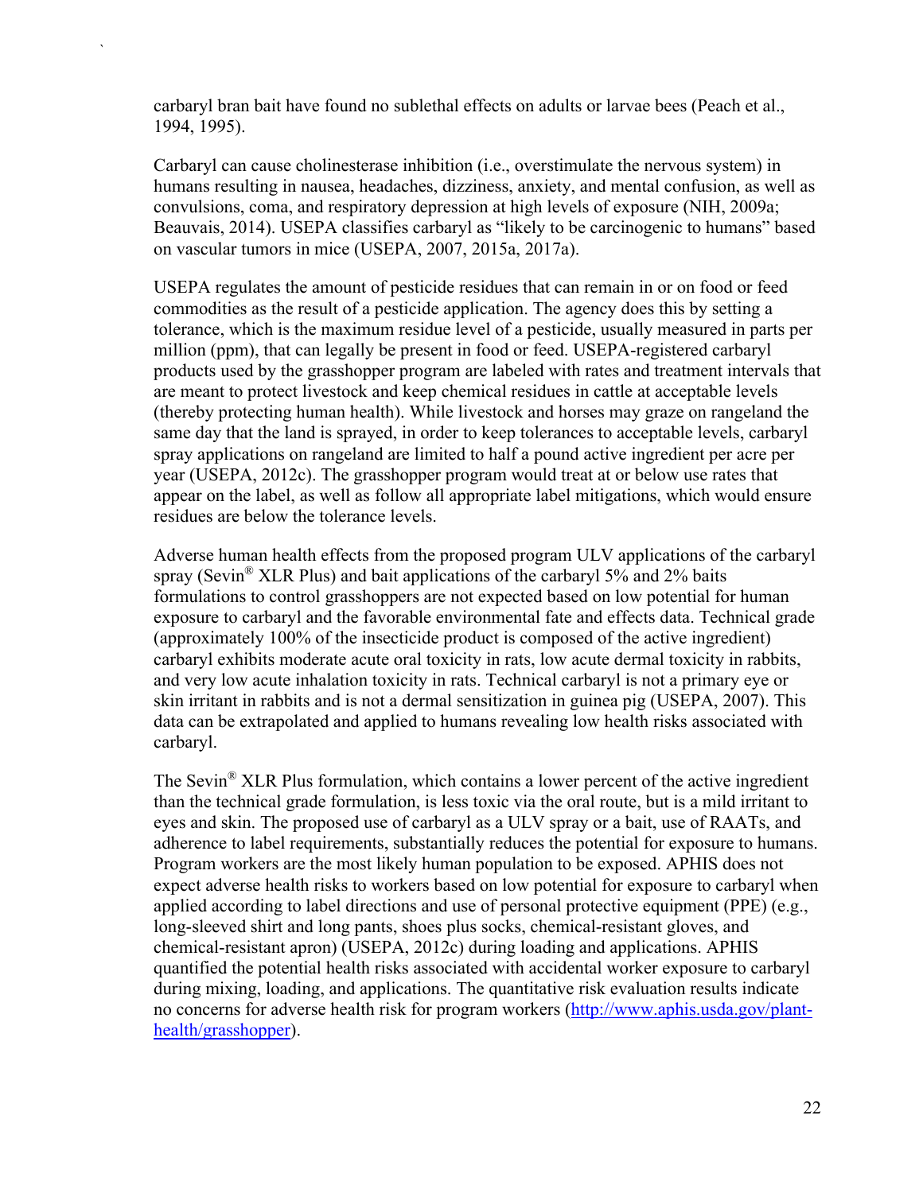carbaryl bran bait have found no sublethal effects on adults or larvae bees (Peach et al., 1994, 1995).

Carbaryl can cause cholinesterase inhibition (i.e., overstimulate the nervous system) in humans resulting in nausea, headaches, dizziness, anxiety, and mental confusion, as well as convulsions, coma, and respiratory depression at high levels of exposure (NIH, 2009a; Beauvais, 2014). USEPA classifies carbaryl as "likely to be carcinogenic to humans" based on vascular tumors in mice (USEPA, 2007, 2015a, 2017a).

USEPA regulates the amount of pesticide residues that can remain in or on food or feed commodities as the result of a pesticide application. The agency does this by setting a tolerance, which is the maximum residue level of a pesticide, usually measured in parts per million (ppm), that can legally be present in food or feed. USEPA-registered carbaryl products used by the grasshopper program are labeled with rates and treatment intervals that are meant to protect livestock and keep chemical residues in cattle at acceptable levels (thereby protecting human health). While livestock and horses may graze on rangeland the same day that the land is sprayed, in order to keep tolerances to acceptable levels, carbaryl spray applications on rangeland are limited to half a pound active ingredient per acre per year (USEPA, 2012c). The grasshopper program would treat at or below use rates that appear on the label, as well as follow all appropriate label mitigations, which would ensure residues are below the tolerance levels.

Adverse human health effects from the proposed program ULV applications of the carbaryl spray (Sevin® XLR Plus) and bait applications of the carbaryl 5% and 2% baits formulations to control grasshoppers are not expected based on low potential for human exposure to carbaryl and the favorable environmental fate and effects data. Technical grade (approximately 100% of the insecticide product is composed of the active ingredient) carbaryl exhibits moderate acute oral toxicity in rats, low acute dermal toxicity in rabbits, and very low acute inhalation toxicity in rats. Technical carbaryl is not a primary eye or skin irritant in rabbits and is not a dermal sensitization in guinea pig (USEPA, 2007). This data can be extrapolated and applied to humans revealing low health risks associated with carbaryl.

The Sevin® XLR Plus formulation, which contains a lower percent of the active ingredient than the technical grade formulation, is less toxic via the oral route, but is a mild irritant to eyes and skin. The proposed use of carbaryl as a ULV spray or a bait, use of RAATs, and adherence to label requirements, substantially reduces the potential for exposure to humans. Program workers are the most likely human population to be exposed. APHIS does not expect adverse health risks to workers based on low potential for exposure to carbaryl when applied according to label directions and use of personal protective equipment (PPE) (e.g., long-sleeved shirt and long pants, shoes plus socks, chemical-resistant gloves, and chemical-resistant apron) (USEPA, 2012c) during loading and applications. APHIS quantified the potential health risks associated with accidental worker exposure to carbaryl during mixing, loading, and applications. The quantitative risk evaluation results indicate no concerns for adverse health risk for program workers (http://www.aphis.usda.gov/plant-health/grasshopper).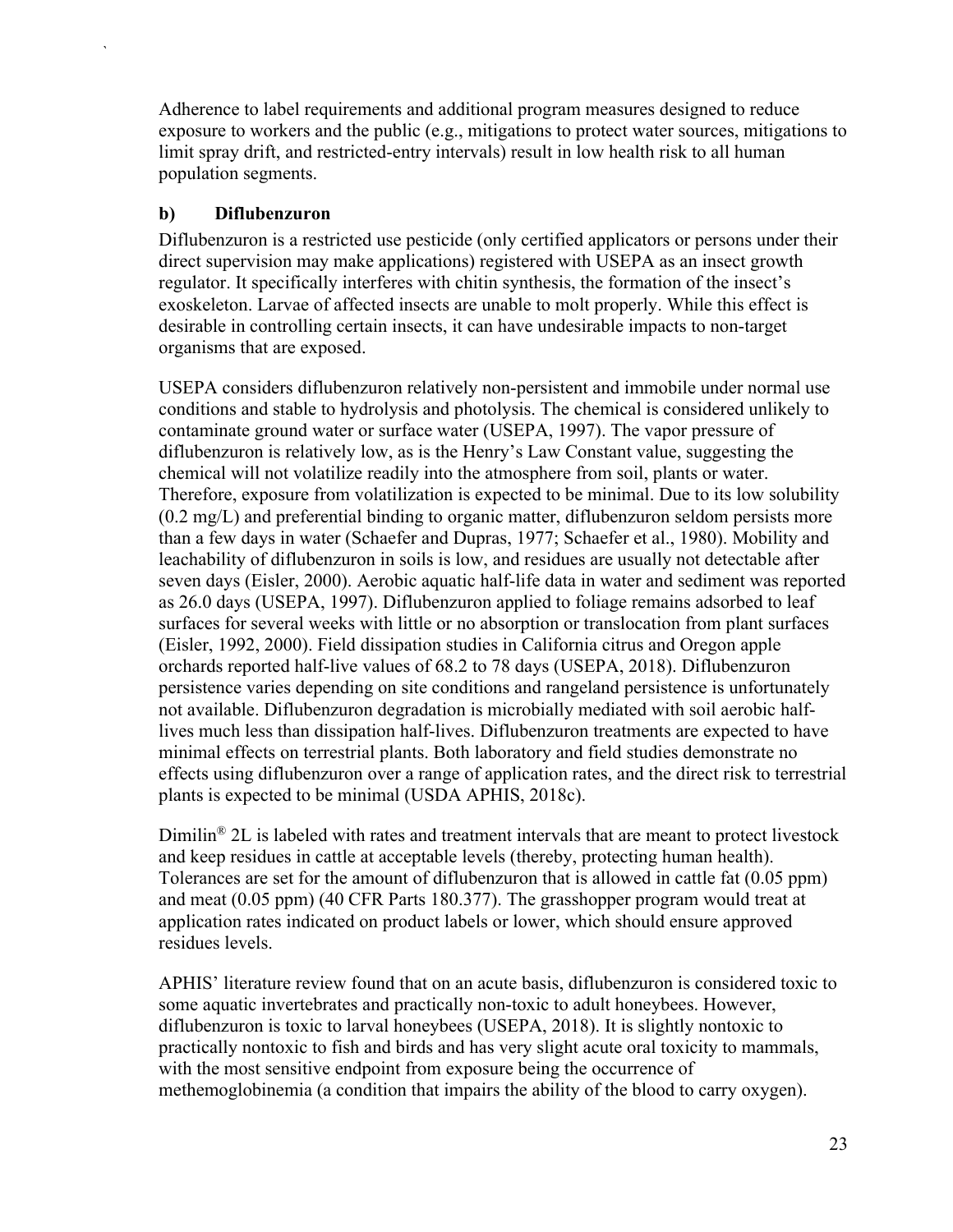Adherence to label requirements and additional program measures designed to reduce exposure to workers and the public (e.g., mitigations to protect water sources, mitigations to limit spray drift, and restricted-entry intervals) result in low health risk to all human population segments.

### b) Diflubenzuron

Diflubenzuron is a restricted use pesticide (only certified applicators or persons under their direct supervision may make applications) registered with USEPA as an insect growth regulator. It specifically interferes with chitin synthesis, the formation of the insect's exoskeleton. Larvae of affected insects are unable to molt properly. While this effect is desirable in controlling certain insects, it can have undesirable impacts to non-target organisms that are exposed.

USEPA considers diflubenzuron relatively non-persistent and immobile under normal use conditions and stable to hydrolysis and photolysis. The chemical is considered unlikely to contaminate ground water or surface water (USEPA, 1997). The vapor pressure of diflubenzuron is relatively low, as is the Henry's Law Constant value, suggesting the chemical will not volatilize readily into the atmosphere from soil, plants or water. Therefore, exposure from volatilization is expected to be minimal. Due to its low solubility (0.2 mg/L) and preferential binding to organic matter, diflubenzuron seldom persists more than a few days in water (Schaefer and Dupras, 1977; Schaefer et al., 1980). Mobility and leachability of diflubenzuron in soils is low, and residues are usually not detectable after seven days (Eisler, 2000). Aerobic aquatic half-life data in water and sediment was reported as 26.0 days (USEPA, 1997). Diflubenzuron applied to foliage remains adsorbed to leaf surfaces for several weeks with little or no absorption or translocation from plant surfaces (Eisler, 1992, 2000). Field dissipation studies in California citrus and Oregon apple orchards reported half-live values of 68.2 to 78 days (USEPA, 2018). Diflubenzuron persistence varies depending on site conditions and rangeland persistence is unfortunately not available. Diflubenzuron degradation is microbially mediated with soil aerobic half-lives much less than dissipation half-lives. Diflubenzuron treatments are expected to have minimal effects on terrestrial plants. Both laboratory and field studies demonstrate no effects using diflubenzuron over a range of application rates, and the direct risk to terrestrial plants is expected to be minimal (USDA APHIS, 2018c).

Dimilin® 2L is labeled with rates and treatment intervals that are meant to protect livestock and keep residues in cattle at acceptable levels (thereby, protecting human health). Tolerances are set for the amount of diflubenzuron that is allowed in cattle fat (0.05 ppm) and meat (0.05 ppm) (40 CFR Parts 180.377). The grasshopper program would treat at application rates indicated on product labels or lower, which should ensure approved residues levels.

APHIS' literature review found that on an acute basis, diflubenzuron is considered toxic to some aquatic invertebrates and practically non-toxic to adult honeybees. However, diflubenzuron is toxic to larval honeybees (USEPA, 2018). It is slightly nontoxic to practically nontoxic to fish and birds and has very slight acute oral toxicity to mammals, with the most sensitive endpoint from exposure being the occurrence of methemoglobinemia (a condition that impairs the ability of the blood to carry oxygen).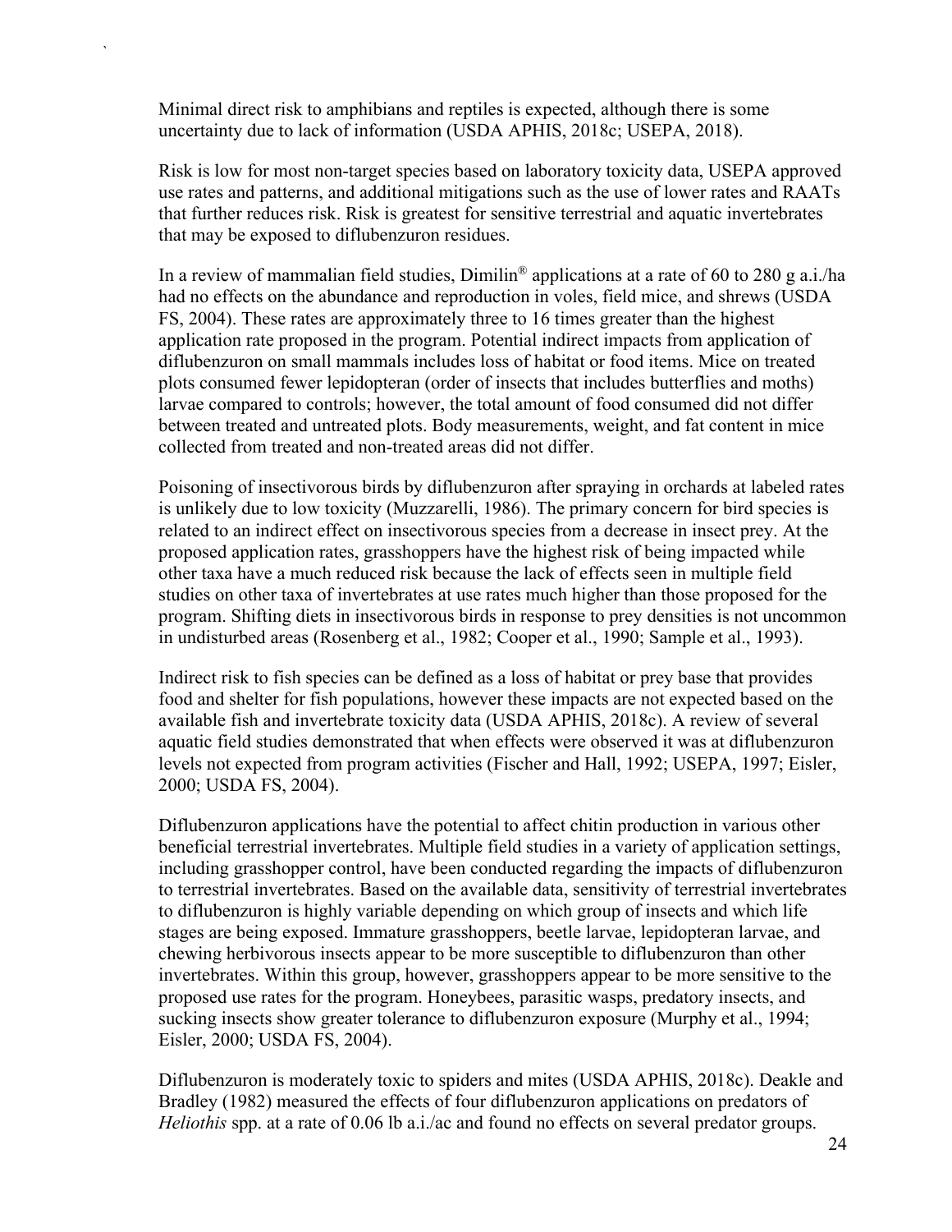Minimal direct risk to amphibians and reptiles is expected, although there is some uncertainty due to lack of information (USDA APHIS, 2018c; USEPA, 2018).

Risk is low for most non-target species based on laboratory toxicity data, USEPA approved use rates and patterns, and additional mitigations such as the use of lower rates and RAATs that further reduces risk. Risk is greatest for sensitive terrestrial and aquatic invertebrates that may be exposed to diflubenzuron residues.

In a review of mammalian field studies, Dimilin® applications at a rate of 60 to 280 g a.i./ha had no effects on the abundance and reproduction in voles, field mice, and shrews (USDA FS, 2004). These rates are approximately three to 16 times greater than the highest application rate proposed in the program. Potential indirect impacts from application of diflubenzuron on small mammals includes loss of habitat or food items. Mice on treated plots consumed fewer lepidopteran (order of insects that includes butterflies and moths) larvae compared to controls; however, the total amount of food consumed did not differ between treated and untreated plots. Body measurements, weight, and fat content in mice collected from treated and non-treated areas did not differ.

Poisoning of insectivorous birds by diflubenzuron after spraying in orchards at labeled rates is unlikely due to low toxicity (Muzzarelli, 1986). The primary concern for bird species is related to an indirect effect on insectivorous species from a decrease in insect prey. At the proposed application rates, grasshoppers have the highest risk of being impacted while other taxa have a much reduced risk because the lack of effects seen in multiple field studies on other taxa of invertebrates at use rates much higher than those proposed for the program. Shifting diets in insectivorous birds in response to prey densities is not uncommon in undisturbed areas (Rosenberg et al., 1982; Cooper et al., 1990; Sample et al., 1993).

Indirect risk to fish species can be defined as a loss of habitat or prey base that provides food and shelter for fish populations, however these impacts are not expected based on the available fish and invertebrate toxicity data (USDA APHIS, 2018c). A review of several aquatic field studies demonstrated that when effects were observed it was at diflubenzuron levels not expected from program activities (Fischer and Hall, 1992; USEPA, 1997; Eisler, 2000; USDA FS, 2004).

Diflubenzuron applications have the potential to affect chitin production in various other beneficial terrestrial invertebrates. Multiple field studies in a variety of application settings, including grasshopper control, have been conducted regarding the impacts of diflubenzuron to terrestrial invertebrates. Based on the available data, sensitivity of terrestrial invertebrates to diflubenzuron is highly variable depending on which group of insects and which life stages are being exposed. Immature grasshoppers, beetle larvae, lepidopteran larvae, and chewing herbivorous insects appear to be more susceptible to diflubenzuron than other invertebrates. Within this group, however, grasshoppers appear to be more sensitive to the proposed use rates for the program. Honeybees, parasitic wasps, predatory insects, and sucking insects show greater tolerance to diflubenzuron exposure (Murphy et al., 1994; Eisler, 2000; USDA FS, 2004).

Diflubenzuron is moderately toxic to spiders and mites (USDA APHIS, 2018c). Deakle and Bradley (1982) measured the effects of four diflubenzuron applications on predators of *Heliothis* spp. at a rate of 0.06 lb a.i./ac and found no effects on several predator groups.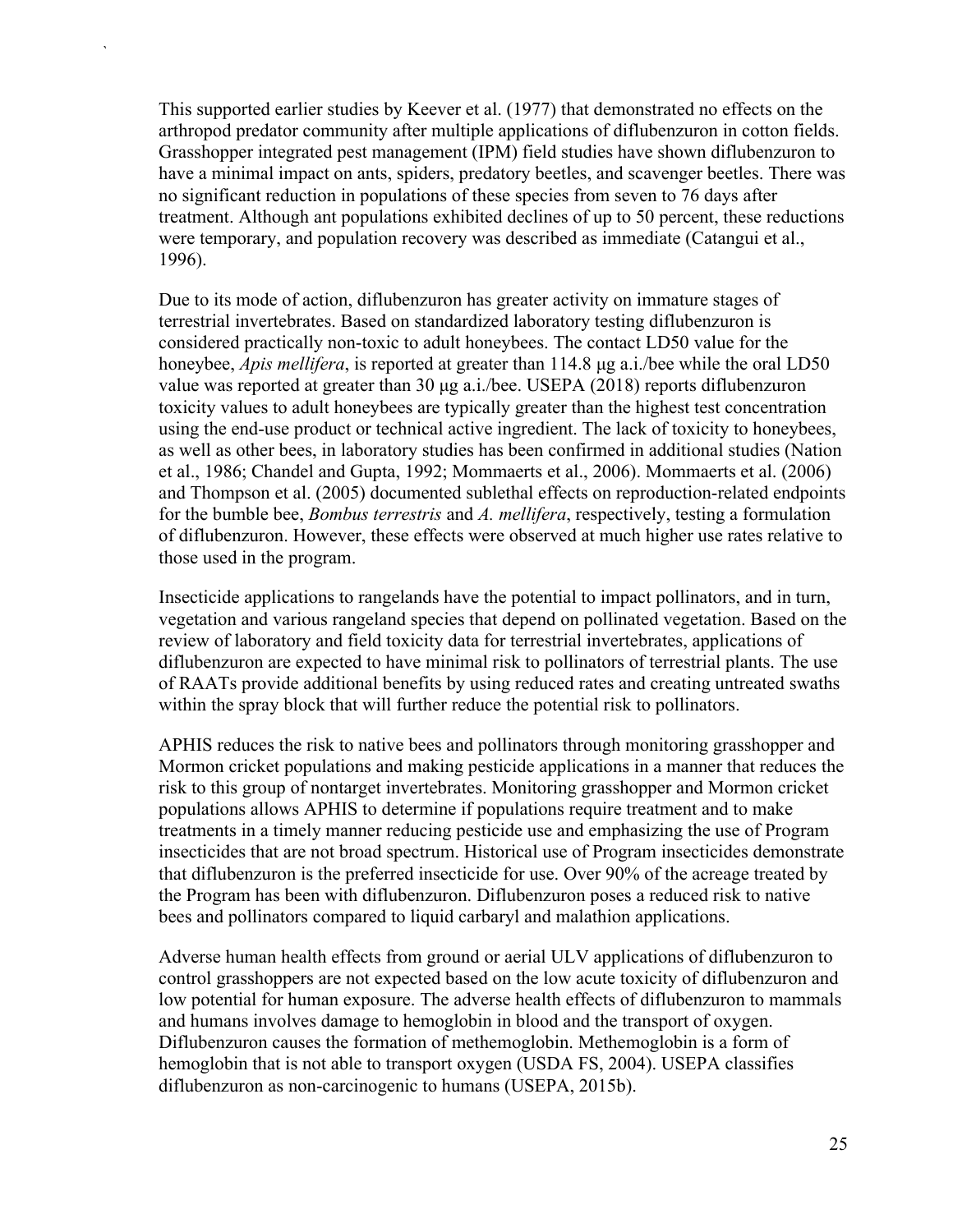This supported earlier studies by Keever et al. (1977) that demonstrated no effects on the arthropod predator community after multiple applications of diflubenzuron in cotton fields. Grasshopper integrated pest management (IPM) field studies have shown diflubenzuron to have a minimal impact on ants, spiders, predatory beetles, and scavenger beetles. There was no significant reduction in populations of these species from seven to 76 days after treatment. Although ant populations exhibited declines of up to 50 percent, these reductions were temporary, and population recovery was described as immediate (Catangui et al., 1996).

Due to its mode of action, diflubenzuron has greater activity on immature stages of terrestrial invertebrates. Based on standardized laboratory testing diflubenzuron is considered practically non-toxic to adult honeybees. The contact LD50 value for the honeybee, *Apis mellifera*, is reported at greater than 114.8 μg a.i./bee while the oral LD50 value was reported at greater than 30 μg a.i./bee. USEPA (2018) reports diflubenzuron toxicity values to adult honeybees are typically greater than the highest test concentration using the end-use product or technical active ingredient. The lack of toxicity to honeybees, as well as other bees, in laboratory studies has been confirmed in additional studies (Nation et al., 1986; Chandel and Gupta, 1992; Mommaerts et al., 2006). Mommaerts et al. (2006) and Thompson et al. (2005) documented sublethal effects on reproduction-related endpoints for the bumble bee, *Bombus terrestris* and *A. mellifera*, respectively, testing a formulation of diflubenzuron. However, these effects were observed at much higher use rates relative to those used in the program.

Insecticide applications to rangelands have the potential to impact pollinators, and in turn, vegetation and various rangeland species that depend on pollinated vegetation. Based on the review of laboratory and field toxicity data for terrestrial invertebrates, applications of diflubenzuron are expected to have minimal risk to pollinators of terrestrial plants. The use of RAATs provide additional benefits by using reduced rates and creating untreated swaths within the spray block that will further reduce the potential risk to pollinators.

APHIS reduces the risk to native bees and pollinators through monitoring grasshopper and Mormon cricket populations and making pesticide applications in a manner that reduces the risk to this group of nontarget invertebrates. Monitoring grasshopper and Mormon cricket populations allows APHIS to determine if populations require treatment and to make treatments in a timely manner reducing pesticide use and emphasizing the use of Program insecticides that are not broad spectrum. Historical use of Program insecticides demonstrate that diflubenzuron is the preferred insecticide for use. Over 90% of the acreage treated by the Program has been with diflubenzuron. Diflubenzuron poses a reduced risk to native bees and pollinators compared to liquid carbaryl and malathion applications.

Adverse human health effects from ground or aerial ULV applications of diflubenzuron to control grasshoppers are not expected based on the low acute toxicity of diflubenzuron and low potential for human exposure. The adverse health effects of diflubenzuron to mammals and humans involves damage to hemoglobin in blood and the transport of oxygen. Diflubenzuron causes the formation of methemoglobin. Methemoglobin is a form of hemoglobin that is not able to transport oxygen (USDA FS, 2004). USEPA classifies diflubenzuron as non-carcinogenic to humans (USEPA, 2015b).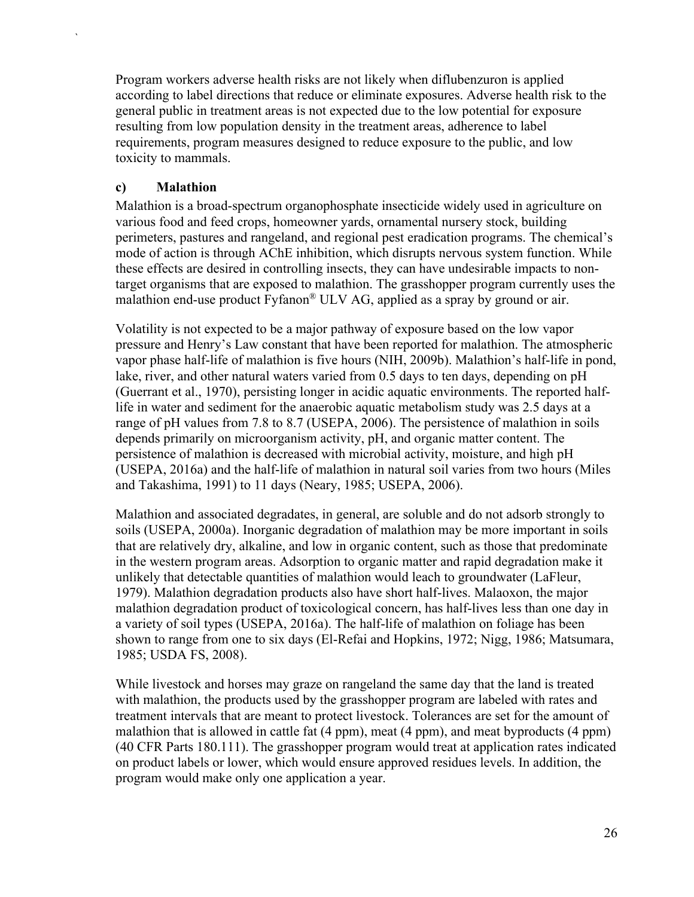Program workers adverse health risks are not likely when diflubenzuron is applied according to label directions that reduce or eliminate exposures. Adverse health risk to the general public in treatment areas is not expected due to the low potential for exposure resulting from low population density in the treatment areas, adherence to label requirements, program measures designed to reduce exposure to the public, and low toxicity to mammals.

#### c) Malathion

Malathion is a broad-spectrum organophosphate insecticide widely used in agriculture on various food and feed crops, homeowner yards, ornamental nursery stock, building perimeters, pastures and rangeland, and regional pest eradication programs. The chemical's mode of action is through AChE inhibition, which disrupts nervous system function. While these effects are desired in controlling insects, they can have undesirable impacts to non-target organisms that are exposed to malathion. The grasshopper program currently uses the malathion end-use product Fyfanon® ULV AG, applied as a spray by ground or air.

Volatility is not expected to be a major pathway of exposure based on the low vapor pressure and Henry's Law constant that have been reported for malathion. The atmospheric vapor phase half-life of malathion is five hours (NIH, 2009b). Malathion's half-life in pond, lake, river, and other natural waters varied from 0.5 days to ten days, depending on pH (Guerrant et al., 1970), persisting longer in acidic aquatic environments. The reported half-life in water and sediment for the anaerobic aquatic metabolism study was 2.5 days at a range of pH values from 7.8 to 8.7 (USEPA, 2006). The persistence of malathion in soils depends primarily on microorganism activity, pH, and organic matter content. The persistence of malathion is decreased with microbial activity, moisture, and high pH (USEPA, 2016a) and the half-life of malathion in natural soil varies from two hours (Miles and Takashima, 1991) to 11 days (Neary, 1985; USEPA, 2006).

Malathion and associated degradates, in general, are soluble and do not adsorb strongly to soils (USEPA, 2000a). Inorganic degradation of malathion may be more important in soils that are relatively dry, alkaline, and low in organic content, such as those that predominate in the western program areas. Adsorption to organic matter and rapid degradation make it unlikely that detectable quantities of malathion would leach to groundwater (LaFleur, 1979). Malathion degradation products also have short half-lives. Malaoxon, the major malathion degradation product of toxicological concern, has half-lives less than one day in a variety of soil types (USEPA, 2016a). The half-life of malathion on foliage has been shown to range from one to six days (El-Refai and Hopkins, 1972; Nigg, 1986; Matsumara, 1985; USDA FS, 2008).

While livestock and horses may graze on rangeland the same day that the land is treated with malathion, the products used by the grasshopper program are labeled with rates and treatment intervals that are meant to protect livestock. Tolerances are set for the amount of malathion that is allowed in cattle fat (4 ppm), meat (4 ppm), and meat byproducts (4 ppm) (40 CFR Parts 180.111). The grasshopper program would treat at application rates indicated on product labels or lower, which would ensure approved residues levels. In addition, the program would make only one application a year.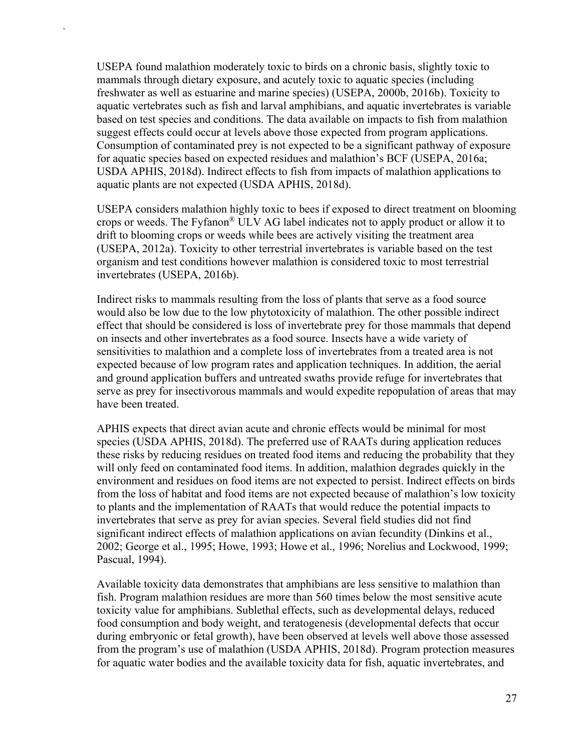USEPA found malathion moderately toxic to birds on a chronic basis, slightly toxic to mammals through dietary exposure, and acutely toxic to aquatic species (including freshwater as well as estuarine and marine species) (USEPA, 2000b, 2016b). Toxicity to aquatic vertebrates such as fish and larval amphibians, and aquatic invertebrates is variable based on test species and conditions. The data available on impacts to fish from malathion suggest effects could occur at levels above those expected from program applications. Consumption of contaminated prey is not expected to be a significant pathway of exposure for aquatic species based on expected residues and malathion's BCF (USEPA, 2016a; USDA APHIS, 2018d). Indirect effects to fish from impacts of malathion applications to aquatic plants are not expected (USDA APHIS, 2018d).

USEPA considers malathion highly toxic to bees if exposed to direct treatment on blooming crops or weeds. The Fyfanon® ULV AG label indicates not to apply product or allow it to drift to blooming crops or weeds while bees are actively visiting the treatment area (USEPA, 2012a). Toxicity to other terrestrial invertebrates is variable based on the test organism and test conditions however malathion is considered toxic to most terrestrial invertebrates (USEPA, 2016b).

Indirect risks to mammals resulting from the loss of plants that serve as a food source would also be low due to the low phytotoxicity of malathion. The other possible indirect effect that should be considered is loss of invertebrate prey for those mammals that depend on insects and other invertebrates as a food source. Insects have a wide variety of sensitivities to malathion and a complete loss of invertebrates from a treated area is not expected because of low program rates and application techniques. In addition, the aerial and ground application buffers and untreated swaths provide refuge for invertebrates that serve as prey for insectivorous mammals and would expedite repopulation of areas that may have been treated.

APHIS expects that direct avian acute and chronic effects would be minimal for most species (USDA APHIS, 2018d). The preferred use of RAATs during application reduces these risks by reducing residues on treated food items and reducing the probability that they will only feed on contaminated food items. In addition, malathion degrades quickly in the environment and residues on food items are not expected to persist. Indirect effects on birds from the loss of habitat and food items are not expected because of malathion's low toxicity to plants and the implementation of RAATs that would reduce the potential impacts to invertebrates that serve as prey for avian species. Several field studies did not find significant indirect effects of malathion applications on avian fecundity (Dinkins et al., 2002; George et al., 1995; Howe, 1993; Howe et al., 1996; Norelius and Lockwood, 1999; Pascual, 1994).

Available toxicity data demonstrates that amphibians are less sensitive to malathion than fish. Program malathion residues are more than 560 times below the most sensitive acute toxicity value for amphibians. Sublethal effects, such as developmental delays, reduced food consumption and body weight, and teratogenesis (developmental defects that occur during embryonic or fetal growth), have been observed at levels well above those assessed from the program's use of malathion (USDA APHIS, 2018d). Program protection measures for aquatic water bodies and the available toxicity data for fish, aquatic invertebrates, and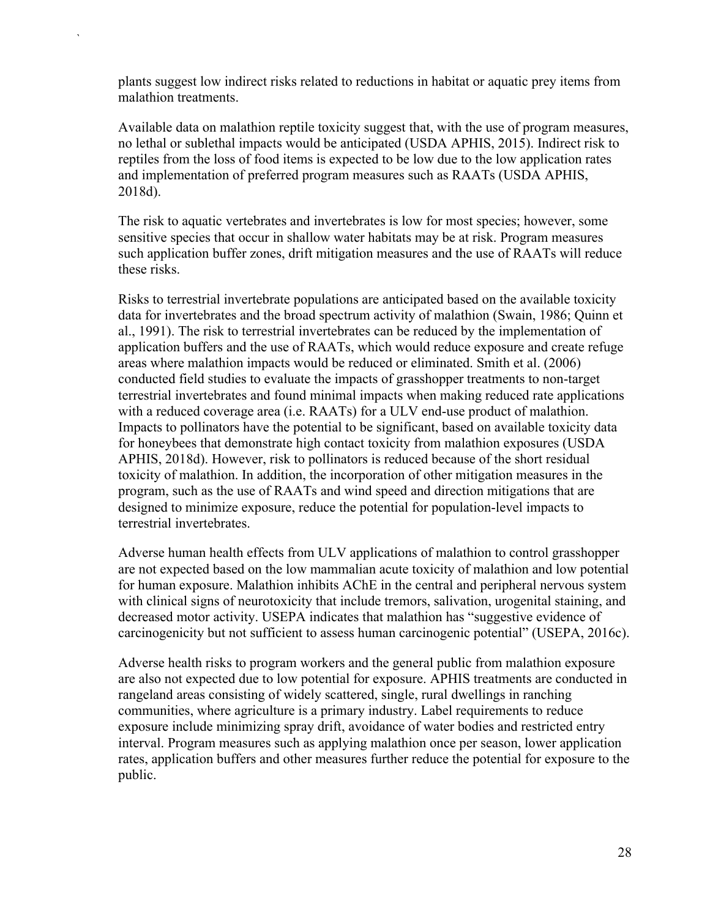plants suggest low indirect risks related to reductions in habitat or aquatic prey items from malathion treatments.

Available data on malathion reptile toxicity suggest that, with the use of program measures, no lethal or sublethal impacts would be anticipated (USDA APHIS, 2015). Indirect risk to reptiles from the loss of food items is expected to be low due to the low application rates and implementation of preferred program measures such as RAATs (USDA APHIS, 2018d).

The risk to aquatic vertebrates and invertebrates is low for most species; however, some sensitive species that occur in shallow water habitats may be at risk. Program measures such application buffer zones, drift mitigation measures and the use of RAATs will reduce these risks.

Risks to terrestrial invertebrate populations are anticipated based on the available toxicity data for invertebrates and the broad spectrum activity of malathion (Swain, 1986; Quinn et al., 1991). The risk to terrestrial invertebrates can be reduced by the implementation of application buffers and the use of RAATs, which would reduce exposure and create refuge areas where malathion impacts would be reduced or eliminated. Smith et al. (2006) conducted field studies to evaluate the impacts of grasshopper treatments to non-target terrestrial invertebrates and found minimal impacts when making reduced rate applications with a reduced coverage area (i.e. RAATs) for a ULV end-use product of malathion. Impacts to pollinators have the potential to be significant, based on available toxicity data for honeybees that demonstrate high contact toxicity from malathion exposures (USDA APHIS, 2018d). However, risk to pollinators is reduced because of the short residual toxicity of malathion. In addition, the incorporation of other mitigation measures in the program, such as the use of RAATs and wind speed and direction mitigations that are designed to minimize exposure, reduce the potential for population-level impacts to terrestrial invertebrates.

Adverse human health effects from ULV applications of malathion to control grasshopper are not expected based on the low mammalian acute toxicity of malathion and low potential for human exposure. Malathion inhibits AChE in the central and peripheral nervous system with clinical signs of neurotoxicity that include tremors, salivation, urogenital staining, and decreased motor activity. USEPA indicates that malathion has "suggestive evidence of carcinogenicity but not sufficient to assess human carcinogenic potential" (USEPA, 2016c).

Adverse health risks to program workers and the general public from malathion exposure are also not expected due to low potential for exposure. APHIS treatments are conducted in rangeland areas consisting of widely scattered, single, rural dwellings in ranching communities, where agriculture is a primary industry. Label requirements to reduce exposure include minimizing spray drift, avoidance of water bodies and restricted entry interval. Program measures such as applying malathion once per season, lower application rates, application buffers and other measures further reduce the potential for exposure to the public.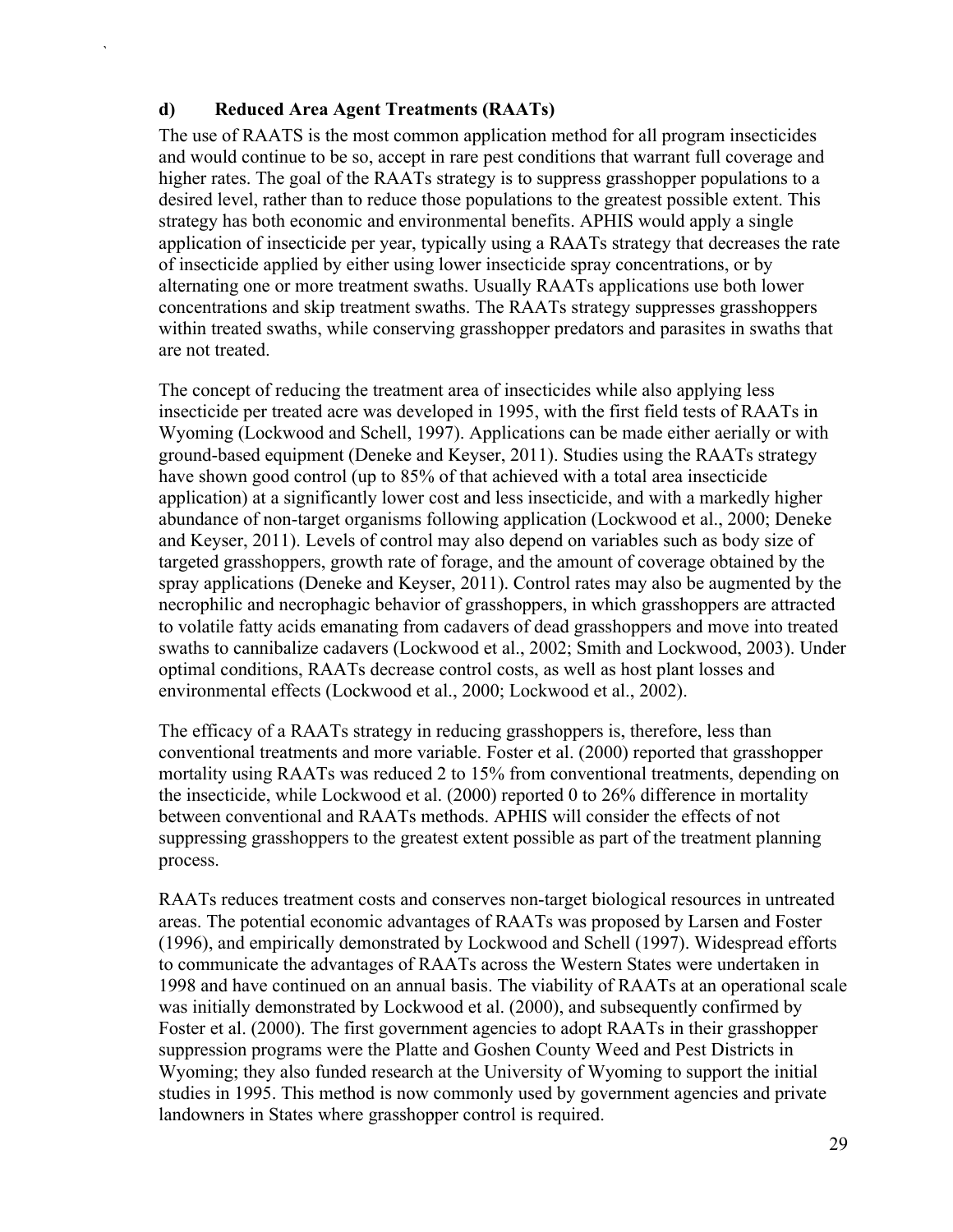#### d) Reduced Area Agent Treatments (RAATs)

The use of RAATS is the most common application method for all program insecticides and would continue to be so, accept in rare pest conditions that warrant full coverage and higher rates. The goal of the RAATs strategy is to suppress grasshopper populations to a desired level, rather than to reduce those populations to the greatest possible extent. This strategy has both economic and environmental benefits. APHIS would apply a single application of insecticide per year, typically using a RAATs strategy that decreases the rate of insecticide applied by either using lower insecticide spray concentrations, or by alternating one or more treatment swaths. Usually RAATs applications use both lower concentrations and skip treatment swaths. The RAATs strategy suppresses grasshoppers within treated swaths, while conserving grasshopper predators and parasites in swaths that are not treated.

The concept of reducing the treatment area of insecticides while also applying less insecticide per treated acre was developed in 1995, with the first field tests of RAATs in Wyoming (Lockwood and Schell, 1997). Applications can be made either aerially or with ground-based equipment (Deneke and Keyser, 2011). Studies using the RAATs strategy have shown good control (up to 85% of that achieved with a total area insecticide application) at a significantly lower cost and less insecticide, and with a markedly higher abundance of non-target organisms following application (Lockwood et al., 2000; Deneke and Keyser, 2011). Levels of control may also depend on variables such as body size of targeted grasshoppers, growth rate of forage, and the amount of coverage obtained by the spray applications (Deneke and Keyser, 2011). Control rates may also be augmented by the necrophilic and necrophagic behavior of grasshoppers, in which grasshoppers are attracted to volatile fatty acids emanating from cadavers of dead grasshoppers and move into treated swaths to cannibalize cadavers (Lockwood et al., 2002; Smith and Lockwood, 2003). Under optimal conditions, RAATs decrease control costs, as well as host plant losses and environmental effects (Lockwood et al., 2000; Lockwood et al., 2002).

The efficacy of a RAATs strategy in reducing grasshoppers is, therefore, less than conventional treatments and more variable. Foster et al. (2000) reported that grasshopper mortality using RAATs was reduced 2 to 15% from conventional treatments, depending on the insecticide, while Lockwood et al. (2000) reported 0 to 26% difference in mortality between conventional and RAATs methods. APHIS will consider the effects of not suppressing grasshoppers to the greatest extent possible as part of the treatment planning process.

RAATs reduces treatment costs and conserves non-target biological resources in untreated areas. The potential economic advantages of RAATs was proposed by Larsen and Foster (1996), and empirically demonstrated by Lockwood and Schell (1997). Widespread efforts to communicate the advantages of RAATs across the Western States were undertaken in 1998 and have continued on an annual basis. The viability of RAATs at an operational scale was initially demonstrated by Lockwood et al. (2000), and subsequently confirmed by Foster et al. (2000). The first government agencies to adopt RAATs in their grasshopper suppression programs were the Platte and Goshen County Weed and Pest Districts in Wyoming; they also funded research at the University of Wyoming to support the initial studies in 1995. This method is now commonly used by government agencies and private landowners in States where grasshopper control is required.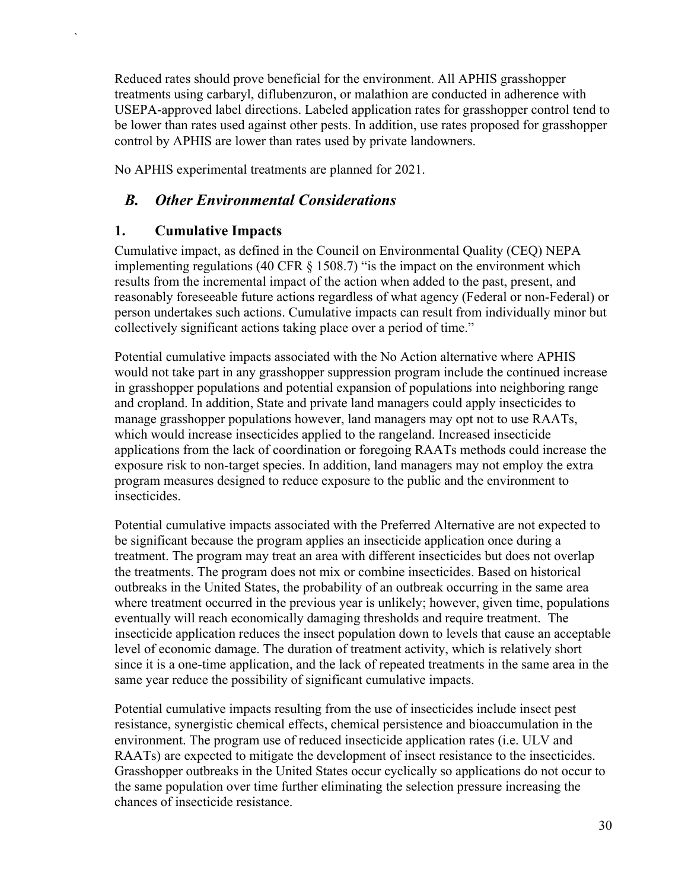Reduced rates should prove beneficial for the environment. All APHIS grasshopper treatments using carbaryl, diflubenzuron, or malathion are conducted in adherence with USEPA-approved label directions. Labeled application rates for grasshopper control tend to be lower than rates used against other pests. In addition, use rates proposed for grasshopper control by APHIS are lower than rates used by private landowners.

No APHIS experimental treatments are planned for 2021.

## *B. Other Environmental Considerations*

### 1. Cumulative Impacts

Cumulative impact, as defined in the Council on Environmental Quality (CEQ) NEPA implementing regulations (40 CFR § 1508.7) "is the impact on the environment which results from the incremental impact of the action when added to the past, present, and reasonably foreseeable future actions regardless of what agency (Federal or non-Federal) or person undertakes such actions. Cumulative impacts can result from individually minor but collectively significant actions taking place over a period of time."

Potential cumulative impacts associated with the No Action alternative where APHIS would not take part in any grasshopper suppression program include the continued increase in grasshopper populations and potential expansion of populations into neighboring range and cropland. In addition, State and private land managers could apply insecticides to manage grasshopper populations however, land managers may opt not to use RAATs, which would increase insecticides applied to the rangeland. Increased insecticide applications from the lack of coordination or foregoing RAATs methods could increase the exposure risk to non-target species. In addition, land managers may not employ the extra program measures designed to reduce exposure to the public and the environment to insecticides.

Potential cumulative impacts associated with the Preferred Alternative are not expected to be significant because the program applies an insecticide application once during a treatment. The program may treat an area with different insecticides but does not overlap the treatments. The program does not mix or combine insecticides. Based on historical outbreaks in the United States, the probability of an outbreak occurring in the same area where treatment occurred in the previous year is unlikely; however, given time, populations eventually will reach economically damaging thresholds and require treatment. The insecticide application reduces the insect population down to levels that cause an acceptable level of economic damage. The duration of treatment activity, which is relatively short since it is a one-time application, and the lack of repeated treatments in the same area in the same year reduce the possibility of significant cumulative impacts.

Potential cumulative impacts resulting from the use of insecticides include insect pest resistance, synergistic chemical effects, chemical persistence and bioaccumulation in the environment. The program use of reduced insecticide application rates (i.e. ULV and RAATs) are expected to mitigate the development of insect resistance to the insecticides. Grasshopper outbreaks in the United States occur cyclically so applications do not occur to the same population over time further eliminating the selection pressure increasing the chances of insecticide resistance.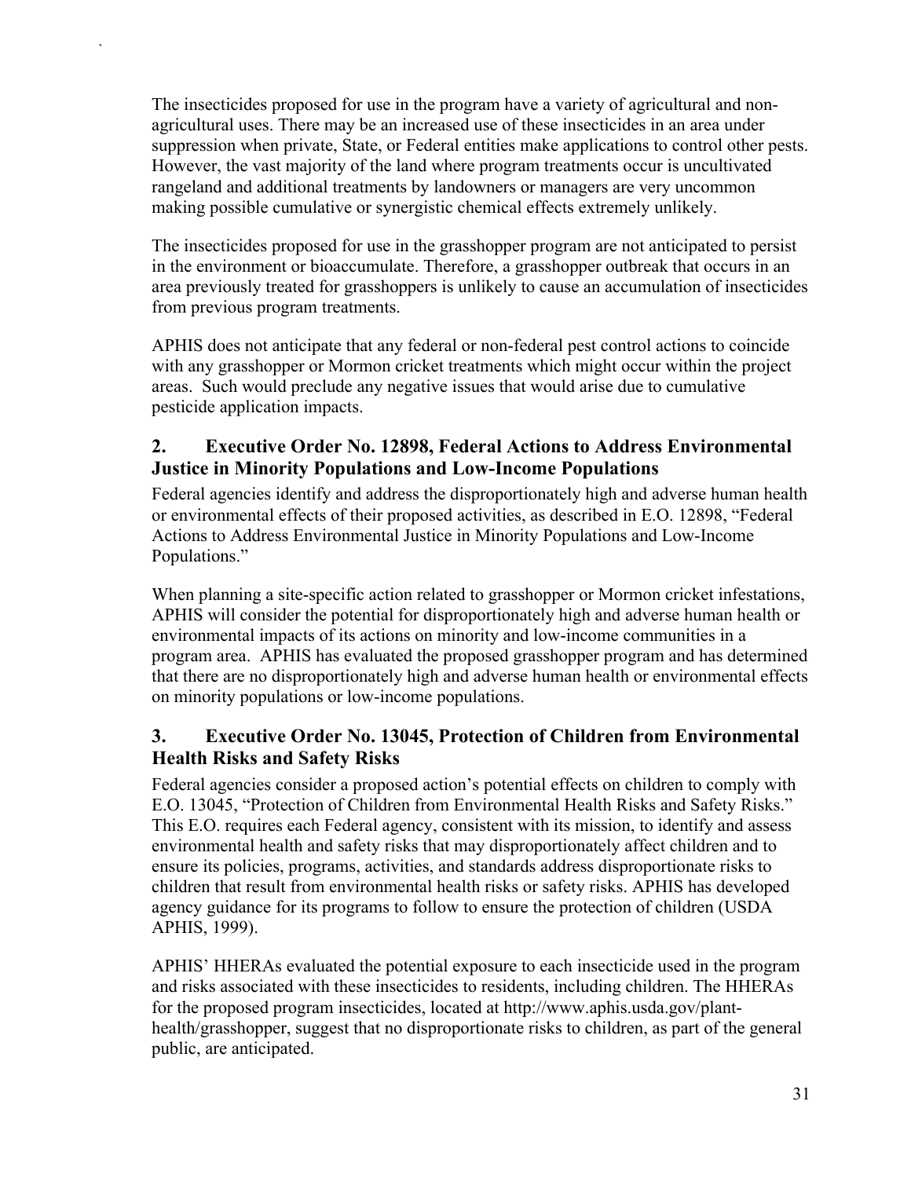The insecticides proposed for use in the program have a variety of agricultural and non-agricultural uses. There may be an increased use of these insecticides in an area under suppression when private, State, or Federal entities make applications to control other pests. However, the vast majority of the land where program treatments occur is uncultivated rangeland and additional treatments by landowners or managers are very uncommon making possible cumulative or synergistic chemical effects extremely unlikely.

The insecticides proposed for use in the grasshopper program are not anticipated to persist in the environment or bioaccumulate. Therefore, a grasshopper outbreak that occurs in an area previously treated for grasshoppers is unlikely to cause an accumulation of insecticides from previous program treatments.

APHIS does not anticipate that any federal or non-federal pest control actions to coincide with any grasshopper or Mormon cricket treatments which might occur within the project areas. Such would preclude any negative issues that would arise due to cumulative pesticide application impacts.

### 2. Executive Order No. 12898, Federal Actions to Address Environmental Justice in Minority Populations and Low-Income Populations

Federal agencies identify and address the disproportionately high and adverse human health or environmental effects of their proposed activities, as described in E.O. 12898, "Federal Actions to Address Environmental Justice in Minority Populations and Low-Income Populations."

When planning a site-specific action related to grasshopper or Mormon cricket infestations, APHIS will consider the potential for disproportionately high and adverse human health or environmental impacts of its actions on minority and low-income communities in a program area. APHIS has evaluated the proposed grasshopper program and has determined that there are no disproportionately high and adverse human health or environmental effects on minority populations or low-income populations.

### 3. Executive Order No. 13045, Protection of Children from Environmental Health Risks and Safety Risks

Federal agencies consider a proposed action's potential effects on children to comply with E.O. 13045, "Protection of Children from Environmental Health Risks and Safety Risks." This E.O. requires each Federal agency, consistent with its mission, to identify and assess environmental health and safety risks that may disproportionately affect children and to ensure its policies, programs, activities, and standards address disproportionate risks to children that result from environmental health risks or safety risks. APHIS has developed agency guidance for its programs to follow to ensure the protection of children (USDA APHIS, 1999).

APHIS' HHERAs evaluated the potential exposure to each insecticide used in the program and risks associated with these insecticides to residents, including children. The HHERAs for the proposed program insecticides, located at http://www.aphis.usda.gov/plant-health/grasshopper, suggest that no disproportionate risks to children, as part of the general public, are anticipated.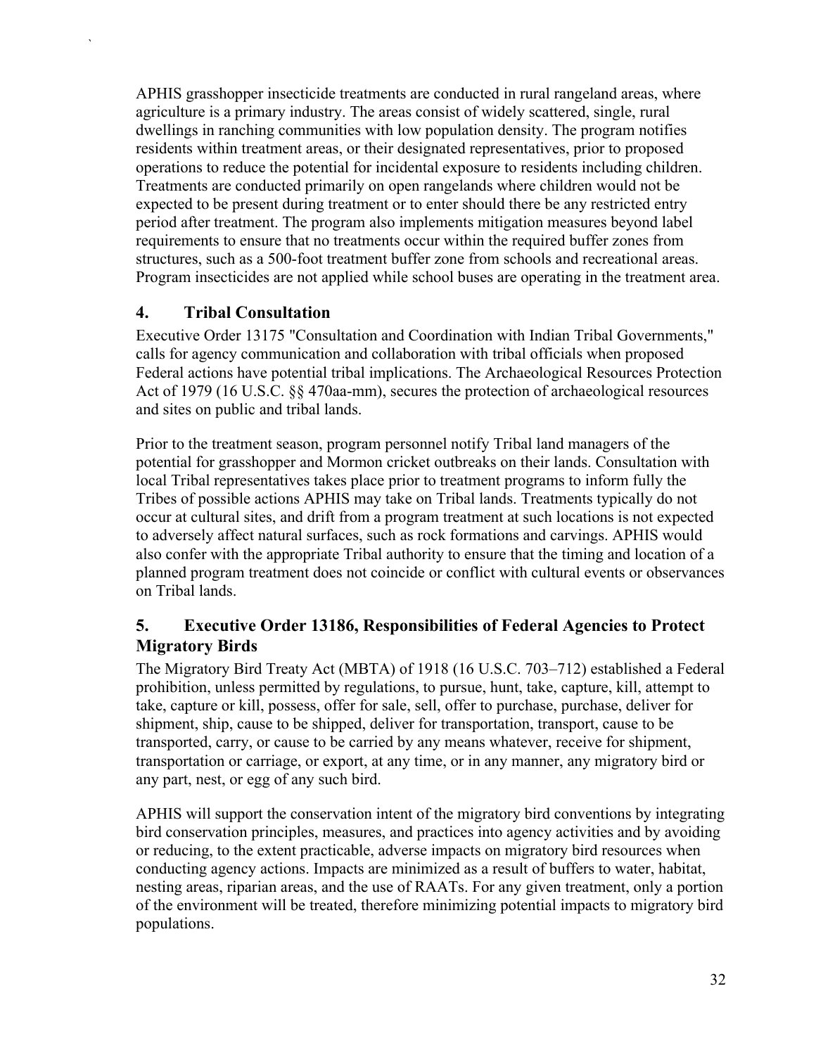APHIS grasshopper insecticide treatments are conducted in rural rangeland areas, where agriculture is a primary industry. The areas consist of widely scattered, single, rural dwellings in ranching communities with low population density. The program notifies residents within treatment areas, or their designated representatives, prior to proposed operations to reduce the potential for incidental exposure to residents including children. Treatments are conducted primarily on open rangelands where children would not be expected to be present during treatment or to enter should there be any restricted entry period after treatment. The program also implements mitigation measures beyond label requirements to ensure that no treatments occur within the required buffer zones from structures, such as a 500-foot treatment buffer zone from schools and recreational areas. Program insecticides are not applied while school buses are operating in the treatment area.

## 4. Tribal Consultation

Executive Order 13175 "Consultation and Coordination with Indian Tribal Governments," calls for agency communication and collaboration with tribal officials when proposed Federal actions have potential tribal implications. The Archaeological Resources Protection Act of 1979 (16 U.S.C. §§ 470aa-mm), secures the protection of archaeological resources and sites on public and tribal lands.

Prior to the treatment season, program personnel notify Tribal land managers of the potential for grasshopper and Mormon cricket outbreaks on their lands. Consultation with local Tribal representatives takes place prior to treatment programs to inform fully the Tribes of possible actions APHIS may take on Tribal lands. Treatments typically do not occur at cultural sites, and drift from a program treatment at such locations is not expected to adversely affect natural surfaces, such as rock formations and carvings. APHIS would also confer with the appropriate Tribal authority to ensure that the timing and location of a planned program treatment does not coincide or conflict with cultural events or observances on Tribal lands.

## 5. Executive Order 13186, Responsibilities of Federal Agencies to Protect Migratory Birds

The Migratory Bird Treaty Act (MBTA) of 1918 (16 U.S.C. 703–712) established a Federal prohibition, unless permitted by regulations, to pursue, hunt, take, capture, kill, attempt to take, capture or kill, possess, offer for sale, sell, offer to purchase, purchase, deliver for shipment, ship, cause to be shipped, deliver for transportation, transport, cause to be transported, carry, or cause to be carried by any means whatever, receive for shipment, transportation or carriage, or export, at any time, or in any manner, any migratory bird or any part, nest, or egg of any such bird.

APHIS will support the conservation intent of the migratory bird conventions by integrating bird conservation principles, measures, and practices into agency activities and by avoiding or reducing, to the extent practicable, adverse impacts on migratory bird resources when conducting agency actions. Impacts are minimized as a result of buffers to water, habitat, nesting areas, riparian areas, and the use of RAATs. For any given treatment, only a portion of the environment will be treated, therefore minimizing potential impacts to migratory bird populations.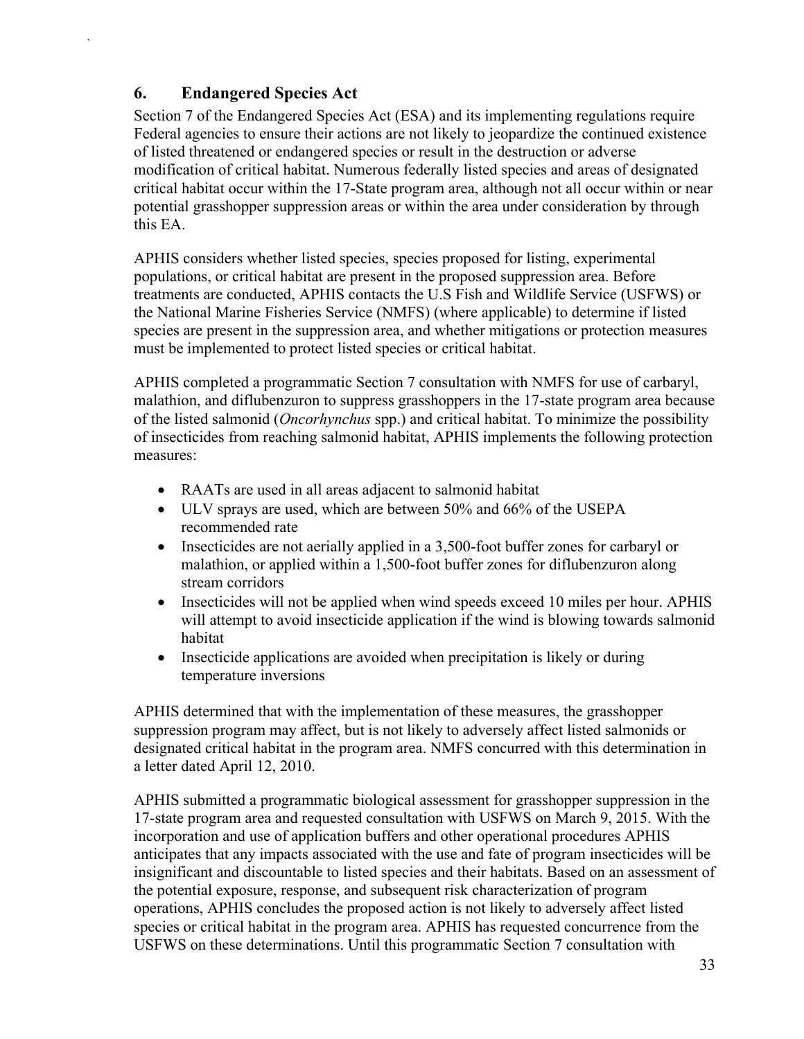## 6. Endangered Species Act

Section 7 of the Endangered Species Act (ESA) and its implementing regulations require Federal agencies to ensure their actions are not likely to jeopardize the continued existence of listed threatened or endangered species or result in the destruction or adverse modification of critical habitat. Numerous federally listed species and areas of designated critical habitat occur within the 17-State program area, although not all occur within or near potential grasshopper suppression areas or within the area under consideration by through this EA.

APHIS considers whether listed species, species proposed for listing, experimental populations, or critical habitat are present in the proposed suppression area. Before treatments are conducted, APHIS contacts the U.S Fish and Wildlife Service (USFWS) or the National Marine Fisheries Service (NMFS) (where applicable) to determine if listed species are present in the suppression area, and whether mitigations or protection measures must be implemented to protect listed species or critical habitat.

APHIS completed a programmatic Section 7 consultation with NMFS for use of carbaryl, malathion, and diflubenzuron to suppress grasshoppers in the 17-state program area because of the listed salmonid (*Oncorhynchus* spp.) and critical habitat. To minimize the possibility of insecticides from reaching salmonid habitat, APHIS implements the following protection measures:

- RAATs are used in all areas adjacent to salmonid habitat
- ULV sprays are used, which are between 50% and 66% of the USEPA recommended rate
- Insecticides are not aerially applied in a 3,500-foot buffer zones for carbaryl or malathion, or applied within a 1,500-foot buffer zones for diflubenzuron along stream corridors
- Insecticides will not be applied when wind speeds exceed 10 miles per hour. APHIS will attempt to avoid insecticide application if the wind is blowing towards salmonid habitat
- Insecticide applications are avoided when precipitation is likely or during temperature inversions

APHIS determined that with the implementation of these measures, the grasshopper suppression program may affect, but is not likely to adversely affect listed salmonids or designated critical habitat in the program area. NMFS concurred with this determination in a letter dated April 12, 2010.

APHIS submitted a programmatic biological assessment for grasshopper suppression in the 17-state program area and requested consultation with USFWS on March 9, 2015. With the incorporation and use of application buffers and other operational procedures APHIS anticipates that any impacts associated with the use and fate of program insecticides will be insignificant and discountable to listed species and their habitats. Based on an assessment of the potential exposure, response, and subsequent risk characterization of program operations, APHIS concludes the proposed action is not likely to adversely affect listed species or critical habitat in the program area. APHIS has requested concurrence from the USFWS on these determinations. Until this programmatic Section 7 consultation with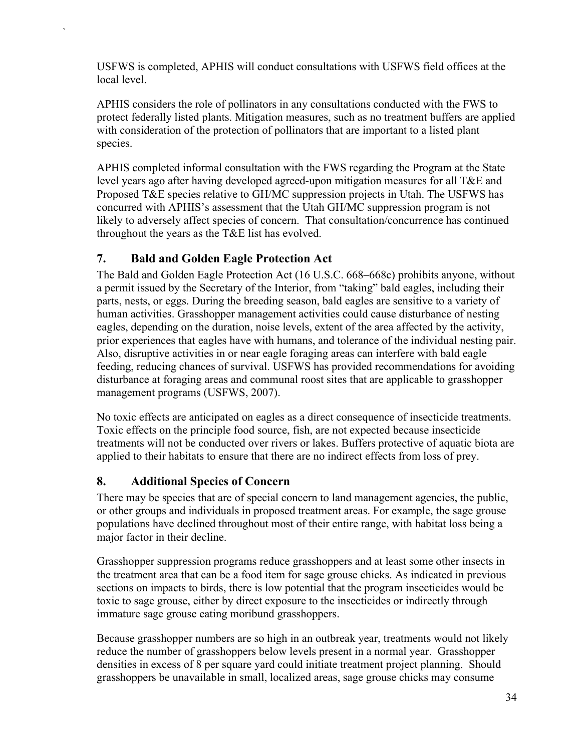USFWS is completed, APHIS will conduct consultations with USFWS field offices at the local level.

APHIS considers the role of pollinators in any consultations conducted with the FWS to protect federally listed plants. Mitigation measures, such as no treatment buffers are applied with consideration of the protection of pollinators that are important to a listed plant species.

APHIS completed informal consultation with the FWS regarding the Program at the State level years ago after having developed agreed-upon mitigation measures for all T&E and Proposed T&E species relative to GH/MC suppression projects in Utah. The USFWS has concurred with APHIS's assessment that the Utah GH/MC suppression program is not likely to adversely affect species of concern. That consultation/concurrence has continued throughout the years as the T&E list has evolved.

## 7. Bald and Golden Eagle Protection Act

The Bald and Golden Eagle Protection Act (16 U.S.C. 668–668c) prohibits anyone, without a permit issued by the Secretary of the Interior, from "taking" bald eagles, including their parts, nests, or eggs. During the breeding season, bald eagles are sensitive to a variety of human activities. Grasshopper management activities could cause disturbance of nesting eagles, depending on the duration, noise levels, extent of the area affected by the activity, prior experiences that eagles have with humans, and tolerance of the individual nesting pair. Also, disruptive activities in or near eagle foraging areas can interfere with bald eagle feeding, reducing chances of survival. USFWS has provided recommendations for avoiding disturbance at foraging areas and communal roost sites that are applicable to grasshopper management programs (USFWS, 2007).

No toxic effects are anticipated on eagles as a direct consequence of insecticide treatments. Toxic effects on the principle food source, fish, are not expected because insecticide treatments will not be conducted over rivers or lakes. Buffers protective of aquatic biota are applied to their habitats to ensure that there are no indirect effects from loss of prey.

## 8. Additional Species of Concern

There may be species that are of special concern to land management agencies, the public, or other groups and individuals in proposed treatment areas. For example, the sage grouse populations have declined throughout most of their entire range, with habitat loss being a major factor in their decline.

Grasshopper suppression programs reduce grasshoppers and at least some other insects in the treatment area that can be a food item for sage grouse chicks. As indicated in previous sections on impacts to birds, there is low potential that the program insecticides would be toxic to sage grouse, either by direct exposure to the insecticides or indirectly through immature sage grouse eating moribund grasshoppers.

Because grasshopper numbers are so high in an outbreak year, treatments would not likely reduce the number of grasshoppers below levels present in a normal year. Grasshopper densities in excess of 8 per square yard could initiate treatment project planning. Should grasshoppers be unavailable in small, localized areas, sage grouse chicks may consume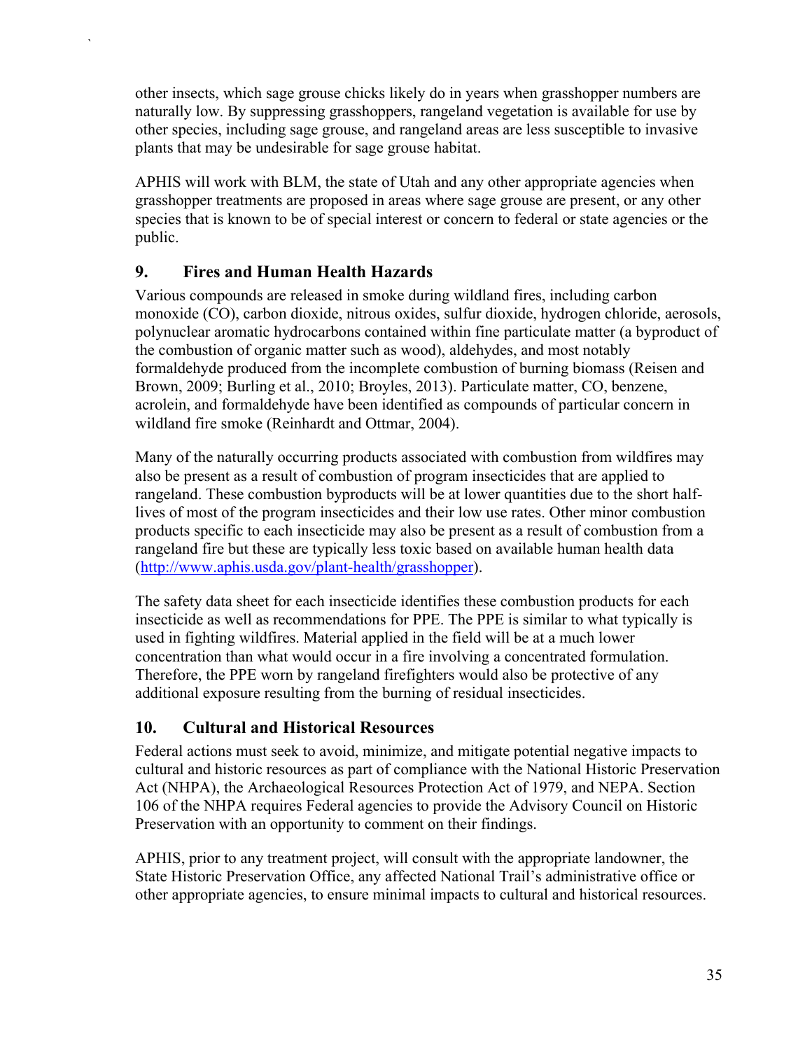other insects, which sage grouse chicks likely do in years when grasshopper numbers are naturally low. By suppressing grasshoppers, rangeland vegetation is available for use by other species, including sage grouse, and rangeland areas are less susceptible to invasive plants that may be undesirable for sage grouse habitat.

APHIS will work with BLM, the state of Utah and any other appropriate agencies when grasshopper treatments are proposed in areas where sage grouse are present, or any other species that is known to be of special interest or concern to federal or state agencies or the public.

## 9. Fires and Human Health Hazards

Various compounds are released in smoke during wildland fires, including carbon monoxide (CO), carbon dioxide, nitrous oxides, sulfur dioxide, hydrogen chloride, aerosols, polynuclear aromatic hydrocarbons contained within fine particulate matter (a byproduct of the combustion of organic matter such as wood), aldehydes, and most notably formaldehyde produced from the incomplete combustion of burning biomass (Reisen and Brown, 2009; Burling et al., 2010; Broyles, 2013). Particulate matter, CO, benzene, acrolein, and formaldehyde have been identified as compounds of particular concern in wildland fire smoke (Reinhardt and Ottmar, 2004).

Many of the naturally occurring products associated with combustion from wildfires may also be present as a result of combustion of program insecticides that are applied to rangeland. These combustion byproducts will be at lower quantities due to the short half-lives of most of the program insecticides and their low use rates. Other minor combustion products specific to each insecticide may also be present as a result of combustion from a rangeland fire but these are typically less toxic based on available human health data (http://www.aphis.usda.gov/plant-health/grasshopper).

The safety data sheet for each insecticide identifies these combustion products for each insecticide as well as recommendations for PPE. The PPE is similar to what typically is used in fighting wildfires. Material applied in the field will be at a much lower concentration than what would occur in a fire involving a concentrated formulation. Therefore, the PPE worn by rangeland firefighters would also be protective of any additional exposure resulting from the burning of residual insecticides.

## 10. Cultural and Historical Resources

Federal actions must seek to avoid, minimize, and mitigate potential negative impacts to cultural and historic resources as part of compliance with the National Historic Preservation Act (NHPA), the Archaeological Resources Protection Act of 1979, and NEPA. Section 106 of the NHPA requires Federal agencies to provide the Advisory Council on Historic Preservation with an opportunity to comment on their findings.

APHIS, prior to any treatment project, will consult with the appropriate landowner, the State Historic Preservation Office, any affected National Trail's administrative office or other appropriate agencies, to ensure minimal impacts to cultural and historical resources.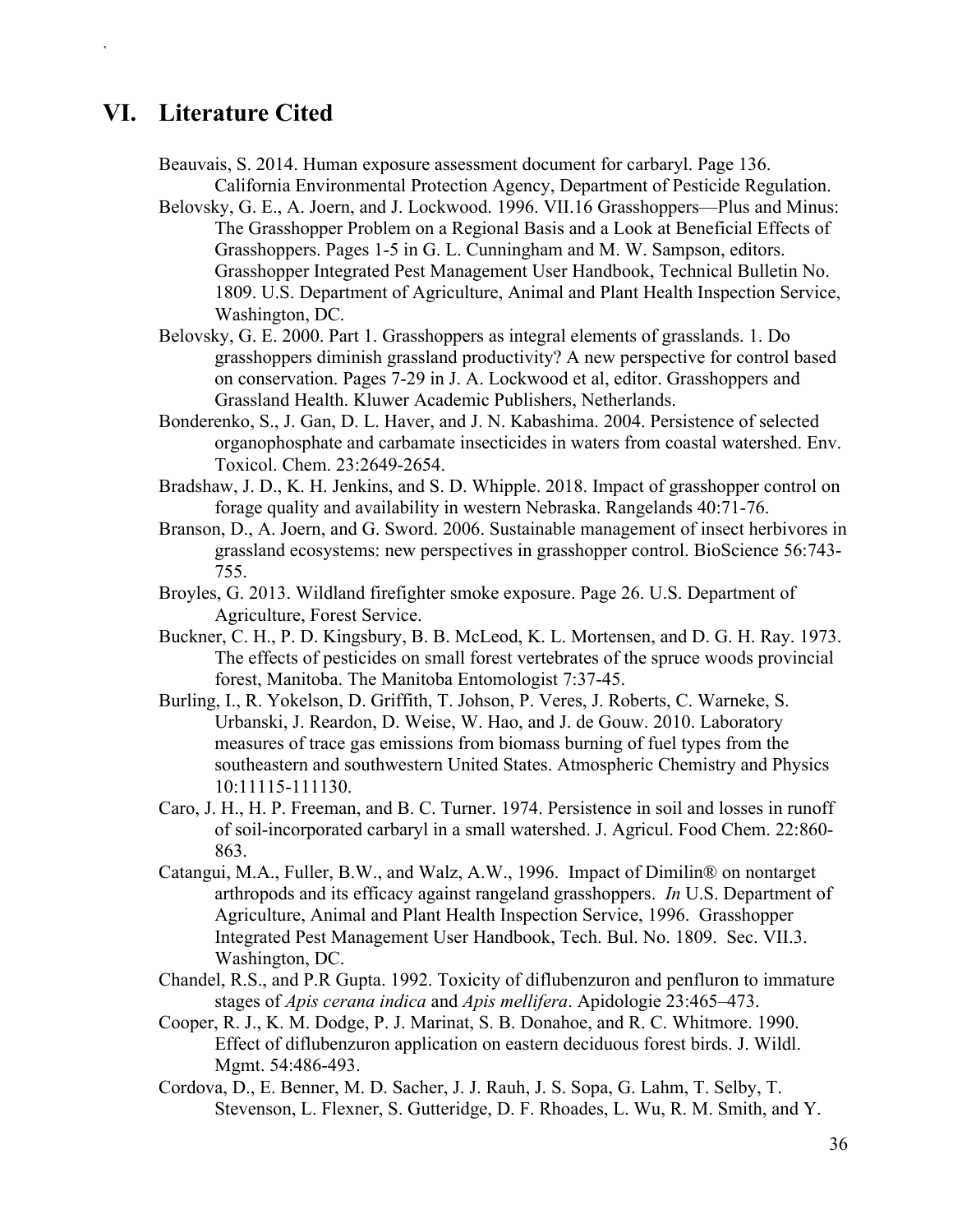## VI. Literature Cited

Beauvais, S. 2014. Human exposure assessment document for carbaryl. Page 136. California Environmental Protection Agency, Department of Pesticide Regulation.

Belovsky, G. E., A. Joern, and J. Lockwood. 1996. VII.16 Grasshoppers—Plus and Minus: The Grasshopper Problem on a Regional Basis and a Look at Beneficial Effects of Grasshoppers. Pages 1-5 in G. L. Cunningham and M. W. Sampson, editors. Grasshopper Integrated Pest Management User Handbook, Technical Bulletin No. 1809. U.S. Department of Agriculture, Animal and Plant Health Inspection Service, Washington, DC.

Belovsky, G. E. 2000. Part 1. Grasshoppers as integral elements of grasslands. 1. Do grasshoppers diminish grassland productivity? A new perspective for control based on conservation. Pages 7-29 in J. A. Lockwood et al, editor. Grasshoppers and Grassland Health. Kluwer Academic Publishers, Netherlands.

Bonderenko, S., J. Gan, D. L. Haver, and J. N. Kabashima. 2004. Persistence of selected organophosphate and carbamate insecticides in waters from coastal watershed. Env. Toxicol. Chem. 23:2649-2654.

Bradshaw, J. D., K. H. Jenkins, and S. D. Whipple. 2018. Impact of grasshopper control on forage quality and availability in western Nebraska. Rangelands 40:71-76.

Branson, D., A. Joern, and G. Sword. 2006. Sustainable management of insect herbivores in grassland ecosystems: new perspectives in grasshopper control. BioScience 56:743-755.

Broyles, G. 2013. Wildland firefighter smoke exposure. Page 26. U.S. Department of Agriculture, Forest Service.

Buckner, C. H., P. D. Kingsbury, B. B. McLeod, K. L. Mortensen, and D. G. H. Ray. 1973. The effects of pesticides on small forest vertebrates of the spruce woods provincial forest, Manitoba. The Manitoba Entomologist 7:37-45.

Burling, I., R. Yokelson, D. Griffith, T. Johson, P. Veres, J. Roberts, C. Warneke, S. Urbanski, J. Reardon, D. Weise, W. Hao, and J. de Gouw. 2010. Laboratory measures of trace gas emissions from biomass burning of fuel types from the southeastern and southwestern United States. Atmospheric Chemistry and Physics 10:11115-111130.

Caro, J. H., H. P. Freeman, and B. C. Turner. 1974. Persistence in soil and losses in runoff of soil-incorporated carbaryl in a small watershed. J. Agricul. Food Chem. 22:860-863.

Catangui, M.A., Fuller, B.W., and Walz, A.W., 1996. Impact of Dimilin® on nontarget arthropods and its efficacy against rangeland grasshoppers. *In* U.S. Department of Agriculture, Animal and Plant Health Inspection Service, 1996. Grasshopper Integrated Pest Management User Handbook, Tech. Bul. No. 1809. Sec. VII.3. Washington, DC.

Chandel, R.S., and P.R Gupta. 1992. Toxicity of diflubenzuron and penfluron to immature stages of *Apis cerana indica* and *Apis mellifera*. Apidologie 23:465–473.

Cooper, R. J., K. M. Dodge, P. J. Marinat, S. B. Donahoe, and R. C. Whitmore. 1990. Effect of diflubenzuron application on eastern deciduous forest birds. J. Wildl. Mgmt. 54:486-493.

Cordova, D., E. Benner, M. D. Sacher, J. J. Rauh, J. S. Sopa, G. Lahm, T. Selby, T. Stevenson, L. Flexner, S. Gutteridge, D. F. Rhoades, L. Wu, R. M. Smith, and Y.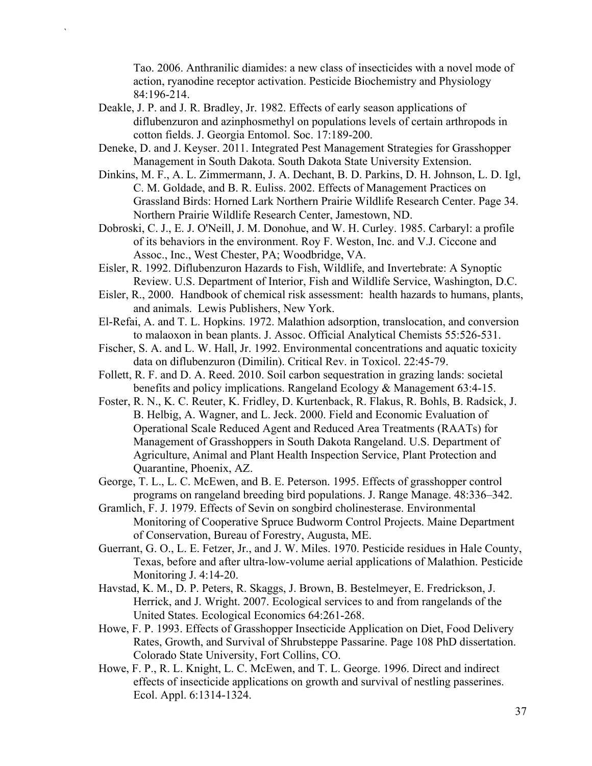Tao. 2006. Anthranilic diamides: a new class of insecticides with a novel mode of action, ryanodine receptor activation. Pesticide Biochemistry and Physiology 84:196-214.

Deakle, J. P. and J. R. Bradley, Jr. 1982. Effects of early season applications of diflubenzuron and azinphosmethyl on populations levels of certain arthropods in cotton fields. J. Georgia Entomol. Soc. 17:189-200.

Deneke, D. and J. Keyser. 2011. Integrated Pest Management Strategies for Grasshopper Management in South Dakota. South Dakota State University Extension.

Dinkins, M. F., A. L. Zimmermann, J. A. Dechant, B. D. Parkins, D. H. Johnson, L. D. Igl, C. M. Goldade, and B. R. Euliss. 2002. Effects of Management Practices on Grassland Birds: Horned Lark Northern Prairie Wildlife Research Center. Page 34. Northern Prairie Wildlife Research Center, Jamestown, ND.

Dobroski, C. J., E. J. O'Neill, J. M. Donohue, and W. H. Curley. 1985. Carbaryl: a profile of its behaviors in the environment. Roy F. Weston, Inc. and V.J. Ciccone and Assoc., Inc., West Chester, PA; Woodbridge, VA.

Eisler, R. 1992. Diflubenzuron Hazards to Fish, Wildlife, and Invertebrate: A Synoptic Review. U.S. Department of Interior, Fish and Wildlife Service, Washington, D.C.

Eisler, R., 2000. Handbook of chemical risk assessment: health hazards to humans, plants, and animals. Lewis Publishers, New York.

El-Refai, A. and T. L. Hopkins. 1972. Malathion adsorption, translocation, and conversion to malaoxon in bean plants. J. Assoc. Official Analytical Chemists 55:526-531.

Fischer, S. A. and L. W. Hall, Jr. 1992. Environmental concentrations and aquatic toxicity data on diflubenzuron (Dimilin). Critical Rev. in Toxicol. 22:45-79.

Follett, R. F. and D. A. Reed. 2010. Soil carbon sequestration in grazing lands: societal benefits and policy implications. Rangeland Ecology & Management 63:4-15.

Foster, R. N., K. C. Reuter, K. Fridley, D. Kurtenback, R. Flakus, R. Bohls, B. Radsick, J. B. Helbig, A. Wagner, and L. Jeck. 2000. Field and Economic Evaluation of Operational Scale Reduced Agent and Reduced Area Treatments (RAATs) for Management of Grasshoppers in South Dakota Rangeland. U.S. Department of Agriculture, Animal and Plant Health Inspection Service, Plant Protection and Quarantine, Phoenix, AZ.

George, T. L., L. C. McEwen, and B. E. Peterson. 1995. Effects of grasshopper control programs on rangeland breeding bird populations. J. Range Manage. 48:336–342.

Gramlich, F. J. 1979. Effects of Sevin on songbird cholinesterase. Environmental Monitoring of Cooperative Spruce Budworm Control Projects. Maine Department of Conservation, Bureau of Forestry, Augusta, ME.

Guerrant, G. O., L. E. Fetzer, Jr., and J. W. Miles. 1970. Pesticide residues in Hale County, Texas, before and after ultra-low-volume aerial applications of Malathion. Pesticide Monitoring J. 4:14-20.

Havstad, K. M., D. P. Peters, R. Skaggs, J. Brown, B. Bestelmeyer, E. Fredrickson, J. Herrick, and J. Wright. 2007. Ecological services to and from rangelands of the United States. Ecological Economics 64:261-268.

Howe, F. P. 1993. Effects of Grasshopper Insecticide Application on Diet, Food Delivery Rates, Growth, and Survival of Shrubsteppe Passarine. Page 108 PhD dissertation. Colorado State University, Fort Collins, CO.

Howe, F. P., R. L. Knight, L. C. McEwen, and T. L. George. 1996. Direct and indirect effects of insecticide applications on growth and survival of nestling passerines. Ecol. Appl. 6:1314-1324.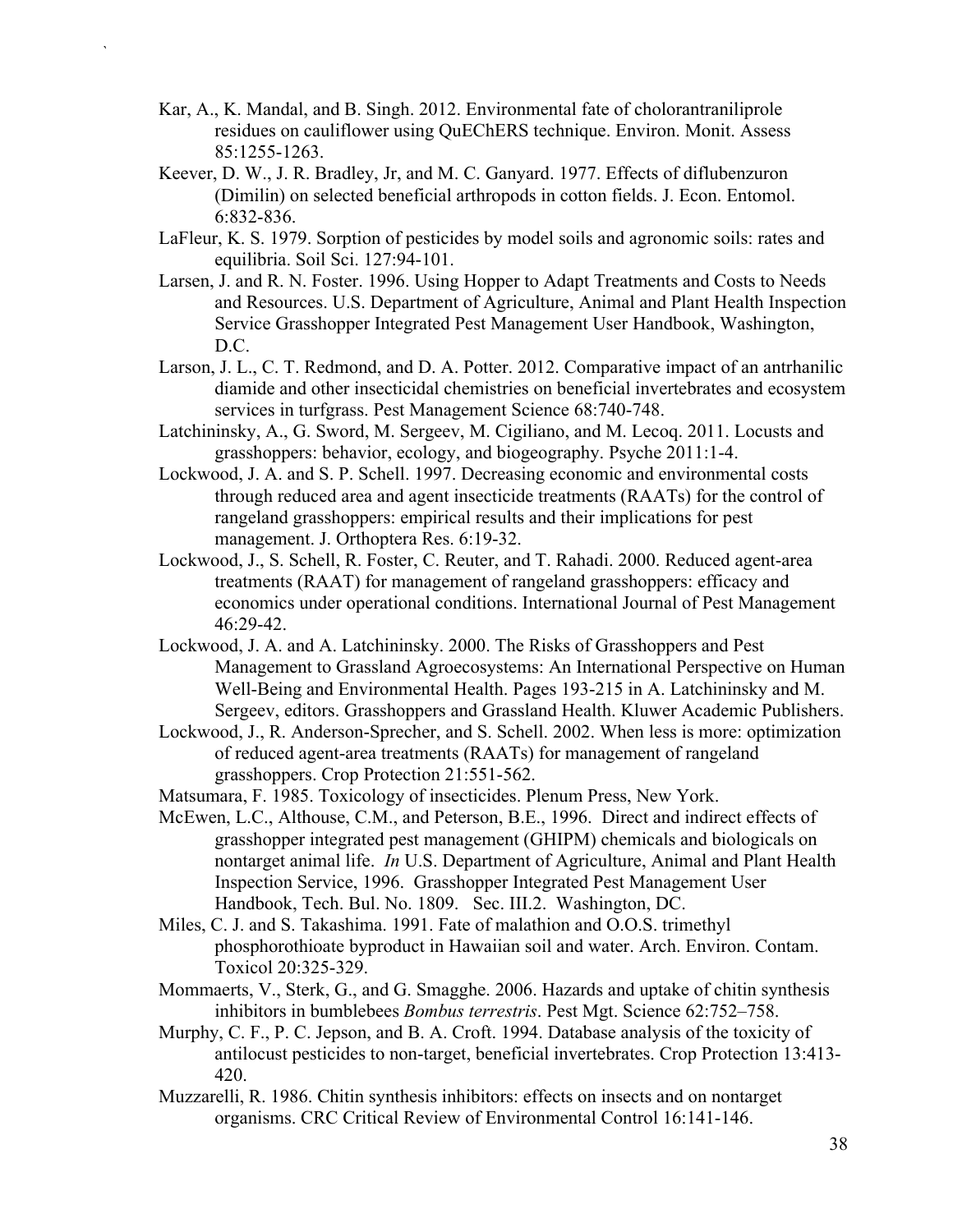Kar, A., K. Mandal, and B. Singh. 2012. Environmental fate of cholorantraniliprole residues on cauliflower using QuEChERS technique. Environ. Monit. Assess 85:1255-1263.

Keever, D. W., J. R. Bradley, Jr, and M. C. Ganyard. 1977. Effects of diflubenzuron (Dimilin) on selected beneficial arthropods in cotton fields. J. Econ. Entomol. 6:832-836.

LaFleur, K. S. 1979. Sorption of pesticides by model soils and agronomic soils: rates and equilibria. Soil Sci. 127:94-101.

Larsen, J. and R. N. Foster. 1996. Using Hopper to Adapt Treatments and Costs to Needs and Resources. U.S. Department of Agriculture, Animal and Plant Health Inspection Service Grasshopper Integrated Pest Management User Handbook, Washington, D.C.

Larson, J. L., C. T. Redmond, and D. A. Potter. 2012. Comparative impact of an antrhanilic diamide and other insecticidal chemistries on beneficial invertebrates and ecosystem services in turfgrass. Pest Management Science 68:740-748.

Latchininsky, A., G. Sword, M. Sergeev, M. Cigiliano, and M. Lecoq. 2011. Locusts and grasshoppers: behavior, ecology, and biogeography. Psyche 2011:1-4.

Lockwood, J. A. and S. P. Schell. 1997. Decreasing economic and environmental costs through reduced area and agent insecticide treatments (RAATs) for the control of rangeland grasshoppers: empirical results and their implications for pest management. J. Orthoptera Res. 6:19-32.

Lockwood, J., S. Schell, R. Foster, C. Reuter, and T. Rahadi. 2000. Reduced agent-area treatments (RAAT) for management of rangeland grasshoppers: efficacy and economics under operational conditions. International Journal of Pest Management 46:29-42.

Lockwood, J. A. and A. Latchininsky. 2000. The Risks of Grasshoppers and Pest Management to Grassland Agroecosystems: An International Perspective on Human Well-Being and Environmental Health. Pages 193-215 in A. Latchininsky and M. Sergeev, editors. Grasshoppers and Grassland Health. Kluwer Academic Publishers.

Lockwood, J., R. Anderson-Sprecher, and S. Schell. 2002. When less is more: optimization of reduced agent-area treatments (RAATs) for management of rangeland grasshoppers. Crop Protection 21:551-562.

Matsumara, F. 1985. Toxicology of insecticides. Plenum Press, New York.

McEwen, L.C., Althouse, C.M., and Peterson, B.E., 1996. Direct and indirect effects of grasshopper integrated pest management (GHIPM) chemicals and biologicals on nontarget animal life. *In* U.S. Department of Agriculture, Animal and Plant Health Inspection Service, 1996. Grasshopper Integrated Pest Management User Handbook, Tech. Bul. No. 1809. Sec. III.2. Washington, DC.

Miles, C. J. and S. Takashima. 1991. Fate of malathion and O.O.S. trimethyl phosphorothioate byproduct in Hawaiian soil and water. Arch. Environ. Contam. Toxicol 20:325-329.

Mommaerts, V., Sterk, G., and G. Smagghe. 2006. Hazards and uptake of chitin synthesis inhibitors in bumblebees *Bombus terrestris*. Pest Mgt. Science 62:752–758.

Murphy, C. F., P. C. Jepson, and B. A. Croft. 1994. Database analysis of the toxicity of antilocust pesticides to non-target, beneficial invertebrates. Crop Protection 13:413-420.

Muzzarelli, R. 1986. Chitin synthesis inhibitors: effects on insects and on nontarget organisms. CRC Critical Review of Environmental Control 16:141-146.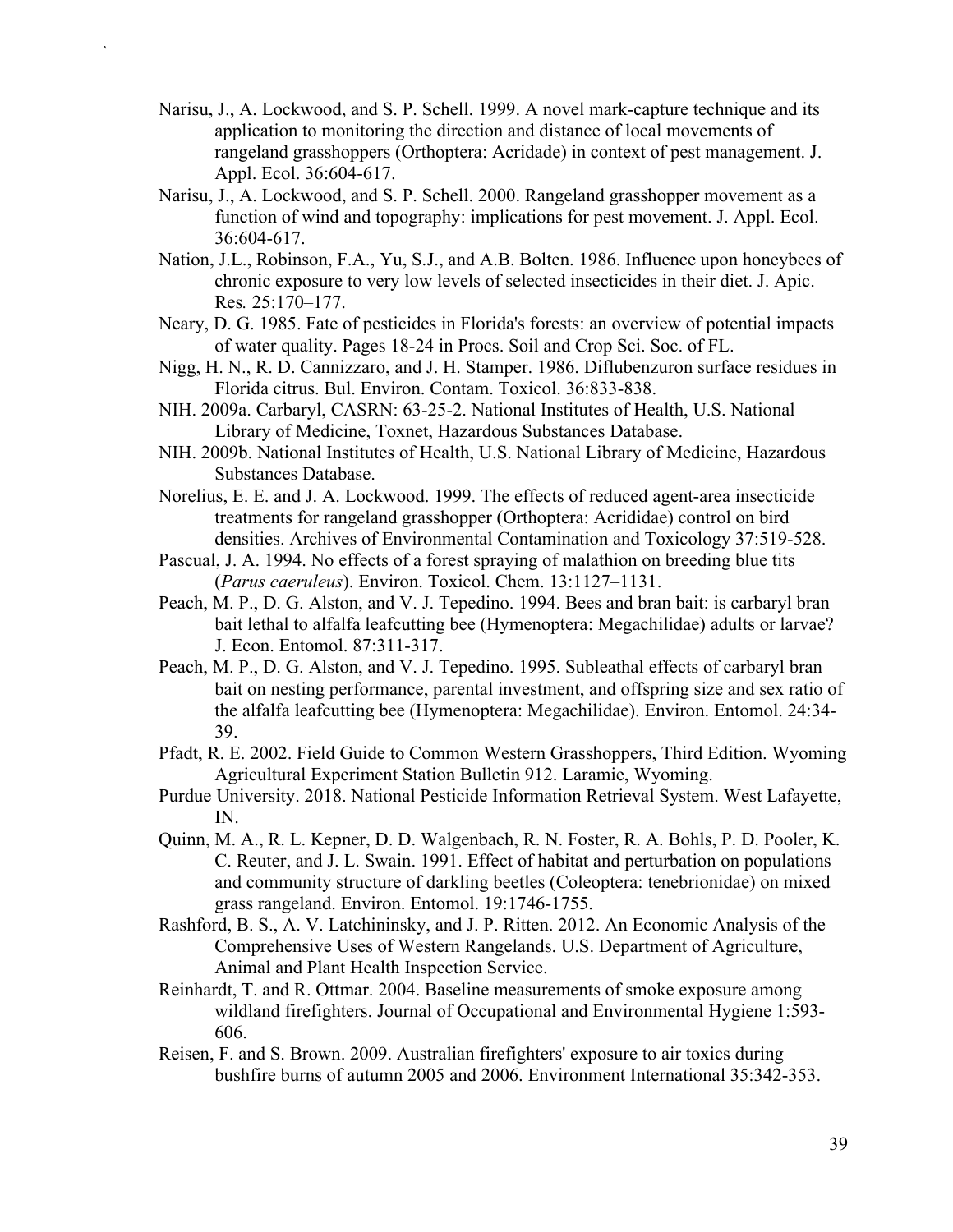Narisu, J., A. Lockwood, and S. P. Schell. 1999. A novel mark-capture technique and its application to monitoring the direction and distance of local movements of rangeland grasshoppers (Orthoptera: Acridade) in context of pest management. J. Appl. Ecol. 36:604-617.

Narisu, J., A. Lockwood, and S. P. Schell. 2000. Rangeland grasshopper movement as a function of wind and topography: implications for pest movement. J. Appl. Ecol. 36:604-617.

Nation, J.L., Robinson, F.A., Yu, S.J., and A.B. Bolten. 1986. Influence upon honeybees of chronic exposure to very low levels of selected insecticides in their diet. J. Apic. Res*.* 25:170–177.

Neary, D. G. 1985. Fate of pesticides in Florida's forests: an overview of potential impacts of water quality. Pages 18-24 in Procs. Soil and Crop Sci. Soc. of FL.

Nigg, H. N., R. D. Cannizzaro, and J. H. Stamper. 1986. Diflubenzuron surface residues in Florida citrus. Bul. Environ. Contam. Toxicol. 36:833-838.

NIH. 2009a. Carbaryl, CASRN: 63-25-2. National Institutes of Health, U.S. National Library of Medicine, Toxnet, Hazardous Substances Database.

NIH. 2009b. National Institutes of Health, U.S. National Library of Medicine, Hazardous Substances Database.

Norelius, E. E. and J. A. Lockwood. 1999. The effects of reduced agent-area insecticide treatments for rangeland grasshopper (Orthoptera: Acrididae) control on bird densities. Archives of Environmental Contamination and Toxicology 37:519-528.

Pascual, J. A. 1994. No effects of a forest spraying of malathion on breeding blue tits (*Parus caeruleus*). Environ. Toxicol. Chem. 13:1127–1131.

Peach, M. P., D. G. Alston, and V. J. Tepedino. 1994. Bees and bran bait: is carbaryl bran bait lethal to alfalfa leafcutting bee (Hymenoptera: Megachilidae) adults or larvae? J. Econ. Entomol. 87:311-317.

Peach, M. P., D. G. Alston, and V. J. Tepedino. 1995. Subleathal effects of carbaryl bran bait on nesting performance, parental investment, and offspring size and sex ratio of the alfalfa leafcutting bee (Hymenoptera: Megachilidae). Environ. Entomol. 24:34-39.

Pfadt, R. E. 2002. Field Guide to Common Western Grasshoppers, Third Edition. Wyoming Agricultural Experiment Station Bulletin 912. Laramie, Wyoming.

Purdue University. 2018. National Pesticide Information Retrieval System. West Lafayette, IN.

Quinn, M. A., R. L. Kepner, D. D. Walgenbach, R. N. Foster, R. A. Bohls, P. D. Pooler, K. C. Reuter, and J. L. Swain. 1991. Effect of habitat and perturbation on populations and community structure of darkling beetles (Coleoptera: tenebrionidae) on mixed grass rangeland. Environ. Entomol. 19:1746-1755.

Rashford, B. S., A. V. Latchininsky, and J. P. Ritten. 2012. An Economic Analysis of the Comprehensive Uses of Western Rangelands. U.S. Department of Agriculture, Animal and Plant Health Inspection Service.

Reinhardt, T. and R. Ottmar. 2004. Baseline measurements of smoke exposure among wildland firefighters. Journal of Occupational and Environmental Hygiene 1:593-606.

Reisen, F. and S. Brown. 2009. Australian firefighters' exposure to air toxics during bushfire burns of autumn 2005 and 2006. Environment International 35:342-353.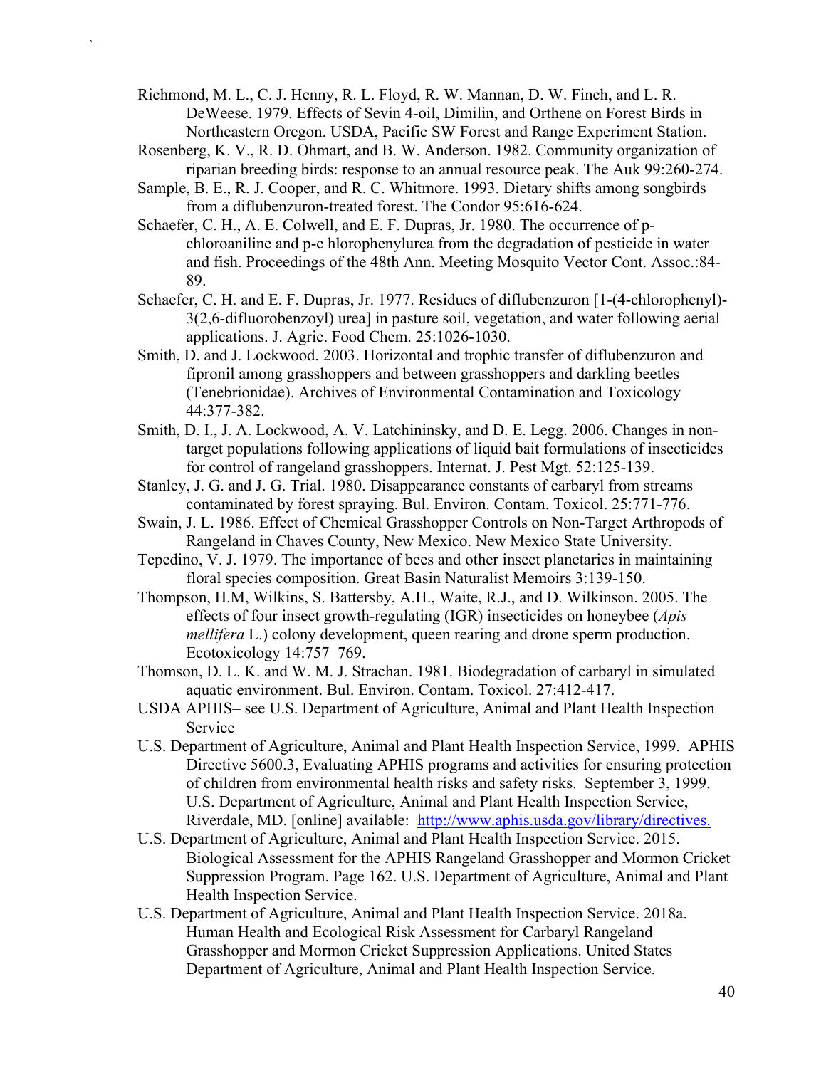Richmond, M. L., C. J. Henny, R. L. Floyd, R. W. Mannan, D. W. Finch, and L. R. DeWeese. 1979. Effects of Sevin 4-oil, Dimilin, and Orthene on Forest Birds in Northeastern Oregon. USDA, Pacific SW Forest and Range Experiment Station.

Rosenberg, K. V., R. D. Ohmart, and B. W. Anderson. 1982. Community organization of riparian breeding birds: response to an annual resource peak. The Auk 99:260-274.

Sample, B. E., R. J. Cooper, and R. C. Whitmore. 1993. Dietary shifts among songbirds from a diflubenzuron-treated forest. The Condor 95:616-624.

Schaefer, C. H., A. E. Colwell, and E. F. Dupras, Jr. 1980. The occurrence of p-chloroaniline and p-c hlorophenylurea from the degradation of pesticide in water and fish. Proceedings of the 48th Ann. Meeting Mosquito Vector Cont. Assoc.:84-89.

Schaefer, C. H. and E. F. Dupras, Jr. 1977. Residues of diflubenzuron [1-(4-chlorophenyl)-3(2,6-difluorobenzoyl) urea] in pasture soil, vegetation, and water following aerial applications. J. Agric. Food Chem. 25:1026-1030.

Smith, D. and J. Lockwood. 2003. Horizontal and trophic transfer of diflubenzuron and fipronil among grasshoppers and between grasshoppers and darkling beetles (Tenebrionidae). Archives of Environmental Contamination and Toxicology 44:377-382.

Smith, D. I., J. A. Lockwood, A. V. Latchininsky, and D. E. Legg. 2006. Changes in non-target populations following applications of liquid bait formulations of insecticides for control of rangeland grasshoppers. Internat. J. Pest Mgt. 52:125-139.

Stanley, J. G. and J. G. Trial. 1980. Disappearance constants of carbaryl from streams contaminated by forest spraying. Bul. Environ. Contam. Toxicol. 25:771-776.

Swain, J. L. 1986. Effect of Chemical Grasshopper Controls on Non-Target Arthropods of Rangeland in Chaves County, New Mexico. New Mexico State University.

Tepedino, V. J. 1979. The importance of bees and other insect planetaries in maintaining floral species composition. Great Basin Naturalist Memoirs 3:139-150.

Thompson, H.M, Wilkins, S. Battersby, A.H., Waite, R.J., and D. Wilkinson. 2005. The effects of four insect growth-regulating (IGR) insecticides on honeybee (*Apis mellifera* L.) colony development, queen rearing and drone sperm production. Ecotoxicology 14:757–769.

Thomson, D. L. K. and W. M. J. Strachan. 1981. Biodegradation of carbaryl in simulated aquatic environment. Bul. Environ. Contam. Toxicol. 27:412-417.

USDA APHIS– see U.S. Department of Agriculture, Animal and Plant Health Inspection Service

U.S. Department of Agriculture, Animal and Plant Health Inspection Service, 1999. APHIS Directive 5600.3, Evaluating APHIS programs and activities for ensuring protection of children from environmental health risks and safety risks. September 3, 1999. U.S. Department of Agriculture, Animal and Plant Health Inspection Service, Riverdale, MD. [online] available: http://www.aphis.usda.gov/library/directives.

U.S. Department of Agriculture, Animal and Plant Health Inspection Service. 2015. Biological Assessment for the APHIS Rangeland Grasshopper and Mormon Cricket Suppression Program. Page 162. U.S. Department of Agriculture, Animal and Plant Health Inspection Service.

U.S. Department of Agriculture, Animal and Plant Health Inspection Service. 2018a. Human Health and Ecological Risk Assessment for Carbaryl Rangeland Grasshopper and Mormon Cricket Suppression Applications. United States Department of Agriculture, Animal and Plant Health Inspection Service.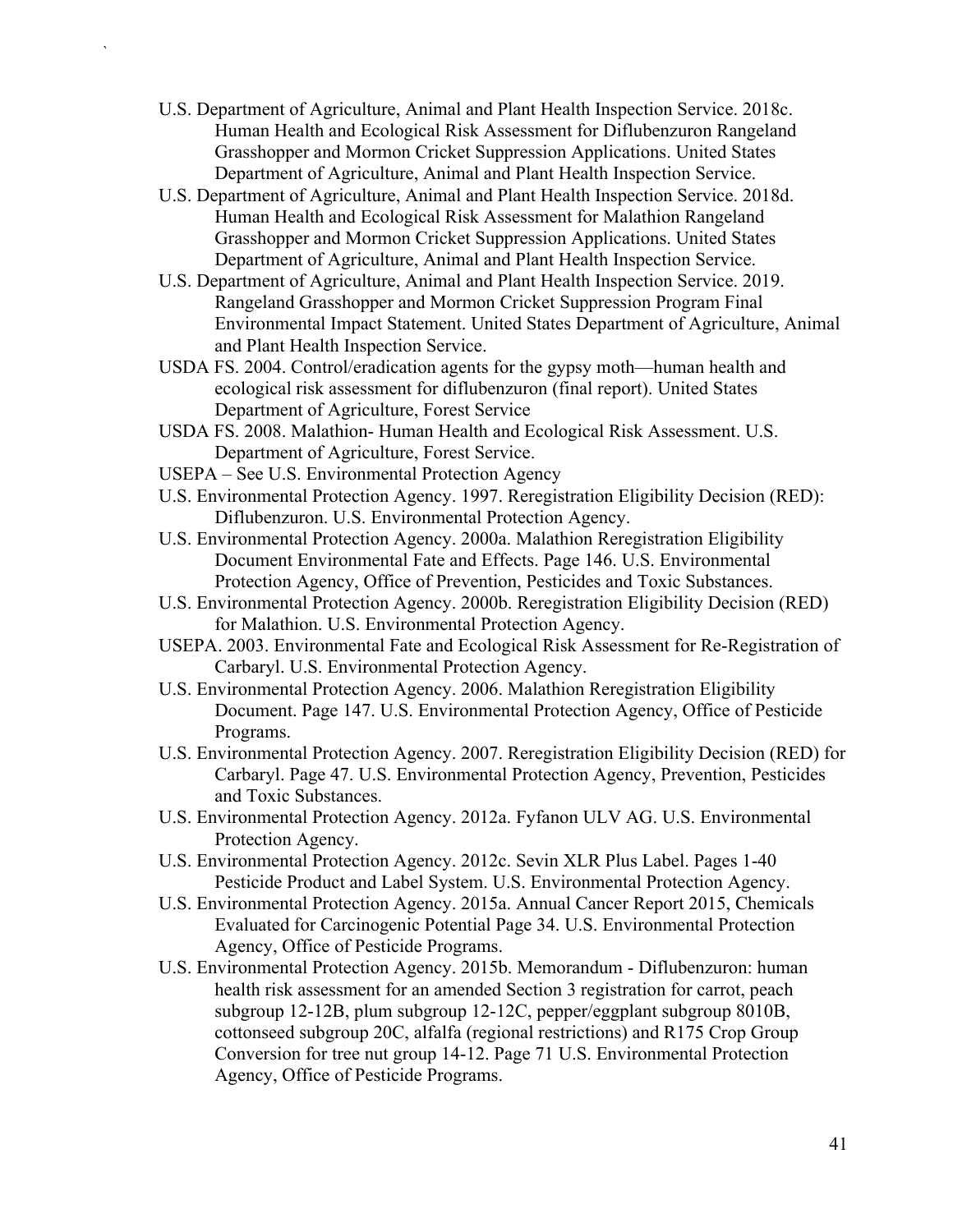U.S. Department of Agriculture, Animal and Plant Health Inspection Service. 2018c. Human Health and Ecological Risk Assessment for Diflubenzuron Rangeland Grasshopper and Mormon Cricket Suppression Applications. United States Department of Agriculture, Animal and Plant Health Inspection Service.

U.S. Department of Agriculture, Animal and Plant Health Inspection Service. 2018d. Human Health and Ecological Risk Assessment for Malathion Rangeland Grasshopper and Mormon Cricket Suppression Applications. United States Department of Agriculture, Animal and Plant Health Inspection Service.

U.S. Department of Agriculture, Animal and Plant Health Inspection Service. 2019. Rangeland Grasshopper and Mormon Cricket Suppression Program Final Environmental Impact Statement. United States Department of Agriculture, Animal and Plant Health Inspection Service.

USDA FS. 2004. Control/eradication agents for the gypsy moth—human health and ecological risk assessment for diflubenzuron (final report). United States Department of Agriculture, Forest Service

USDA FS. 2008. Malathion- Human Health and Ecological Risk Assessment. U.S. Department of Agriculture, Forest Service.

USEPA – See U.S. Environmental Protection Agency

U.S. Environmental Protection Agency. 1997. Reregistration Eligibility Decision (RED): Diflubenzuron. U.S. Environmental Protection Agency.

U.S. Environmental Protection Agency. 2000a. Malathion Reregistration Eligibility Document Environmental Fate and Effects. Page 146. U.S. Environmental Protection Agency, Office of Prevention, Pesticides and Toxic Substances.

U.S. Environmental Protection Agency. 2000b. Reregistration Eligibility Decision (RED) for Malathion. U.S. Environmental Protection Agency.

USEPA. 2003. Environmental Fate and Ecological Risk Assessment for Re-Registration of Carbaryl. U.S. Environmental Protection Agency.

U.S. Environmental Protection Agency. 2006. Malathion Reregistration Eligibility Document. Page 147. U.S. Environmental Protection Agency, Office of Pesticide Programs.

U.S. Environmental Protection Agency. 2007. Reregistration Eligibility Decision (RED) for Carbaryl. Page 47. U.S. Environmental Protection Agency, Prevention, Pesticides and Toxic Substances.

U.S. Environmental Protection Agency. 2012a. Fyfanon ULV AG. U.S. Environmental Protection Agency.

U.S. Environmental Protection Agency. 2012c. Sevin XLR Plus Label. Pages 1-40 Pesticide Product and Label System. U.S. Environmental Protection Agency.

U.S. Environmental Protection Agency. 2015a. Annual Cancer Report 2015, Chemicals Evaluated for Carcinogenic Potential Page 34. U.S. Environmental Protection Agency, Office of Pesticide Programs.

U.S. Environmental Protection Agency. 2015b. Memorandum - Diflubenzuron: human health risk assessment for an amended Section 3 registration for carrot, peach subgroup 12-12B, plum subgroup 12-12C, pepper/eggplant subgroup 8010B, cottonseed subgroup 20C, alfalfa (regional restrictions) and R175 Crop Group Conversion for tree nut group 14-12. Page 71 U.S. Environmental Protection Agency, Office of Pesticide Programs.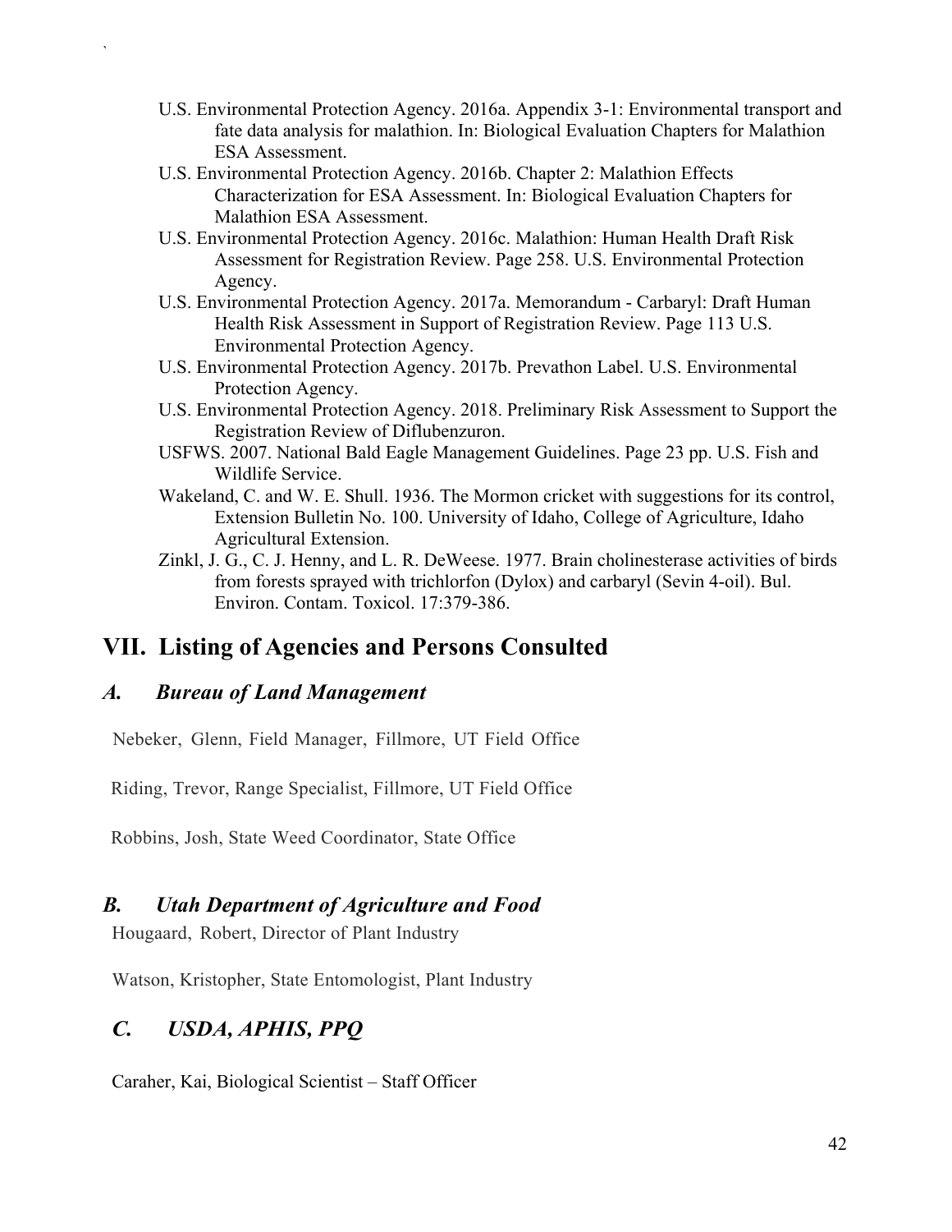U.S. Environmental Protection Agency. 2016a. Appendix 3-1: Environmental transport and fate data analysis for malathion. In: Biological Evaluation Chapters for Malathion ESA Assessment.

U.S. Environmental Protection Agency. 2016b. Chapter 2: Malathion Effects Characterization for ESA Assessment. In: Biological Evaluation Chapters for Malathion ESA Assessment.

U.S. Environmental Protection Agency. 2016c. Malathion: Human Health Draft Risk Assessment for Registration Review. Page 258. U.S. Environmental Protection Agency.

U.S. Environmental Protection Agency. 2017a. Memorandum - Carbaryl: Draft Human Health Risk Assessment in Support of Registration Review. Page 113 U.S. Environmental Protection Agency.

U.S. Environmental Protection Agency. 2017b. Prevathon Label. U.S. Environmental Protection Agency.

U.S. Environmental Protection Agency. 2018. Preliminary Risk Assessment to Support the Registration Review of Diflubenzuron.

USFWS. 2007. National Bald Eagle Management Guidelines. Page 23 pp. U.S. Fish and Wildlife Service.

Wakeland, C. and W. E. Shull. 1936. The Mormon cricket with suggestions for its control, Extension Bulletin No. 100. University of Idaho, College of Agriculture, Idaho Agricultural Extension.

Zinkl, J. G., C. J. Henny, and L. R. DeWeese. 1977. Brain cholinesterase activities of birds from forests sprayed with trichlorfon (Dylox) and carbaryl (Sevin 4-oil). Bul. Environ. Contam. Toxicol. 17:379-386.

# VII. Listing of Agencies and Persons Consulted

## *A. Bureau of Land Management*

Nebeker, Glenn, Field Manager, Fillmore, UT Field Office

Riding, Trevor, Range Specialist, Fillmore, UT Field Office

Robbins, Josh, State Weed Coordinator, State Office

## *B. Utah Department of Agriculture and Food*

Hougaard, Robert, Director of Plant Industry

Watson, Kristopher, State Entomologist, Plant Industry

## *C. USDA, APHIS, PPQ*

Caraher, Kai, Biological Scientist – Staff Officer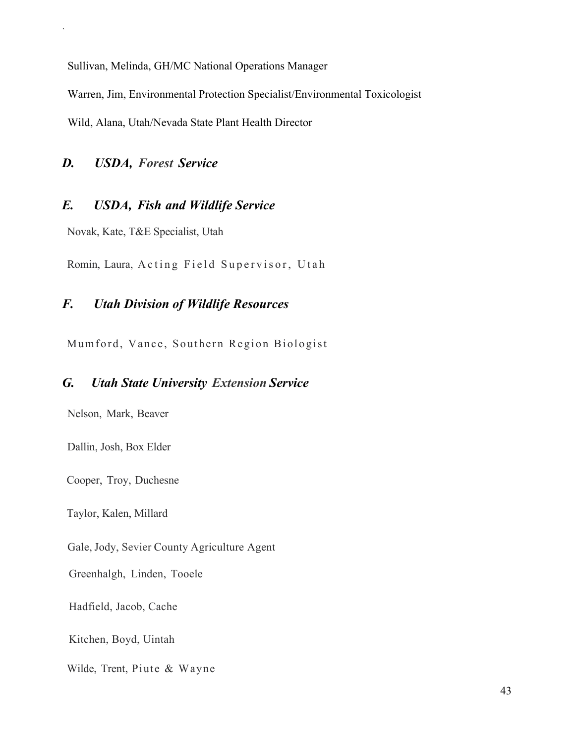Sullivan, Melinda, GH/MC National Operations Manager

Warren, Jim, Environmental Protection Specialist/Environmental Toxicologist

Wild, Alana, Utah/Nevada State Plant Health Director

### *D. USDA, Forest Service*

### *E. USDA, Fish and Wildlife Service*

Novak, Kate, T&E Specialist, Utah

Romin, Laura, Acting Field Supervisor, Utah

### *F. Utah Division of Wildlife Resources*

Mumford, Vance, Southern Region Biologist

### *G. Utah State University Extension Service*

Nelson, Mark, Beaver

Dallin, Josh, Box Elder

Cooper, Troy, Duchesne

Taylor, Kalen, Millard

Gale, Jody, Sevier County Agriculture Agent

Greenhalgh, Linden, Tooele

Hadfield, Jacob, Cache

Kitchen, Boyd, Uintah

Wilde, Trent, Piute & Wayne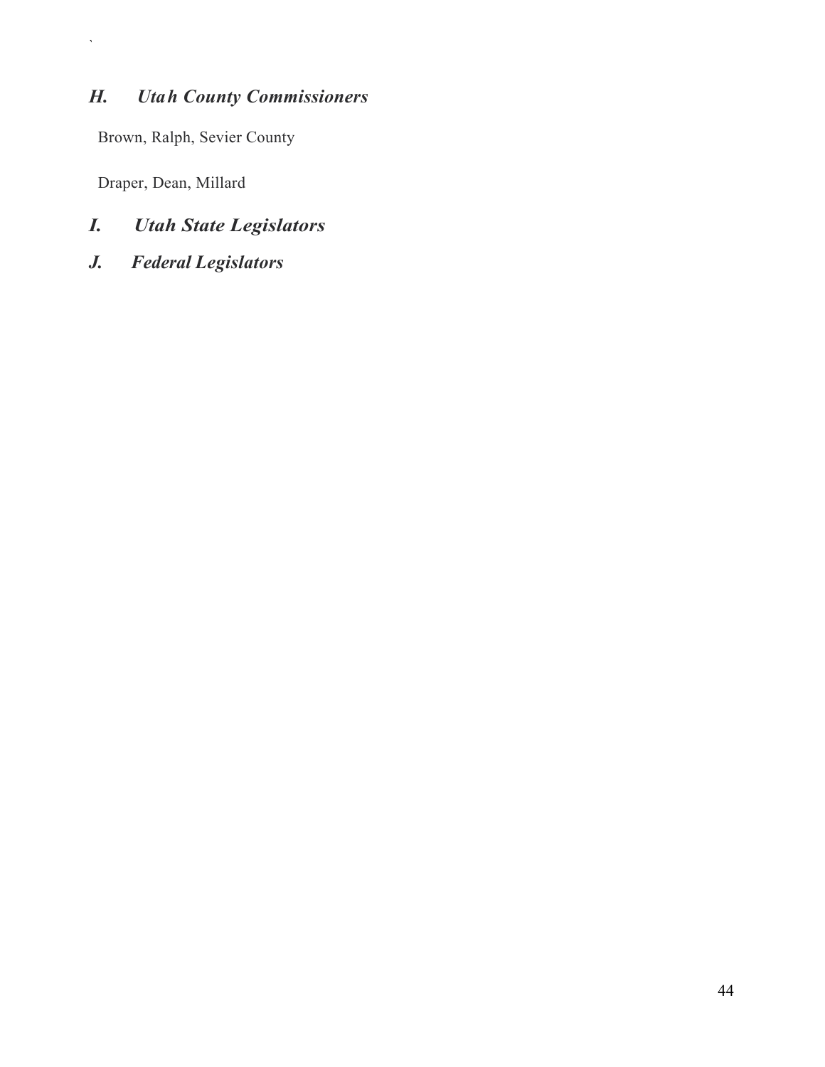### *H. Utah County Commissioners*

Brown, Ralph, Sevier County

Draper, Dean, Millard

### *I. Utah State Legislators*

### *J. Federal Legislators*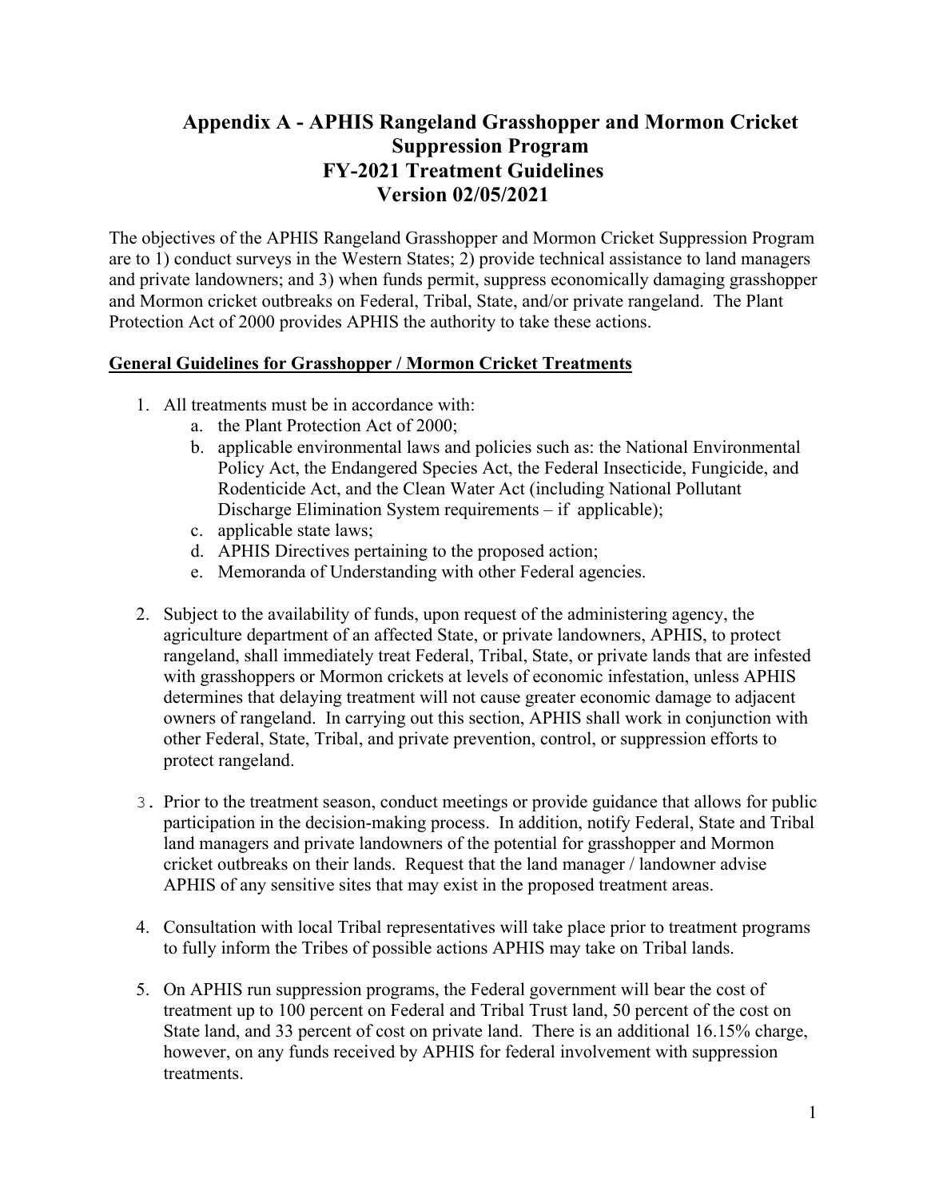# Appendix A - APHIS Rangeland Grasshopper and Mormon Cricket Suppression Program FY-2021 Treatment Guidelines Version 02/05/2021

The objectives of the APHIS Rangeland Grasshopper and Mormon Cricket Suppression Program are to 1) conduct surveys in the Western States; 2) provide technical assistance to land managers and private landowners; and 3) when funds permit, suppress economically damaging grasshopper and Mormon cricket outbreaks on Federal, Tribal, State, and/or private rangeland. The Plant Protection Act of 2000 provides APHIS the authority to take these actions.

## General Guidelines for Grasshopper / Mormon Cricket Treatments

1. All treatments must be in accordance with:
   a. the Plant Protection Act of 2000;
   b. applicable environmental laws and policies such as: the National Environmental Policy Act, the Endangered Species Act, the Federal Insecticide, Fungicide, and Rodenticide Act, and the Clean Water Act (including National Pollutant Discharge Elimination System requirements – if applicable);
   c. applicable state laws;
   d. APHIS Directives pertaining to the proposed action;
   e. Memoranda of Understanding with other Federal agencies.

2. Subject to the availability of funds, upon request of the administering agency, the agriculture department of an affected State, or private landowners, APHIS, to protect rangeland, shall immediately treat Federal, Tribal, State, or private lands that are infested with grasshoppers or Mormon crickets at levels of economic infestation, unless APHIS determines that delaying treatment will not cause greater economic damage to adjacent owners of rangeland. In carrying out this section, APHIS shall work in conjunction with other Federal, State, Tribal, and private prevention, control, or suppression efforts to protect rangeland.

3. Prior to the treatment season, conduct meetings or provide guidance that allows for public participation in the decision-making process. In addition, notify Federal, State and Tribal land managers and private landowners of the potential for grasshopper and Mormon cricket outbreaks on their lands. Request that the land manager / landowner advise APHIS of any sensitive sites that may exist in the proposed treatment areas.

4. Consultation with local Tribal representatives will take place prior to treatment programs to fully inform the Tribes of possible actions APHIS may take on Tribal lands.

5. On APHIS run suppression programs, the Federal government will bear the cost of treatment up to 100 percent on Federal and Tribal Trust land, 50 percent of the cost on State land, and 33 percent of cost on private land. There is an additional 16.15% charge, however, on any funds received by APHIS for federal involvement with suppression treatments.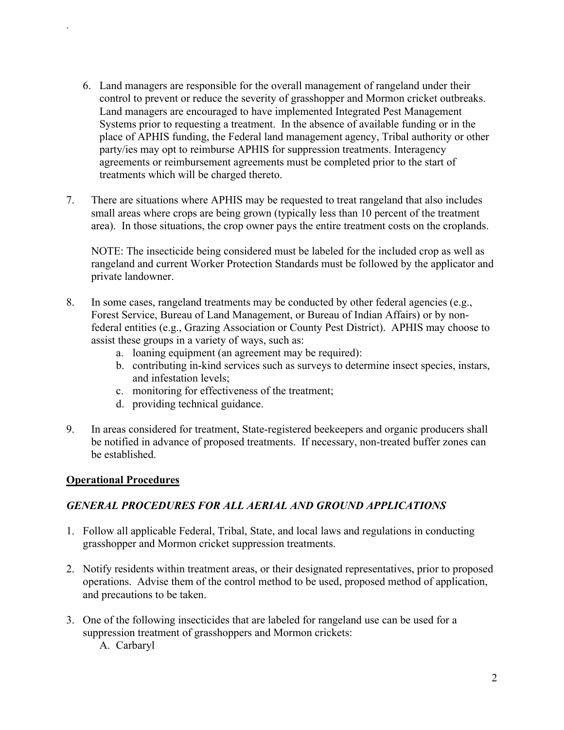6. Land managers are responsible for the overall management of rangeland under their control to prevent or reduce the severity of grasshopper and Mormon cricket outbreaks. Land managers are encouraged to have implemented Integrated Pest Management Systems prior to requesting a treatment. In the absence of available funding or in the place of APHIS funding, the Federal land management agency, Tribal authority or other party/ies may opt to reimburse APHIS for suppression treatments. Interagency agreements or reimbursement agreements must be completed prior to the start of treatments which will be charged thereto.

7. There are situations where APHIS may be requested to treat rangeland that also includes small areas where crops are being grown (typically less than 10 percent of the treatment area). In those situations, the crop owner pays the entire treatment costs on the croplands.

   NOTE: The insecticide being considered must be labeled for the included crop as well as rangeland and current Worker Protection Standards must be followed by the applicator and private landowner.

8. In some cases, rangeland treatments may be conducted by other federal agencies (e.g., Forest Service, Bureau of Land Management, or Bureau of Indian Affairs) or by non-federal entities (e.g., Grazing Association or County Pest District). APHIS may choose to assist these groups in a variety of ways, such as:
   a. loaning equipment (an agreement may be required):
   b. contributing in-kind services such as surveys to determine insect species, instars, and infestation levels;
   c. monitoring for effectiveness of the treatment;
   d. providing technical guidance.

9. In areas considered for treatment, State-registered beekeepers and organic producers shall be notified in advance of proposed treatments. If necessary, non-treated buffer zones can be established.

**Operational Procedures**

***GENERAL PROCEDURES FOR ALL AERIAL AND GROUND APPLICATIONS***

1. Follow all applicable Federal, Tribal, State, and local laws and regulations in conducting grasshopper and Mormon cricket suppression treatments.

2. Notify residents within treatment areas, or their designated representatives, prior to proposed operations. Advise them of the control method to be used, proposed method of application, and precautions to be taken.

3. One of the following insecticides that are labeled for rangeland use can be used for a suppression treatment of grasshoppers and Mormon crickets:
   A. Carbaryl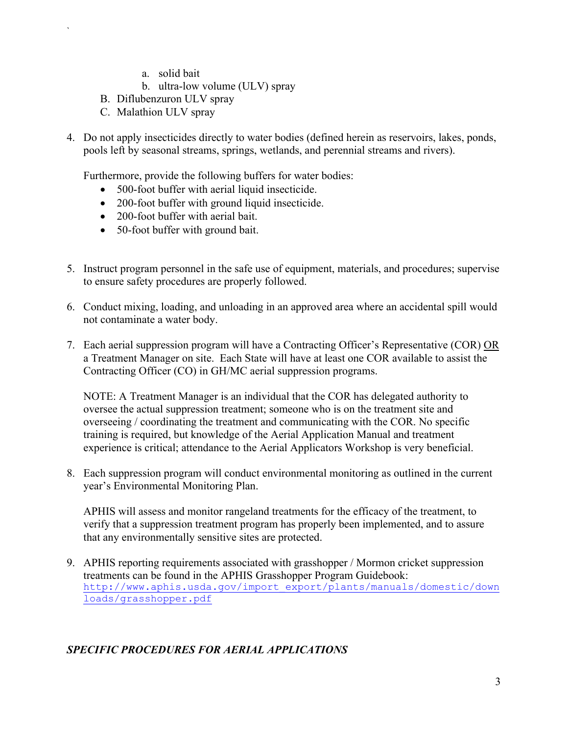a. solid bait
   b. ultra-low volume (ULV) spray

B. Diflubenzuron ULV spray

C. Malathion ULV spray

4. Do not apply insecticides directly to water bodies (defined herein as reservoirs, lakes, ponds, pools left by seasonal streams, springs, wetlands, and perennial streams and rivers).

   Furthermore, provide the following buffers for water bodies:
   - 500-foot buffer with aerial liquid insecticide.
   - 200-foot buffer with ground liquid insecticide.
   - 200-foot buffer with aerial bait.
   - 50-foot buffer with ground bait.

5. Instruct program personnel in the safe use of equipment, materials, and procedures; supervise to ensure safety procedures are properly followed.

6. Conduct mixing, loading, and unloading in an approved area where an accidental spill would not contaminate a water body.

7. Each aerial suppression program will have a Contracting Officer's Representative (COR) <u>OR</u> a Treatment Manager on site. Each State will have at least one COR available to assist the Contracting Officer (CO) in GH/MC aerial suppression programs.

   NOTE: A Treatment Manager is an individual that the COR has delegated authority to oversee the actual suppression treatment; someone who is on the treatment site and overseeing / coordinating the treatment and communicating with the COR. No specific training is required, but knowledge of the Aerial Application Manual and treatment experience is critical; attendance to the Aerial Applicators Workshop is very beneficial.

8. Each suppression program will conduct environmental monitoring as outlined in the current year's Environmental Monitoring Plan.

   APHIS will assess and monitor rangeland treatments for the efficacy of the treatment, to verify that a suppression treatment program has properly been implemented, and to assure that any environmentally sensitive sites are protected.

9. APHIS reporting requirements associated with grasshopper / Mormon cricket suppression treatments can be found in the APHIS Grasshopper Program Guidebook: http://www.aphis.usda.gov/import_export/plants/manuals/domestic/downloads/grasshopper.pdf

***SPECIFIC PROCEDURES FOR AERIAL APPLICATIONS***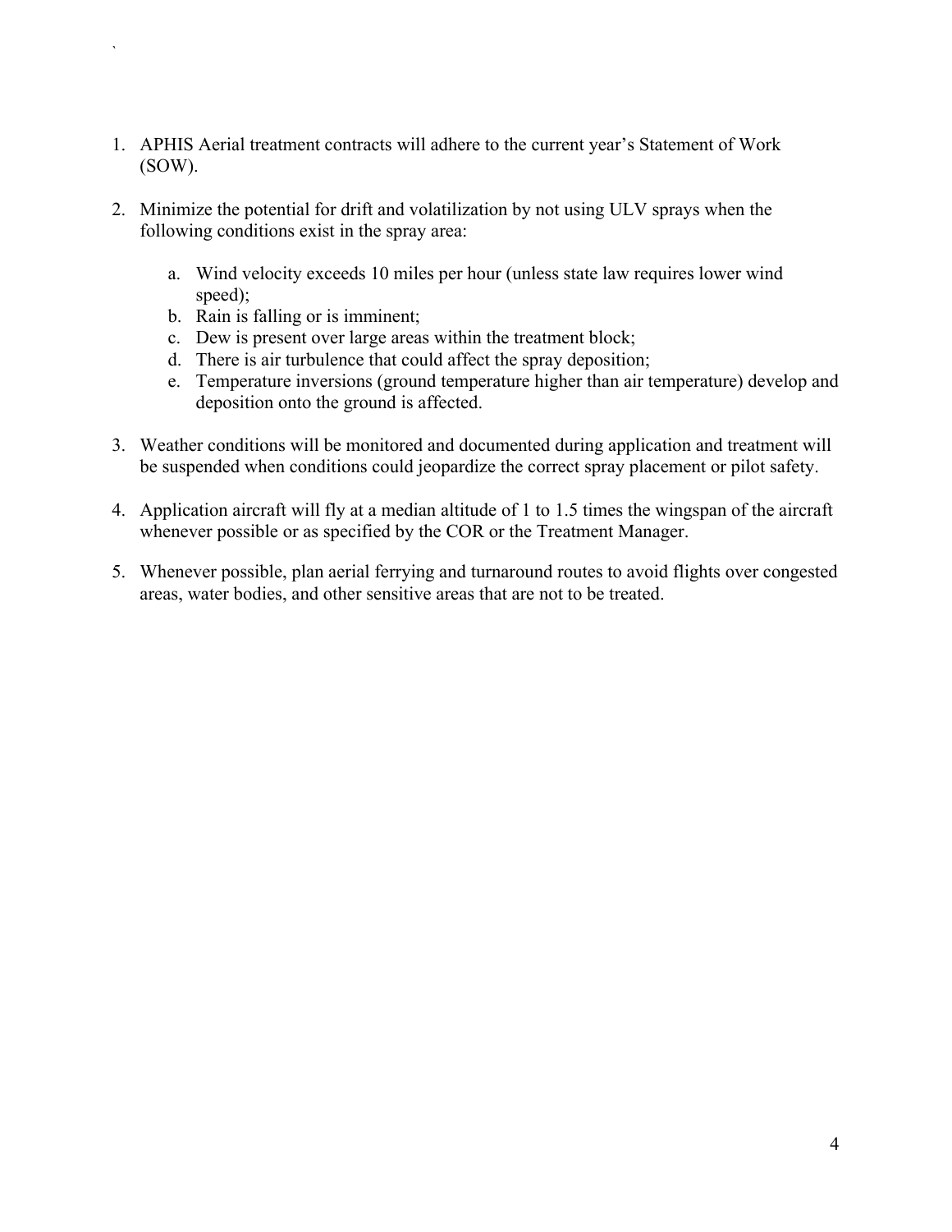1. APHIS Aerial treatment contracts will adhere to the current year's Statement of Work (SOW).

2. Minimize the potential for drift and volatilization by not using ULV sprays when the following conditions exist in the spray area:

    a. Wind velocity exceeds 10 miles per hour (unless state law requires lower wind speed);
    b. Rain is falling or is imminent;
    c. Dew is present over large areas within the treatment block;
    d. There is air turbulence that could affect the spray deposition;
    e. Temperature inversions (ground temperature higher than air temperature) develop and deposition onto the ground is affected.

3. Weather conditions will be monitored and documented during application and treatment will be suspended when conditions could jeopardize the correct spray placement or pilot safety.

4. Application aircraft will fly at a median altitude of 1 to 1.5 times the wingspan of the aircraft whenever possible or as specified by the COR or the Treatment Manager.

5. Whenever possible, plan aerial ferrying and turnaround routes to avoid flights over congested areas, water bodies, and other sensitive areas that are not to be treated.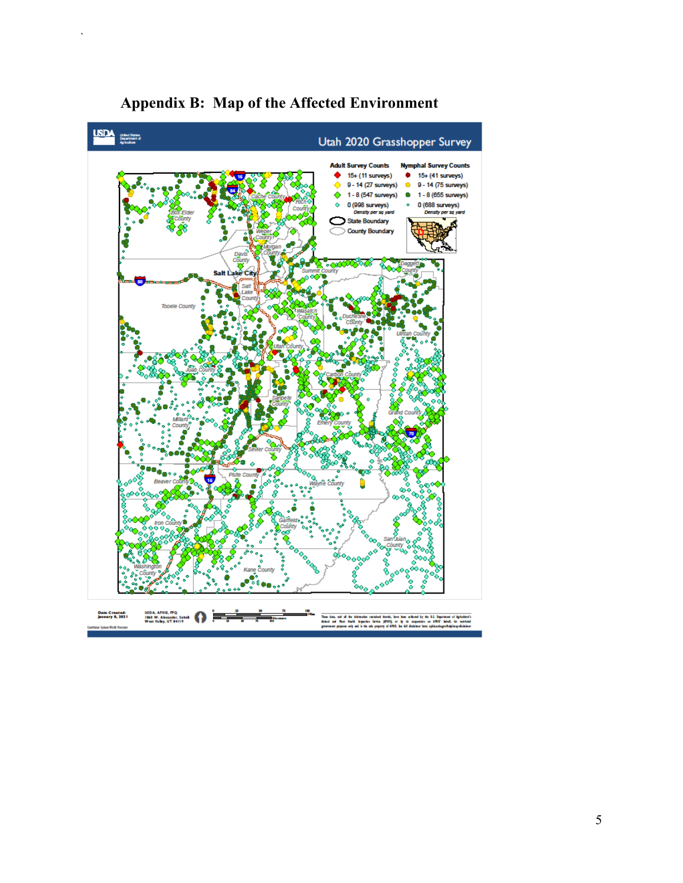# Appendix B: Map of the Affected Environment

Utah 2020 Grasshopper Survey

| Adult Survey Counts | Nymphal Survey Counts |
|---|---|
| 15+ (11 surveys) | 15+ (41 surveys) |
| 9 - 14 (27 surveys) | 9 - 14 (75 surveys) |
| 1 - 8 (547 surveys) | 1 - 8 (655 surveys) |
| 0 (998 surveys) | 0 (688 surveys) |
| Density per sq yard | Density per sq yard |

State Boundary

County Boundary

Box Elder County, Cache County, Rich County, Weber County, Morgan County, Davis County, Salt Lake City, Salt Lake County, Summit County, Daggett County, Tooele County, Wasatch County, Duchesne County, Uintah County, Utah County, Juab County, Carbon County, Sanpete County, Millard County, Emery County, Grand County, Sevier County, Piute County, Beaver County, Wayne County, Iron County, Garfield County, San Juan County, Washington County, Kane County

Date Created: January 8, 2021

USDA, APHIS, PPQ
1860 W. Alexander, Suite B
West Valley, UT 84119

These data, and all the information contained therein, have been collected by the U.S. Department of Agriculture's Animal and Plant Health Inspection Service (APHIS), or by its cooperators on APHIS' behalf, for restricted government purposes only and is the sole property of APHIS. See full disclaimer here: aphis.usda.gov/help/map-disclaimer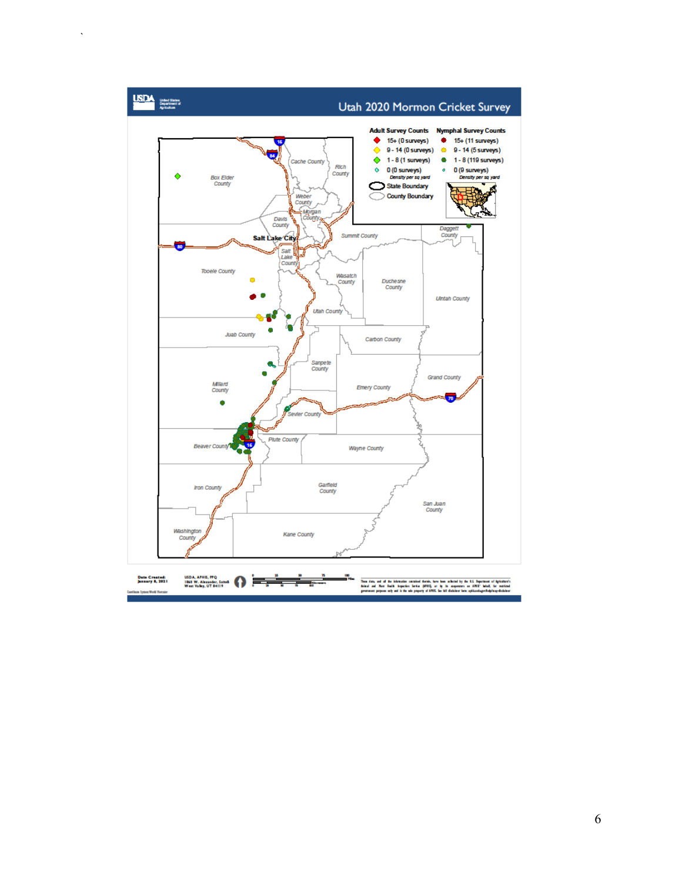# Utah 2020 Mormon Cricket Survey

| Adult Survey Counts | Nymphal Survey Counts |
| --- | --- |
| 15+ (0 surveys) | 15+ (11 surveys) |
| 9 - 14 (0 surveys) | 9 - 14 (5 surveys) |
| 1 - 8 (1 surveys) | 1 - 8 (119 surveys) |
| 0 (0 surveys) | 0 (9 surveys) |
| Density per sq yard | Density per sq yard |

State Boundary

County Boundary

Box Elder County, Cache County, Rich County, Weber County, Morgan County, Davis County, Salt Lake City, Salt Lake County, Summit County, Daggett County, Tooele County, Wasatch County, Duchesne County, Uintah County, Utah County, Juab County, Carbon County, Sanpete County, Millard County, Emery County, Grand County, Sevier County, Beaver County, Piute County, Wayne County, Iron County, Garfield County, San Juan County, Washington County, Kane County

**Date Created:** January 8, 2021

USDA, APHIS, PPQ
1860 W. Alexander, Suite B
West Valley, UT 84119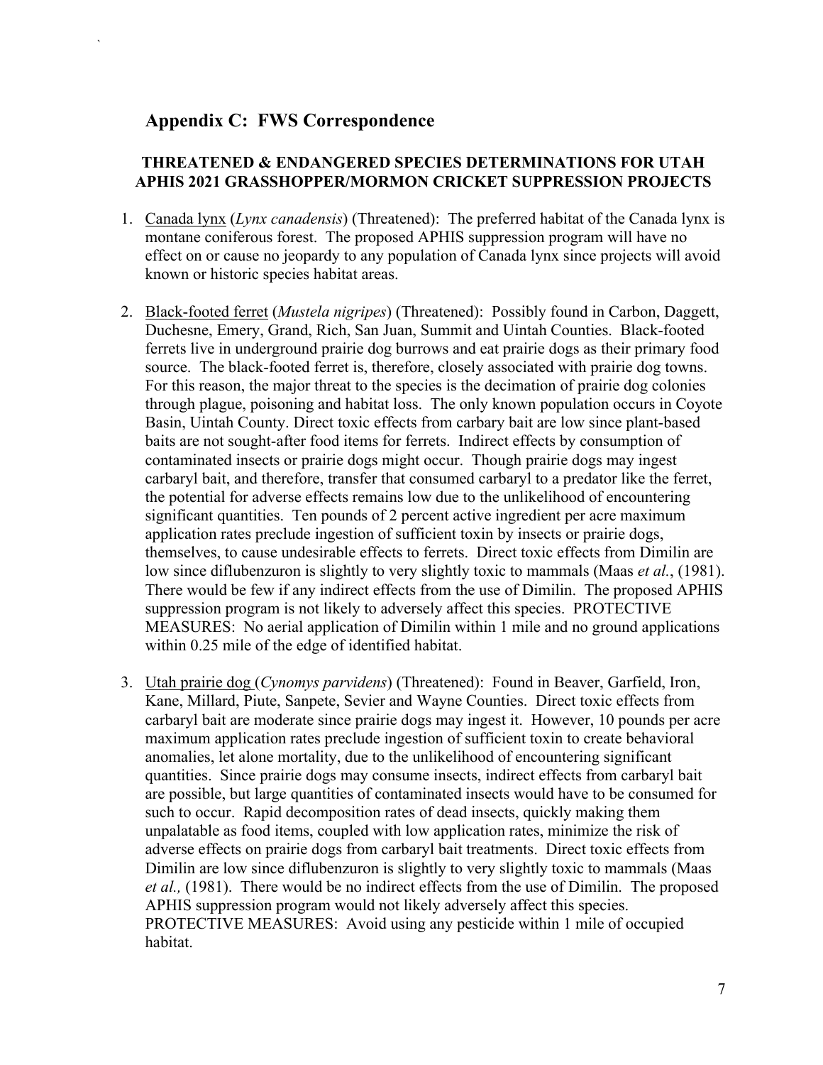## Appendix C: FWS Correspondence

### THREATENED & ENDANGERED SPECIES DETERMINATIONS FOR UTAH APHIS 2021 GRASSHOPPER/MORMON CRICKET SUPPRESSION PROJECTS

1. Canada lynx (*Lynx canadensis*) (Threatened): The preferred habitat of the Canada lynx is montane coniferous forest. The proposed APHIS suppression program will have no effect on or cause no jeopardy to any population of Canada lynx since projects will avoid known or historic species habitat areas.

2. Black-footed ferret (*Mustela nigripes*) (Threatened): Possibly found in Carbon, Daggett, Duchesne, Emery, Grand, Rich, San Juan, Summit and Uintah Counties. Black-footed ferrets live in underground prairie dog burrows and eat prairie dogs as their primary food source. The black-footed ferret is, therefore, closely associated with prairie dog towns. For this reason, the major threat to the species is the decimation of prairie dog colonies through plague, poisoning and habitat loss. The only known population occurs in Coyote Basin, Uintah County. Direct toxic effects from carbary bait are low since plant-based baits are not sought-after food items for ferrets. Indirect effects by consumption of contaminated insects or prairie dogs might occur. Though prairie dogs may ingest carbaryl bait, and therefore, transfer that consumed carbaryl to a predator like the ferret, the potential for adverse effects remains low due to the unlikelihood of encountering significant quantities. Ten pounds of 2 percent active ingredient per acre maximum application rates preclude ingestion of sufficient toxin by insects or prairie dogs, themselves, to cause undesirable effects to ferrets. Direct toxic effects from Dimilin are low since diflubenzuron is slightly to very slightly toxic to mammals (Maas *et al.*, (1981). There would be few if any indirect effects from the use of Dimilin. The proposed APHIS suppression program is not likely to adversely affect this species. PROTECTIVE MEASURES: No aerial application of Dimilin within 1 mile and no ground applications within 0.25 mile of the edge of identified habitat.

3. Utah prairie dog (*Cynomys parvidens*) (Threatened): Found in Beaver, Garfield, Iron, Kane, Millard, Piute, Sanpete, Sevier and Wayne Counties. Direct toxic effects from carbaryl bait are moderate since prairie dogs may ingest it. However, 10 pounds per acre maximum application rates preclude ingestion of sufficient toxin to create behavioral anomalies, let alone mortality, due to the unlikelihood of encountering significant quantities. Since prairie dogs may consume insects, indirect effects from carbaryl bait are possible, but large quantities of contaminated insects would have to be consumed for such to occur. Rapid decomposition rates of dead insects, quickly making them unpalatable as food items, coupled with low application rates, minimize the risk of adverse effects on prairie dogs from carbaryl bait treatments. Direct toxic effects from Dimilin are low since diflubenzuron is slightly to very slightly toxic to mammals (Maas *et al.,* (1981). There would be no indirect effects from the use of Dimilin. The proposed APHIS suppression program would not likely adversely affect this species. PROTECTIVE MEASURES: Avoid using any pesticide within 1 mile of occupied habitat.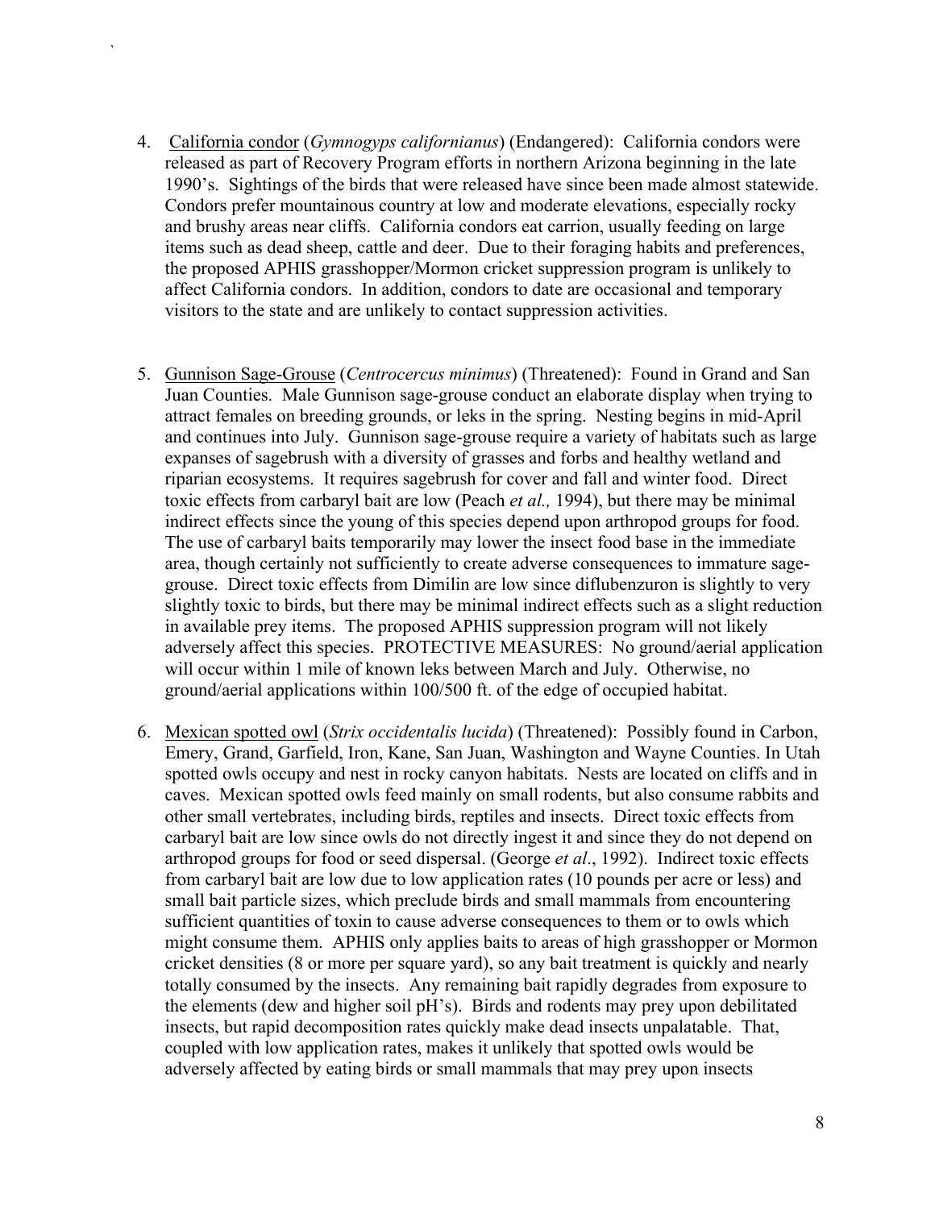4. California condor (*Gymnogyps californianus*) (Endangered): California condors were released as part of Recovery Program efforts in northern Arizona beginning in the late 1990's. Sightings of the birds that were released have since been made almost statewide. Condors prefer mountainous country at low and moderate elevations, especially rocky and brushy areas near cliffs. California condors eat carrion, usually feeding on large items such as dead sheep, cattle and deer. Due to their foraging habits and preferences, the proposed APHIS grasshopper/Mormon cricket suppression program is unlikely to affect California condors. In addition, condors to date are occasional and temporary visitors to the state and are unlikely to contact suppression activities.

5. Gunnison Sage-Grouse (*Centrocercus minimus*) (Threatened): Found in Grand and San Juan Counties. Male Gunnison sage-grouse conduct an elaborate display when trying to attract females on breeding grounds, or leks in the spring. Nesting begins in mid-April and continues into July. Gunnison sage-grouse require a variety of habitats such as large expanses of sagebrush with a diversity of grasses and forbs and healthy wetland and riparian ecosystems. It requires sagebrush for cover and fall and winter food. Direct toxic effects from carbaryl bait are low (Peach *et al.,* 1994), but there may be minimal indirect effects since the young of this species depend upon arthropod groups for food. The use of carbaryl baits temporarily may lower the insect food base in the immediate area, though certainly not sufficiently to create adverse consequences to immature sage-grouse. Direct toxic effects from Dimilin are low since diflubenzuron is slightly to very slightly toxic to birds, but there may be minimal indirect effects such as a slight reduction in available prey items. The proposed APHIS suppression program will not likely adversely affect this species. PROTECTIVE MEASURES: No ground/aerial application will occur within 1 mile of known leks between March and July. Otherwise, no ground/aerial applications within 100/500 ft. of the edge of occupied habitat.

6. Mexican spotted owl (*Strix occidentalis lucida*) (Threatened): Possibly found in Carbon, Emery, Grand, Garfield, Iron, Kane, San Juan, Washington and Wayne Counties. In Utah spotted owls occupy and nest in rocky canyon habitats. Nests are located on cliffs and in caves. Mexican spotted owls feed mainly on small rodents, but also consume rabbits and other small vertebrates, including birds, reptiles and insects. Direct toxic effects from carbaryl bait are low since owls do not directly ingest it and since they do not depend on arthropod groups for food or seed dispersal. (George *et al*., 1992). Indirect toxic effects from carbaryl bait are low due to low application rates (10 pounds per acre or less) and small bait particle sizes, which preclude birds and small mammals from encountering sufficient quantities of toxin to cause adverse consequences to them or to owls which might consume them. APHIS only applies baits to areas of high grasshopper or Mormon cricket densities (8 or more per square yard), so any bait treatment is quickly and nearly totally consumed by the insects. Any remaining bait rapidly degrades from exposure to the elements (dew and higher soil pH's). Birds and rodents may prey upon debilitated insects, but rapid decomposition rates quickly make dead insects unpalatable. That, coupled with low application rates, makes it unlikely that spotted owls would be adversely affected by eating birds or small mammals that may prey upon insects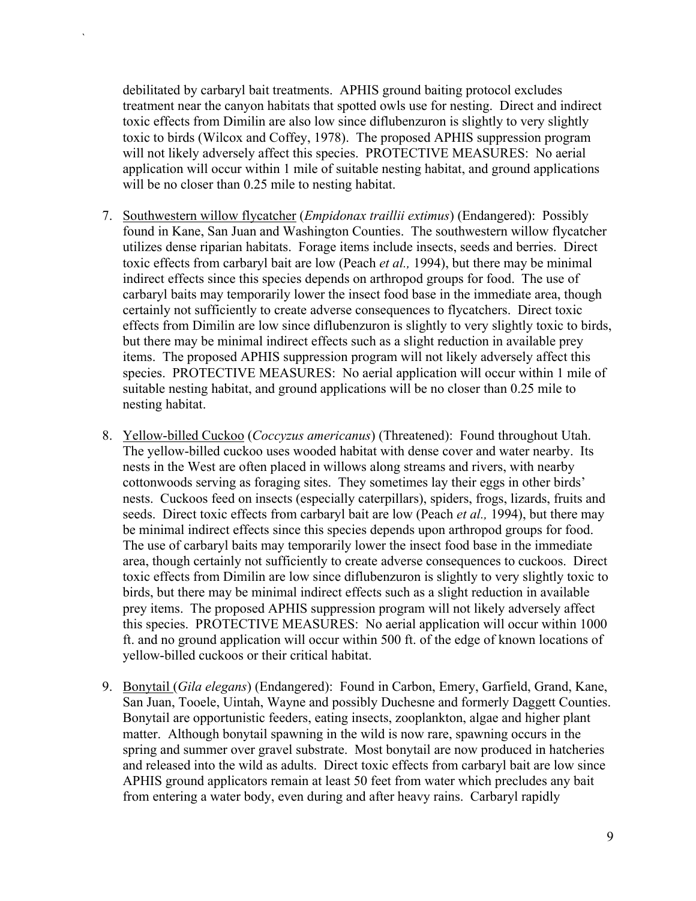debilitated by carbaryl bait treatments. APHIS ground baiting protocol excludes treatment near the canyon habitats that spotted owls use for nesting. Direct and indirect toxic effects from Dimilin are also low since diflubenzuron is slightly to very slightly toxic to birds (Wilcox and Coffey, 1978). The proposed APHIS suppression program will not likely adversely affect this species. PROTECTIVE MEASURES: No aerial application will occur within 1 mile of suitable nesting habitat, and ground applications will be no closer than 0.25 mile to nesting habitat.

7. Southwestern willow flycatcher (*Empidonax traillii extimus*) (Endangered): Possibly found in Kane, San Juan and Washington Counties. The southwestern willow flycatcher utilizes dense riparian habitats. Forage items include insects, seeds and berries. Direct toxic effects from carbaryl bait are low (Peach *et al.,* 1994), but there may be minimal indirect effects since this species depends on arthropod groups for food. The use of carbaryl baits may temporarily lower the insect food base in the immediate area, though certainly not sufficiently to create adverse consequences to flycatchers. Direct toxic effects from Dimilin are low since diflubenzuron is slightly to very slightly toxic to birds, but there may be minimal indirect effects such as a slight reduction in available prey items. The proposed APHIS suppression program will not likely adversely affect this species. PROTECTIVE MEASURES: No aerial application will occur within 1 mile of suitable nesting habitat, and ground applications will be no closer than 0.25 mile to nesting habitat.

8. Yellow-billed Cuckoo (*Coccyzus americanus*) (Threatened): Found throughout Utah. The yellow-billed cuckoo uses wooded habitat with dense cover and water nearby. Its nests in the West are often placed in willows along streams and rivers, with nearby cottonwoods serving as foraging sites. They sometimes lay their eggs in other birds' nests. Cuckoos feed on insects (especially caterpillars), spiders, frogs, lizards, fruits and seeds. Direct toxic effects from carbaryl bait are low (Peach *et al.,* 1994), but there may be minimal indirect effects since this species depends upon arthropod groups for food. The use of carbaryl baits may temporarily lower the insect food base in the immediate area, though certainly not sufficiently to create adverse consequences to cuckoos. Direct toxic effects from Dimilin are low since diflubenzuron is slightly to very slightly toxic to birds, but there may be minimal indirect effects such as a slight reduction in available prey items. The proposed APHIS suppression program will not likely adversely affect this species. PROTECTIVE MEASURES: No aerial application will occur within 1000 ft. and no ground application will occur within 500 ft. of the edge of known locations of yellow-billed cuckoos or their critical habitat.

9. Bonytail (*Gila elegans*) (Endangered): Found in Carbon, Emery, Garfield, Grand, Kane, San Juan, Tooele, Uintah, Wayne and possibly Duchesne and formerly Daggett Counties. Bonytail are opportunistic feeders, eating insects, zooplankton, algae and higher plant matter. Although bonytail spawning in the wild is now rare, spawning occurs in the spring and summer over gravel substrate. Most bonytail are now produced in hatcheries and released into the wild as adults. Direct toxic effects from carbaryl bait are low since APHIS ground applicators remain at least 50 feet from water which precludes any bait from entering a water body, even during and after heavy rains. Carbaryl rapidly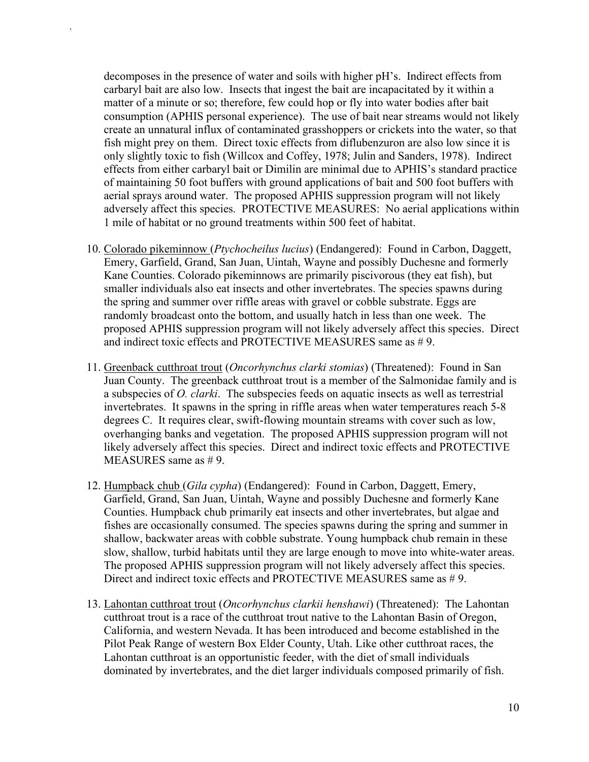decomposes in the presence of water and soils with higher pH's. Indirect effects from carbaryl bait are also low. Insects that ingest the bait are incapacitated by it within a matter of a minute or so; therefore, few could hop or fly into water bodies after bait consumption (APHIS personal experience). The use of bait near streams would not likely create an unnatural influx of contaminated grasshoppers or crickets into the water, so that fish might prey on them. Direct toxic effects from diflubenzuron are also low since it is only slightly toxic to fish (Willcox and Coffey, 1978; Julin and Sanders, 1978). Indirect effects from either carbaryl bait or Dimilin are minimal due to APHIS's standard practice of maintaining 50 foot buffers with ground applications of bait and 500 foot buffers with aerial sprays around water. The proposed APHIS suppression program will not likely adversely affect this species. PROTECTIVE MEASURES: No aerial applications within 1 mile of habitat or no ground treatments within 500 feet of habitat.

10. Colorado pikeminnow (*Ptychocheilus lucius*) (Endangered): Found in Carbon, Daggett, Emery, Garfield, Grand, San Juan, Uintah, Wayne and possibly Duchesne and formerly Kane Counties. Colorado pikeminnows are primarily piscivorous (they eat fish), but smaller individuals also eat insects and other invertebrates. The species spawns during the spring and summer over riffle areas with gravel or cobble substrate. Eggs are randomly broadcast onto the bottom, and usually hatch in less than one week. The proposed APHIS suppression program will not likely adversely affect this species. Direct and indirect toxic effects and PROTECTIVE MEASURES same as # 9.

11. Greenback cutthroat trout (*Oncorhynchus clarki stomias*) (Threatened): Found in San Juan County. The greenback cutthroat trout is a member of the Salmonidae family and is a subspecies of *O. clarki*. The subspecies feeds on aquatic insects as well as terrestrial invertebrates. It spawns in the spring in riffle areas when water temperatures reach 5-8 degrees C. It requires clear, swift-flowing mountain streams with cover such as low, overhanging banks and vegetation. The proposed APHIS suppression program will not likely adversely affect this species. Direct and indirect toxic effects and PROTECTIVE MEASURES same as # 9.

12. Humpback chub (*Gila cypha*) (Endangered): Found in Carbon, Daggett, Emery, Garfield, Grand, San Juan, Uintah, Wayne and possibly Duchesne and formerly Kane Counties. Humpback chub primarily eat insects and other invertebrates, but algae and fishes are occasionally consumed. The species spawns during the spring and summer in shallow, backwater areas with cobble substrate. Young humpback chub remain in these slow, shallow, turbid habitats until they are large enough to move into white-water areas. The proposed APHIS suppression program will not likely adversely affect this species. Direct and indirect toxic effects and PROTECTIVE MEASURES same as # 9.

13. Lahontan cutthroat trout (*Oncorhynchus clarkii henshawi*) (Threatened): The Lahontan cutthroat trout is a race of the cutthroat trout native to the Lahontan Basin of Oregon, California, and western Nevada. It has been introduced and become established in the Pilot Peak Range of western Box Elder County, Utah. Like other cutthroat races, the Lahontan cutthroat is an opportunistic feeder, with the diet of small individuals dominated by invertebrates, and the diet larger individuals composed primarily of fish.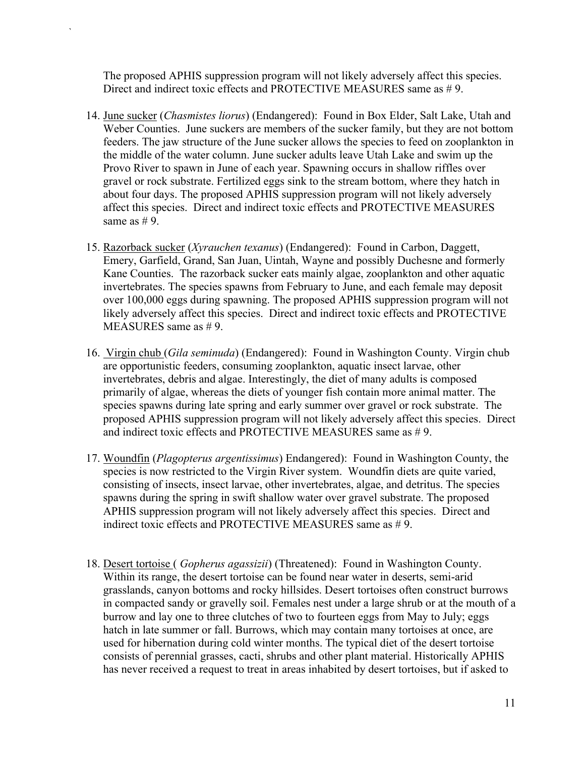The proposed APHIS suppression program will not likely adversely affect this species. Direct and indirect toxic effects and PROTECTIVE MEASURES same as # 9.

14. June sucker (*Chasmistes liorus*) (Endangered): Found in Box Elder, Salt Lake, Utah and Weber Counties. June suckers are members of the sucker family, but they are not bottom feeders. The jaw structure of the June sucker allows the species to feed on zooplankton in the middle of the water column. June sucker adults leave Utah Lake and swim up the Provo River to spawn in June of each year. Spawning occurs in shallow riffles over gravel or rock substrate. Fertilized eggs sink to the stream bottom, where they hatch in about four days. The proposed APHIS suppression program will not likely adversely affect this species. Direct and indirect toxic effects and PROTECTIVE MEASURES same as # 9.

15. Razorback sucker (*Xyrauchen texanus*) (Endangered): Found in Carbon, Daggett, Emery, Garfield, Grand, San Juan, Uintah, Wayne and possibly Duchesne and formerly Kane Counties. The razorback sucker eats mainly algae, zooplankton and other aquatic invertebrates. The species spawns from February to June, and each female may deposit over 100,000 eggs during spawning. The proposed APHIS suppression program will not likely adversely affect this species. Direct and indirect toxic effects and PROTECTIVE MEASURES same as # 9.

16. Virgin chub (*Gila seminuda*) (Endangered): Found in Washington County. Virgin chub are opportunistic feeders, consuming zooplankton, aquatic insect larvae, other invertebrates, debris and algae. Interestingly, the diet of many adults is composed primarily of algae, whereas the diets of younger fish contain more animal matter. The species spawns during late spring and early summer over gravel or rock substrate. The proposed APHIS suppression program will not likely adversely affect this species. Direct and indirect toxic effects and PROTECTIVE MEASURES same as # 9.

17. Woundfin (*Plagopterus argentissimus*) Endangered): Found in Washington County, the species is now restricted to the Virgin River system. Woundfin diets are quite varied, consisting of insects, insect larvae, other invertebrates, algae, and detritus. The species spawns during the spring in swift shallow water over gravel substrate. The proposed APHIS suppression program will not likely adversely affect this species. Direct and indirect toxic effects and PROTECTIVE MEASURES same as # 9.

18. Desert tortoise ( *Gopherus agassizii*) (Threatened): Found in Washington County. Within its range, the desert tortoise can be found near water in deserts, semi-arid grasslands, canyon bottoms and rocky hillsides. Desert tortoises often construct burrows in compacted sandy or gravelly soil. Females nest under a large shrub or at the mouth of a burrow and lay one to three clutches of two to fourteen eggs from May to July; eggs hatch in late summer or fall. Burrows, which may contain many tortoises at once, are used for hibernation during cold winter months. The typical diet of the desert tortoise consists of perennial grasses, cacti, shrubs and other plant material. Historically APHIS has never received a request to treat in areas inhabited by desert tortoises, but if asked to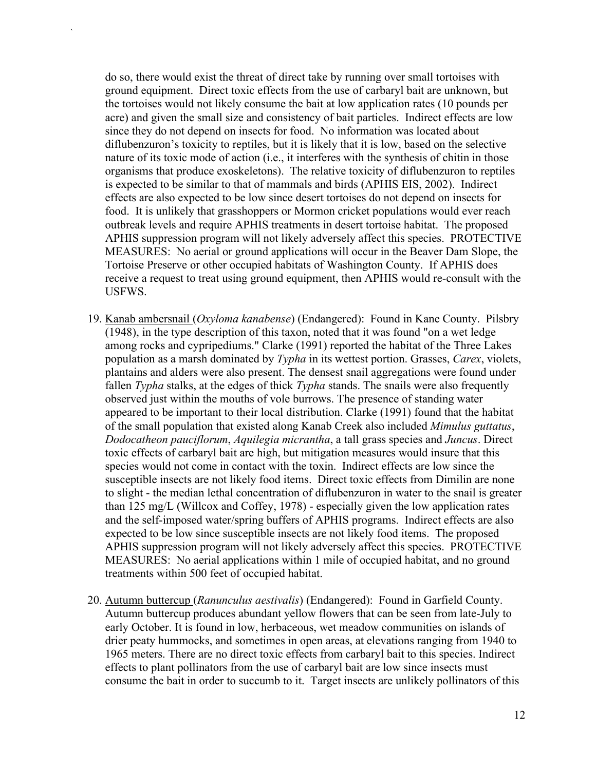do so, there would exist the threat of direct take by running over small tortoises with ground equipment. Direct toxic effects from the use of carbaryl bait are unknown, but the tortoises would not likely consume the bait at low application rates (10 pounds per acre) and given the small size and consistency of bait particles. Indirect effects are low since they do not depend on insects for food. No information was located about diflubenzuron's toxicity to reptiles, but it is likely that it is low, based on the selective nature of its toxic mode of action (i.e., it interferes with the synthesis of chitin in those organisms that produce exoskeletons). The relative toxicity of diflubenzuron to reptiles is expected to be similar to that of mammals and birds (APHIS EIS, 2002). Indirect effects are also expected to be low since desert tortoises do not depend on insects for food. It is unlikely that grasshoppers or Mormon cricket populations would ever reach outbreak levels and require APHIS treatments in desert tortoise habitat. The proposed APHIS suppression program will not likely adversely affect this species. PROTECTIVE MEASURES: No aerial or ground applications will occur in the Beaver Dam Slope, the Tortoise Preserve or other occupied habitats of Washington County. If APHIS does receive a request to treat using ground equipment, then APHIS would re-consult with the USFWS.

19. Kanab ambersnail (*Oxyloma kanabense*) (Endangered): Found in Kane County. Pilsbry (1948), in the type description of this taxon, noted that it was found "on a wet ledge among rocks and cypripediums." Clarke (1991) reported the habitat of the Three Lakes population as a marsh dominated by *Typha* in its wettest portion. Grasses, *Carex*, violets, plantains and alders were also present. The densest snail aggregations were found under fallen *Typha* stalks, at the edges of thick *Typha* stands. The snails were also frequently observed just within the mouths of vole burrows. The presence of standing water appeared to be important to their local distribution. Clarke (1991) found that the habitat of the small population that existed along Kanab Creek also included *Mimulus guttatus*, *Dodocatheon pauciflorum*, *Aquilegia micrantha*, a tall grass species and *Juncus*. Direct toxic effects of carbaryl bait are high, but mitigation measures would insure that this species would not come in contact with the toxin. Indirect effects are low since the susceptible insects are not likely food items. Direct toxic effects from Dimilin are none to slight - the median lethal concentration of diflubenzuron in water to the snail is greater than 125 mg/L (Willcox and Coffey, 1978) - especially given the low application rates and the self-imposed water/spring buffers of APHIS programs. Indirect effects are also expected to be low since susceptible insects are not likely food items. The proposed APHIS suppression program will not likely adversely affect this species. PROTECTIVE MEASURES: No aerial applications within 1 mile of occupied habitat, and no ground treatments within 500 feet of occupied habitat.

20. Autumn buttercup (*Ranunculus aestivalis*) (Endangered): Found in Garfield County. Autumn buttercup produces abundant yellow flowers that can be seen from late-July to early October. It is found in low, herbaceous, wet meadow communities on islands of drier peaty hummocks, and sometimes in open areas, at elevations ranging from 1940 to 1965 meters. There are no direct toxic effects from carbaryl bait to this species. Indirect effects to plant pollinators from the use of carbaryl bait are low since insects must consume the bait in order to succumb to it. Target insects are unlikely pollinators of this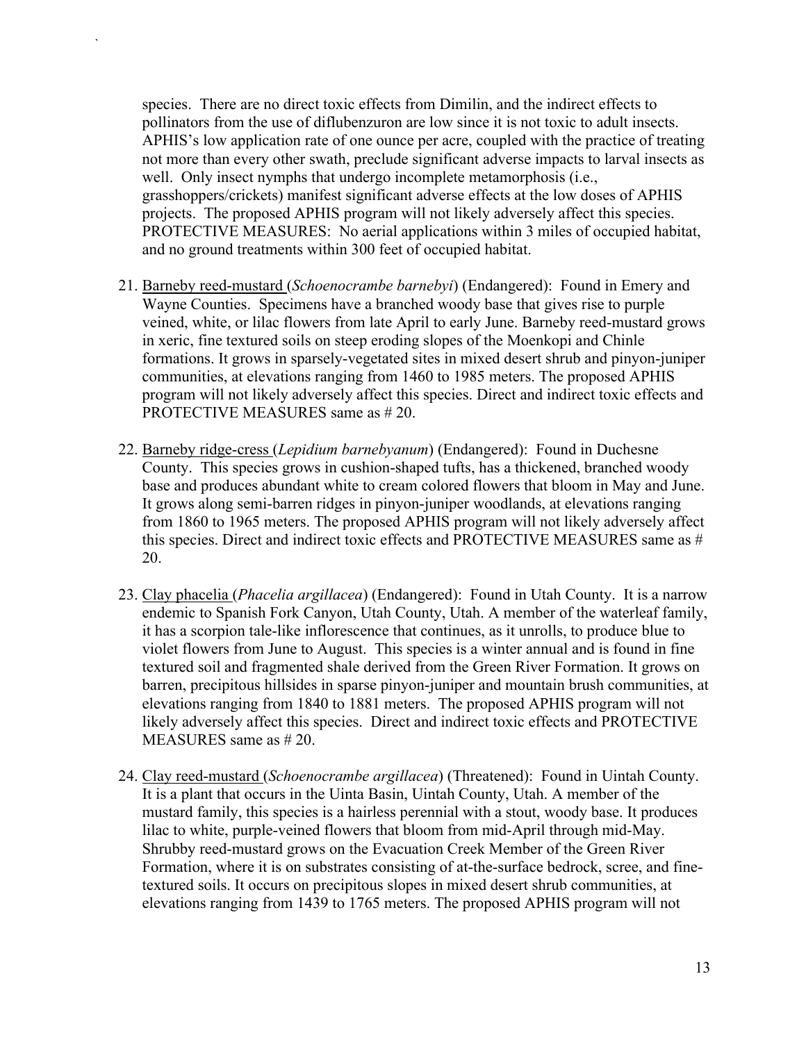species. There are no direct toxic effects from Dimilin, and the indirect effects to pollinators from the use of diflubenzuron are low since it is not toxic to adult insects. APHIS's low application rate of one ounce per acre, coupled with the practice of treating not more than every other swath, preclude significant adverse impacts to larval insects as well. Only insect nymphs that undergo incomplete metamorphosis (i.e., grasshoppers/crickets) manifest significant adverse effects at the low doses of APHIS projects. The proposed APHIS program will not likely adversely affect this species. PROTECTIVE MEASURES: No aerial applications within 3 miles of occupied habitat, and no ground treatments within 300 feet of occupied habitat.

21. Barneby reed-mustard (*Schoenocrambe barnebyi*) (Endangered): Found in Emery and Wayne Counties. Specimens have a branched woody base that gives rise to purple veined, white, or lilac flowers from late April to early June. Barneby reed-mustard grows in xeric, fine textured soils on steep eroding slopes of the Moenkopi and Chinle formations. It grows in sparsely-vegetated sites in mixed desert shrub and pinyon-juniper communities, at elevations ranging from 1460 to 1985 meters. The proposed APHIS program will not likely adversely affect this species. Direct and indirect toxic effects and PROTECTIVE MEASURES same as # 20.

22. Barneby ridge-cress (*Lepidium barnebyanum*) (Endangered): Found in Duchesne County. This species grows in cushion-shaped tufts, has a thickened, branched woody base and produces abundant white to cream colored flowers that bloom in May and June. It grows along semi-barren ridges in pinyon-juniper woodlands, at elevations ranging from 1860 to 1965 meters. The proposed APHIS program will not likely adversely affect this species. Direct and indirect toxic effects and PROTECTIVE MEASURES same as # 20.

23. Clay phacelia (*Phacelia argillacea*) (Endangered): Found in Utah County. It is a narrow endemic to Spanish Fork Canyon, Utah County, Utah. A member of the waterleaf family, it has a scorpion tale-like inflorescence that continues, as it unrolls, to produce blue to violet flowers from June to August. This species is a winter annual and is found in fine textured soil and fragmented shale derived from the Green River Formation. It grows on barren, precipitous hillsides in sparse pinyon-juniper and mountain brush communities, at elevations ranging from 1840 to 1881 meters. The proposed APHIS program will not likely adversely affect this species. Direct and indirect toxic effects and PROTECTIVE MEASURES same as # 20.

24. Clay reed-mustard (*Schoenocrambe argillacea*) (Threatened): Found in Uintah County. It is a plant that occurs in the Uinta Basin, Uintah County, Utah. A member of the mustard family, this species is a hairless perennial with a stout, woody base. It produces lilac to white, purple-veined flowers that bloom from mid-April through mid-May. Shrubby reed-mustard grows on the Evacuation Creek Member of the Green River Formation, where it is on substrates consisting of at-the-surface bedrock, scree, and fine-textured soils. It occurs on precipitous slopes in mixed desert shrub communities, at elevations ranging from 1439 to 1765 meters. The proposed APHIS program will not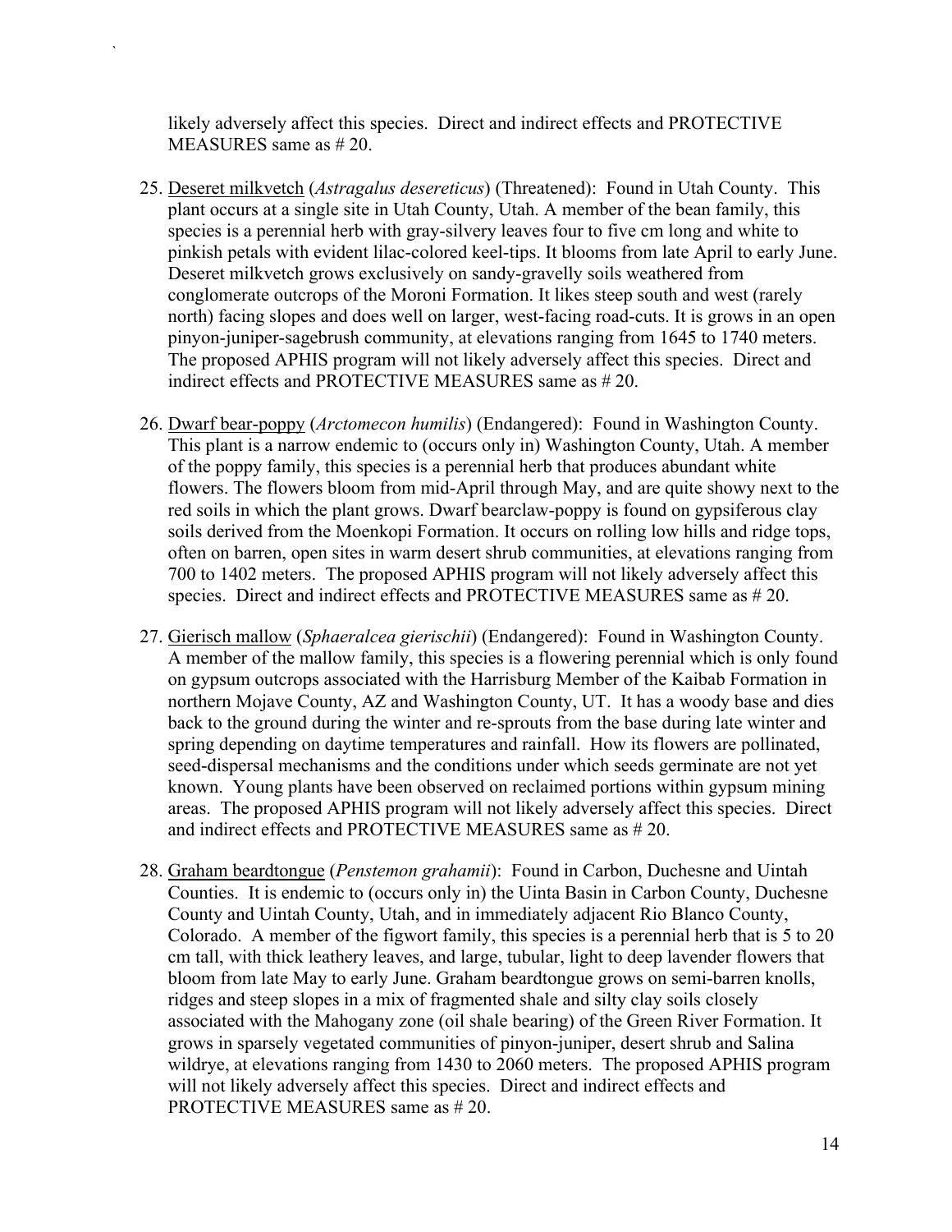likely adversely affect this species. Direct and indirect effects and PROTECTIVE MEASURES same as # 20.

25. Deseret milkvetch (*Astragalus desereticus*) (Threatened): Found in Utah County. This plant occurs at a single site in Utah County, Utah. A member of the bean family, this species is a perennial herb with gray-silvery leaves four to five cm long and white to pinkish petals with evident lilac-colored keel-tips. It blooms from late April to early June. Deseret milkvetch grows exclusively on sandy-gravelly soils weathered from conglomerate outcrops of the Moroni Formation. It likes steep south and west (rarely north) facing slopes and does well on larger, west-facing road-cuts. It is grows in an open pinyon-juniper-sagebrush community, at elevations ranging from 1645 to 1740 meters. The proposed APHIS program will not likely adversely affect this species. Direct and indirect effects and PROTECTIVE MEASURES same as # 20.

26. Dwarf bear-poppy (*Arctomecon humilis*) (Endangered): Found in Washington County. This plant is a narrow endemic to (occurs only in) Washington County, Utah. A member of the poppy family, this species is a perennial herb that produces abundant white flowers. The flowers bloom from mid-April through May, and are quite showy next to the red soils in which the plant grows. Dwarf bearclaw-poppy is found on gypsiferous clay soils derived from the Moenkopi Formation. It occurs on rolling low hills and ridge tops, often on barren, open sites in warm desert shrub communities, at elevations ranging from 700 to 1402 meters. The proposed APHIS program will not likely adversely affect this species. Direct and indirect effects and PROTECTIVE MEASURES same as # 20.

27. Gierisch mallow (*Sphaeralcea gierischii*) (Endangered): Found in Washington County. A member of the mallow family, this species is a flowering perennial which is only found on gypsum outcrops associated with the Harrisburg Member of the Kaibab Formation in northern Mojave County, AZ and Washington County, UT. It has a woody base and dies back to the ground during the winter and re-sprouts from the base during late winter and spring depending on daytime temperatures and rainfall. How its flowers are pollinated, seed-dispersal mechanisms and the conditions under which seeds germinate are not yet known. Young plants have been observed on reclaimed portions within gypsum mining areas. The proposed APHIS program will not likely adversely affect this species. Direct and indirect effects and PROTECTIVE MEASURES same as # 20.

28. Graham beardtongue (*Penstemon grahamii*): Found in Carbon, Duchesne and Uintah Counties. It is endemic to (occurs only in) the Uinta Basin in Carbon County, Duchesne County and Uintah County, Utah, and in immediately adjacent Rio Blanco County, Colorado. A member of the figwort family, this species is a perennial herb that is 5 to 20 cm tall, with thick leathery leaves, and large, tubular, light to deep lavender flowers that bloom from late May to early June. Graham beardtongue grows on semi-barren knolls, ridges and steep slopes in a mix of fragmented shale and silty clay soils closely associated with the Mahogany zone (oil shale bearing) of the Green River Formation. It grows in sparsely vegetated communities of pinyon-juniper, desert shrub and Salina wildrye, at elevations ranging from 1430 to 2060 meters. The proposed APHIS program will not likely adversely affect this species. Direct and indirect effects and PROTECTIVE MEASURES same as # 20.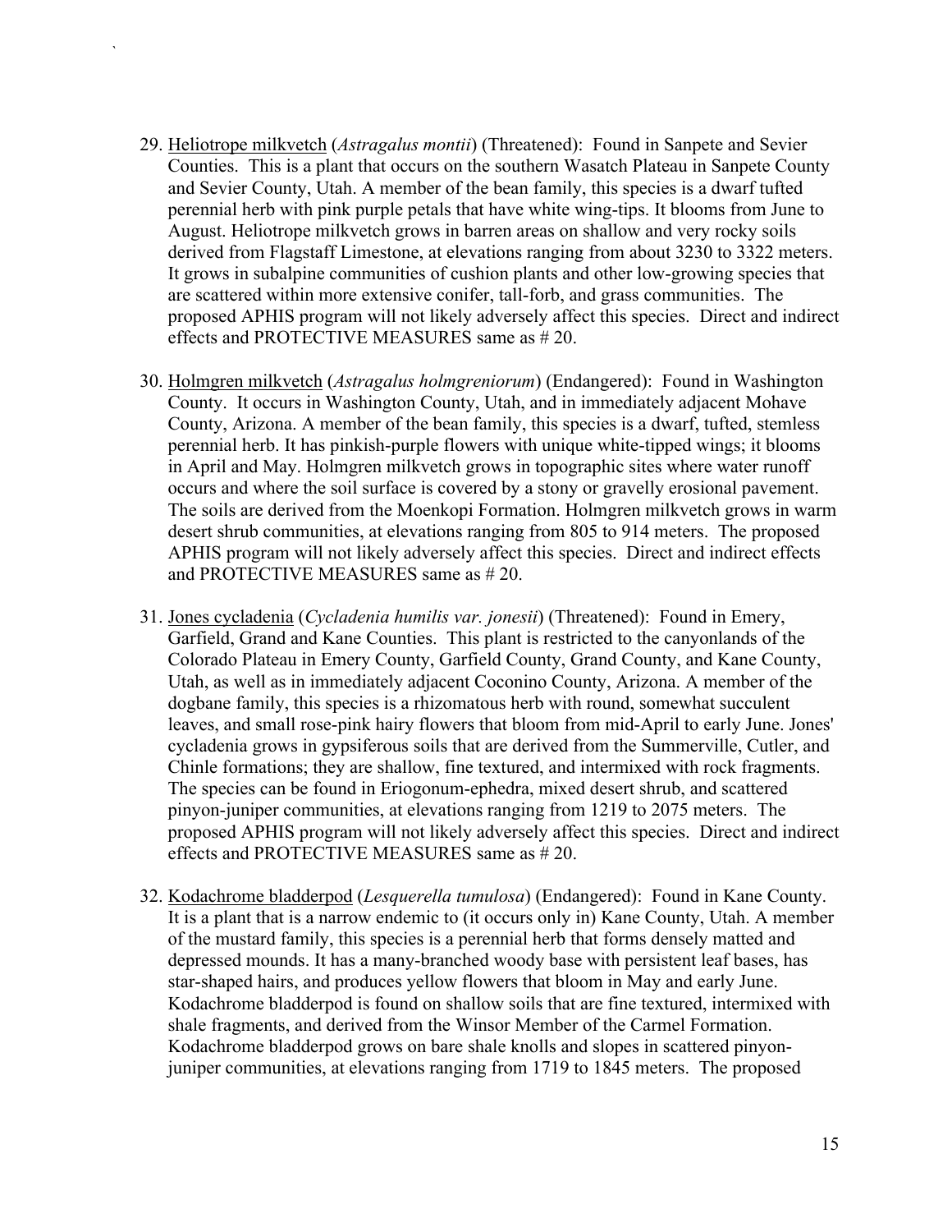29. Heliotrope milkvetch (*Astragalus montii*) (Threatened): Found in Sanpete and Sevier Counties. This is a plant that occurs on the southern Wasatch Plateau in Sanpete County and Sevier County, Utah. A member of the bean family, this species is a dwarf tufted perennial herb with pink purple petals that have white wing-tips. It blooms from June to August. Heliotrope milkvetch grows in barren areas on shallow and very rocky soils derived from Flagstaff Limestone, at elevations ranging from about 3230 to 3322 meters. It grows in subalpine communities of cushion plants and other low-growing species that are scattered within more extensive conifer, tall-forb, and grass communities. The proposed APHIS program will not likely adversely affect this species. Direct and indirect effects and PROTECTIVE MEASURES same as # 20.

30. Holmgren milkvetch (*Astragalus holmgreniorum*) (Endangered): Found in Washington County. It occurs in Washington County, Utah, and in immediately adjacent Mohave County, Arizona. A member of the bean family, this species is a dwarf, tufted, stemless perennial herb. It has pinkish-purple flowers with unique white-tipped wings; it blooms in April and May. Holmgren milkvetch grows in topographic sites where water runoff occurs and where the soil surface is covered by a stony or gravelly erosional pavement. The soils are derived from the Moenkopi Formation. Holmgren milkvetch grows in warm desert shrub communities, at elevations ranging from 805 to 914 meters. The proposed APHIS program will not likely adversely affect this species. Direct and indirect effects and PROTECTIVE MEASURES same as # 20.

31. Jones cycladenia (*Cycladenia humilis var. jonesii*) (Threatened): Found in Emery, Garfield, Grand and Kane Counties. This plant is restricted to the canyonlands of the Colorado Plateau in Emery County, Garfield County, Grand County, and Kane County, Utah, as well as in immediately adjacent Coconino County, Arizona. A member of the dogbane family, this species is a rhizomatous herb with round, somewhat succulent leaves, and small rose-pink hairy flowers that bloom from mid-April to early June. Jones' cycladenia grows in gypsiferous soils that are derived from the Summerville, Cutler, and Chinle formations; they are shallow, fine textured, and intermixed with rock fragments. The species can be found in Eriogonum-ephedra, mixed desert shrub, and scattered pinyon-juniper communities, at elevations ranging from 1219 to 2075 meters. The proposed APHIS program will not likely adversely affect this species. Direct and indirect effects and PROTECTIVE MEASURES same as # 20.

32. Kodachrome bladderpod (*Lesquerella tumulosa*) (Endangered): Found in Kane County. It is a plant that is a narrow endemic to (it occurs only in) Kane County, Utah. A member of the mustard family, this species is a perennial herb that forms densely matted and depressed mounds. It has a many-branched woody base with persistent leaf bases, has star-shaped hairs, and produces yellow flowers that bloom in May and early June. Kodachrome bladderpod is found on shallow soils that are fine textured, intermixed with shale fragments, and derived from the Winsor Member of the Carmel Formation. Kodachrome bladderpod grows on bare shale knolls and slopes in scattered pinyon-juniper communities, at elevations ranging from 1719 to 1845 meters. The proposed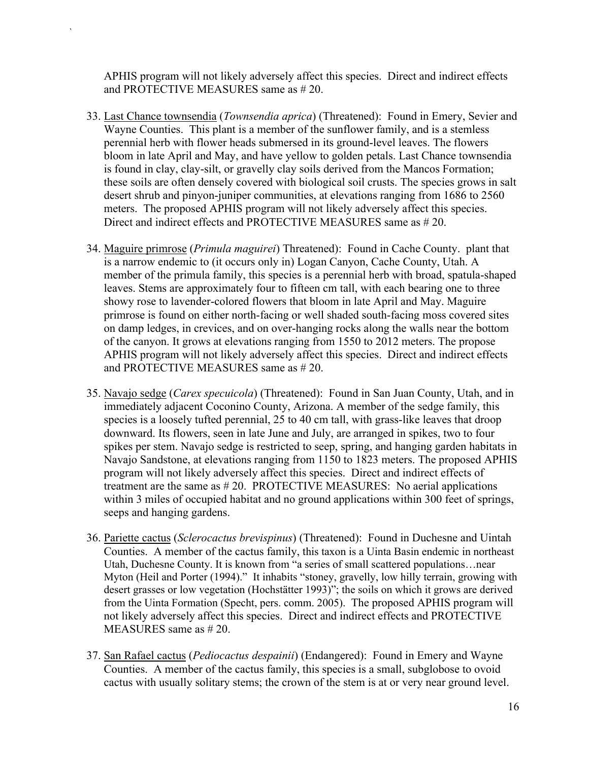APHIS program will not likely adversely affect this species. Direct and indirect effects and PROTECTIVE MEASURES same as # 20.

33. Last Chance townsendia (*Townsendia aprica*) (Threatened): Found in Emery, Sevier and Wayne Counties. This plant is a member of the sunflower family, and is a stemless perennial herb with flower heads submersed in its ground-level leaves. The flowers bloom in late April and May, and have yellow to golden petals. Last Chance townsendia is found in clay, clay-silt, or gravelly clay soils derived from the Mancos Formation; these soils are often densely covered with biological soil crusts. The species grows in salt desert shrub and pinyon-juniper communities, at elevations ranging from 1686 to 2560 meters. The proposed APHIS program will not likely adversely affect this species. Direct and indirect effects and PROTECTIVE MEASURES same as # 20.

34. Maguire primrose (*Primula maguirei*) Threatened): Found in Cache County. plant that is a narrow endemic to (it occurs only in) Logan Canyon, Cache County, Utah. A member of the primula family, this species is a perennial herb with broad, spatula-shaped leaves. Stems are approximately four to fifteen cm tall, with each bearing one to three showy rose to lavender-colored flowers that bloom in late April and May. Maguire primrose is found on either north-facing or well shaded south-facing moss covered sites on damp ledges, in crevices, and on over-hanging rocks along the walls near the bottom of the canyon. It grows at elevations ranging from 1550 to 2012 meters. The propose APHIS program will not likely adversely affect this species. Direct and indirect effects and PROTECTIVE MEASURES same as # 20.

35. Navajo sedge (*Carex specuicola*) (Threatened): Found in San Juan County, Utah, and in immediately adjacent Coconino County, Arizona. A member of the sedge family, this species is a loosely tufted perennial, 25 to 40 cm tall, with grass-like leaves that droop downward. Its flowers, seen in late June and July, are arranged in spikes, two to four spikes per stem. Navajo sedge is restricted to seep, spring, and hanging garden habitats in Navajo Sandstone, at elevations ranging from 1150 to 1823 meters. The proposed APHIS program will not likely adversely affect this species. Direct and indirect effects of treatment are the same as # 20. PROTECTIVE MEASURES: No aerial applications within 3 miles of occupied habitat and no ground applications within 300 feet of springs, seeps and hanging gardens.

36. Pariette cactus (*Sclerocactus brevispinus*) (Threatened): Found in Duchesne and Uintah Counties. A member of the cactus family, this taxon is a Uinta Basin endemic in northeast Utah, Duchesne County. It is known from "a series of small scattered populations…near Myton (Heil and Porter (1994)." It inhabits "stoney, gravelly, low hilly terrain, growing with desert grasses or low vegetation (Hochstätter 1993)"; the soils on which it grows are derived from the Uinta Formation (Specht, pers. comm. 2005). The proposed APHIS program will not likely adversely affect this species. Direct and indirect effects and PROTECTIVE MEASURES same as # 20.

37. San Rafael cactus (*Pediocactus despainii*) (Endangered): Found in Emery and Wayne Counties. A member of the cactus family, this species is a small, subglobose to ovoid cactus with usually solitary stems; the crown of the stem is at or very near ground level.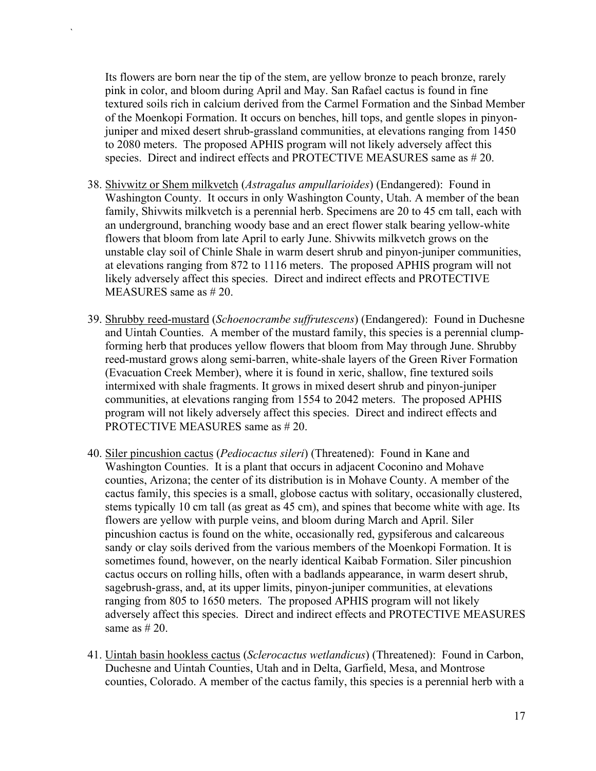Its flowers are born near the tip of the stem, are yellow bronze to peach bronze, rarely pink in color, and bloom during April and May. San Rafael cactus is found in fine textured soils rich in calcium derived from the Carmel Formation and the Sinbad Member of the Moenkopi Formation. It occurs on benches, hill tops, and gentle slopes in pinyon-juniper and mixed desert shrub-grassland communities, at elevations ranging from 1450 to 2080 meters. The proposed APHIS program will not likely adversely affect this species. Direct and indirect effects and PROTECTIVE MEASURES same as # 20.

38. Shivwitz or Shem milkvetch (*Astragalus ampullarioides*) (Endangered): Found in Washington County. It occurs in only Washington County, Utah. A member of the bean family, Shivwits milkvetch is a perennial herb. Specimens are 20 to 45 cm tall, each with an underground, branching woody base and an erect flower stalk bearing yellow-white flowers that bloom from late April to early June. Shivwits milkvetch grows on the unstable clay soil of Chinle Shale in warm desert shrub and pinyon-juniper communities, at elevations ranging from 872 to 1116 meters. The proposed APHIS program will not likely adversely affect this species. Direct and indirect effects and PROTECTIVE MEASURES same as # 20.

39. Shrubby reed-mustard (*Schoenocrambe suffrutescens*) (Endangered): Found in Duchesne and Uintah Counties. A member of the mustard family, this species is a perennial clump-forming herb that produces yellow flowers that bloom from May through June. Shrubby reed-mustard grows along semi-barren, white-shale layers of the Green River Formation (Evacuation Creek Member), where it is found in xeric, shallow, fine textured soils intermixed with shale fragments. It grows in mixed desert shrub and pinyon-juniper communities, at elevations ranging from 1554 to 2042 meters. The proposed APHIS program will not likely adversely affect this species. Direct and indirect effects and PROTECTIVE MEASURES same as # 20.

40. Siler pincushion cactus (*Pediocactus sileri*) (Threatened): Found in Kane and Washington Counties. It is a plant that occurs in adjacent Coconino and Mohave counties, Arizona; the center of its distribution is in Mohave County. A member of the cactus family, this species is a small, globose cactus with solitary, occasionally clustered, stems typically 10 cm tall (as great as 45 cm), and spines that become white with age. Its flowers are yellow with purple veins, and bloom during March and April. Siler pincushion cactus is found on the white, occasionally red, gypsiferous and calcareous sandy or clay soils derived from the various members of the Moenkopi Formation. It is sometimes found, however, on the nearly identical Kaibab Formation. Siler pincushion cactus occurs on rolling hills, often with a badlands appearance, in warm desert shrub, sagebrush-grass, and, at its upper limits, pinyon-juniper communities, at elevations ranging from 805 to 1650 meters. The proposed APHIS program will not likely adversely affect this species. Direct and indirect effects and PROTECTIVE MEASURES same as # 20.

41. Uintah basin hookless cactus (*Sclerocactus wetlandicus*) (Threatened): Found in Carbon, Duchesne and Uintah Counties, Utah and in Delta, Garfield, Mesa, and Montrose counties, Colorado. A member of the cactus family, this species is a perennial herb with a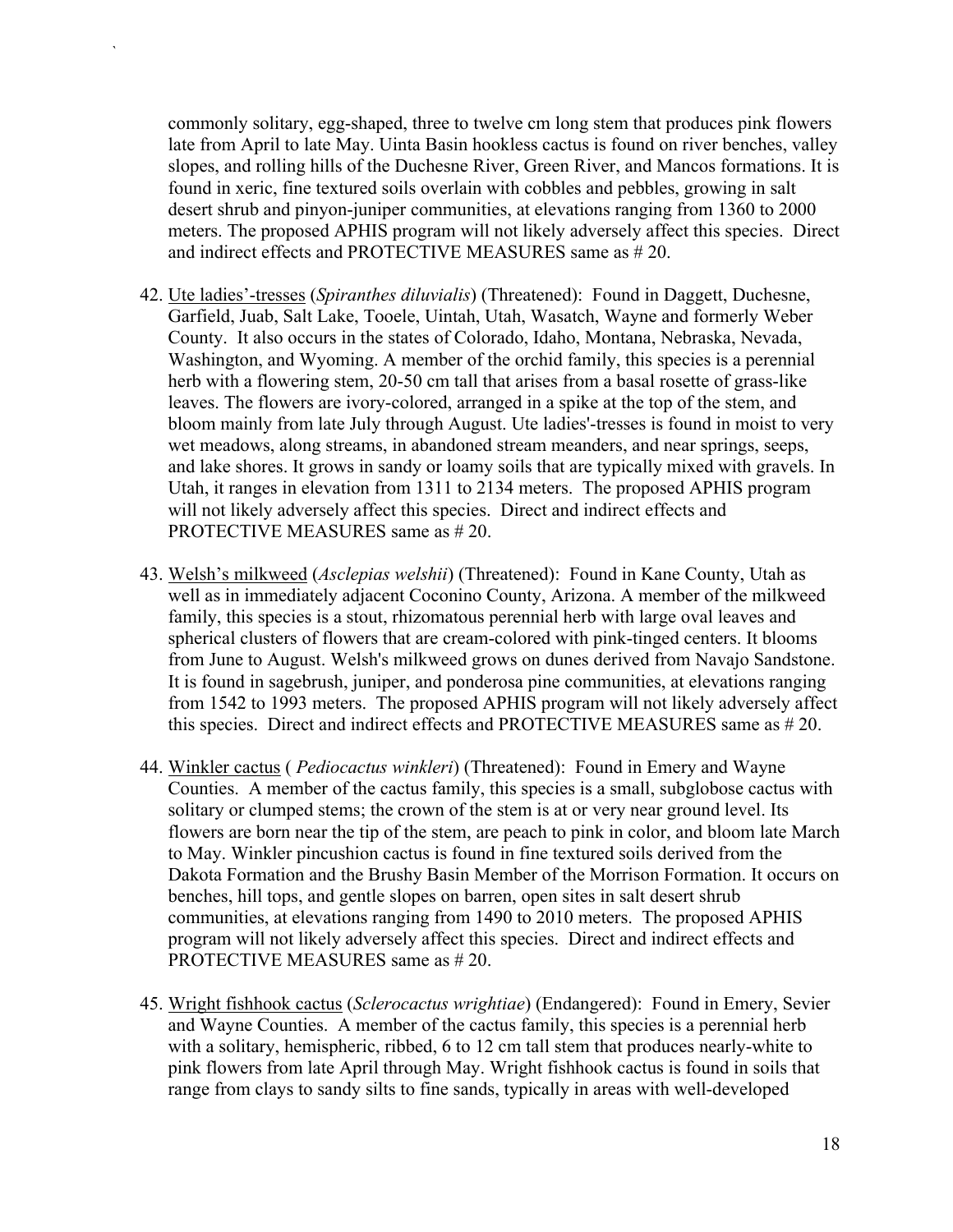commonly solitary, egg-shaped, three to twelve cm long stem that produces pink flowers late from April to late May. Uinta Basin hookless cactus is found on river benches, valley slopes, and rolling hills of the Duchesne River, Green River, and Mancos formations. It is found in xeric, fine textured soils overlain with cobbles and pebbles, growing in salt desert shrub and pinyon-juniper communities, at elevations ranging from 1360 to 2000 meters. The proposed APHIS program will not likely adversely affect this species. Direct and indirect effects and PROTECTIVE MEASURES same as # 20.

42. Ute ladies'-tresses (*Spiranthes diluvialis*) (Threatened): Found in Daggett, Duchesne, Garfield, Juab, Salt Lake, Tooele, Uintah, Utah, Wasatch, Wayne and formerly Weber County. It also occurs in the states of Colorado, Idaho, Montana, Nebraska, Nevada, Washington, and Wyoming. A member of the orchid family, this species is a perennial herb with a flowering stem, 20-50 cm tall that arises from a basal rosette of grass-like leaves. The flowers are ivory-colored, arranged in a spike at the top of the stem, and bloom mainly from late July through August. Ute ladies'-tresses is found in moist to very wet meadows, along streams, in abandoned stream meanders, and near springs, seeps, and lake shores. It grows in sandy or loamy soils that are typically mixed with gravels. In Utah, it ranges in elevation from 1311 to 2134 meters. The proposed APHIS program will not likely adversely affect this species. Direct and indirect effects and PROTECTIVE MEASURES same as # 20.

43. Welsh's milkweed (*Asclepias welshii*) (Threatened): Found in Kane County, Utah as well as in immediately adjacent Coconino County, Arizona. A member of the milkweed family, this species is a stout, rhizomatous perennial herb with large oval leaves and spherical clusters of flowers that are cream-colored with pink-tinged centers. It blooms from June to August. Welsh's milkweed grows on dunes derived from Navajo Sandstone. It is found in sagebrush, juniper, and ponderosa pine communities, at elevations ranging from 1542 to 1993 meters. The proposed APHIS program will not likely adversely affect this species. Direct and indirect effects and PROTECTIVE MEASURES same as # 20.

44. Winkler cactus ( *Pediocactus winkleri*) (Threatened): Found in Emery and Wayne Counties. A member of the cactus family, this species is a small, subglobose cactus with solitary or clumped stems; the crown of the stem is at or very near ground level. Its flowers are born near the tip of the stem, are peach to pink in color, and bloom late March to May. Winkler pincushion cactus is found in fine textured soils derived from the Dakota Formation and the Brushy Basin Member of the Morrison Formation. It occurs on benches, hill tops, and gentle slopes on barren, open sites in salt desert shrub communities, at elevations ranging from 1490 to 2010 meters. The proposed APHIS program will not likely adversely affect this species. Direct and indirect effects and PROTECTIVE MEASURES same as # 20.

45. Wright fishhook cactus (*Sclerocactus wrightiae*) (Endangered): Found in Emery, Sevier and Wayne Counties. A member of the cactus family, this species is a perennial herb with a solitary, hemispheric, ribbed, 6 to 12 cm tall stem that produces nearly-white to pink flowers from late April through May. Wright fishhook cactus is found in soils that range from clays to sandy silts to fine sands, typically in areas with well-developed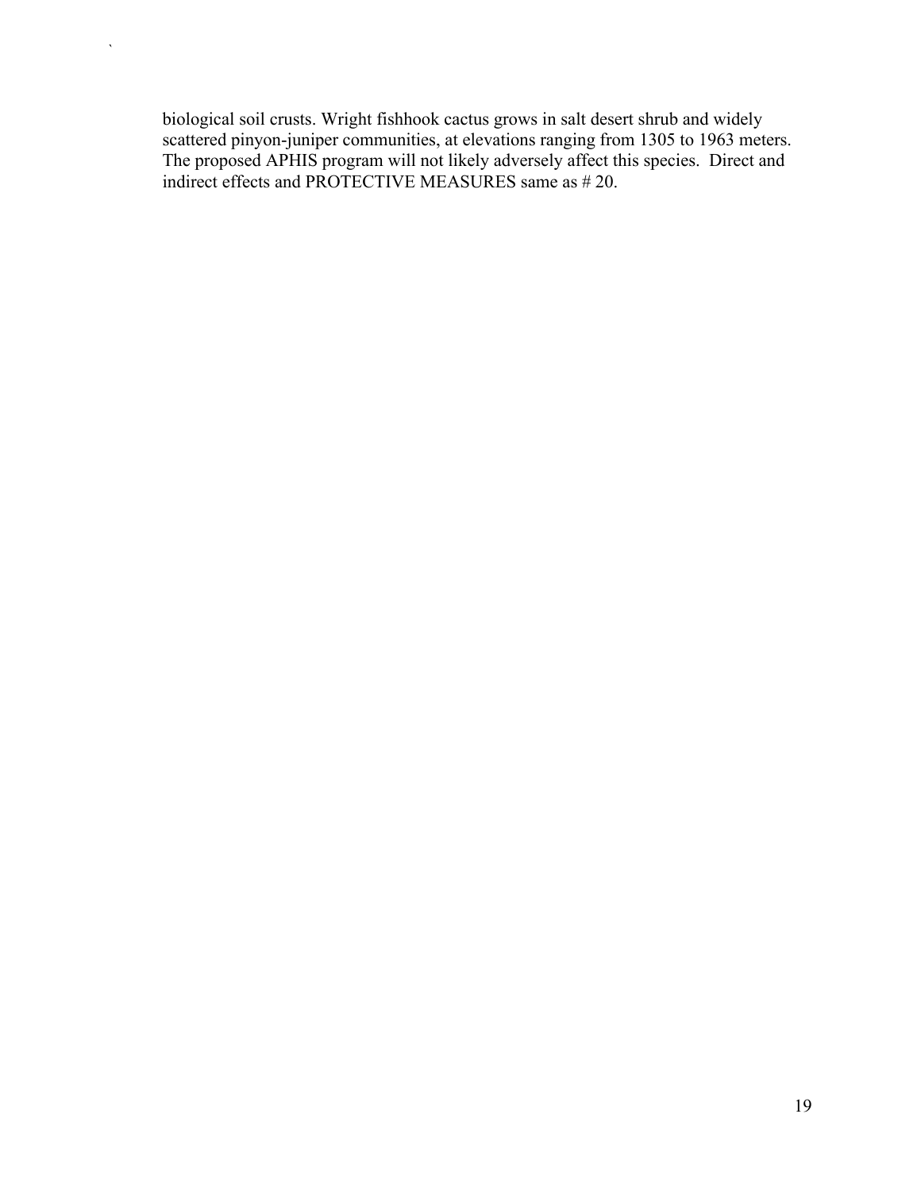biological soil crusts. Wright fishhook cactus grows in salt desert shrub and widely scattered pinyon-juniper communities, at elevations ranging from 1305 to 1963 meters. The proposed APHIS program will not likely adversely affect this species. Direct and indirect effects and PROTECTIVE MEASURES same as # 20.